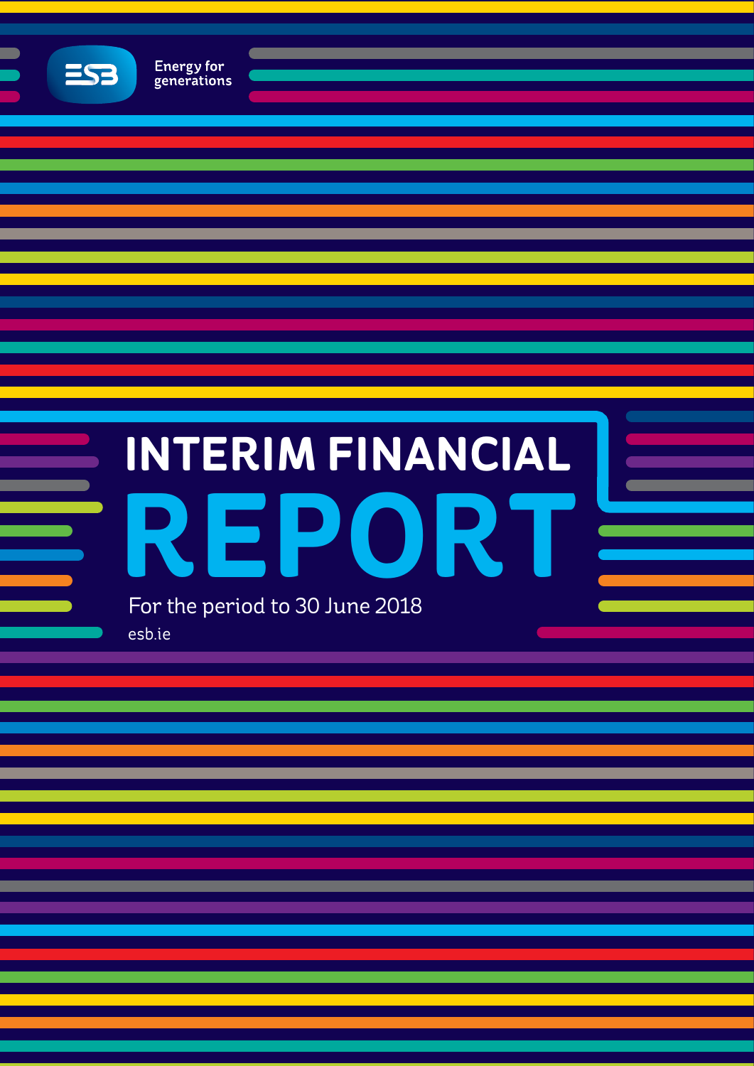ESB

Energy for generations

# INTERIM FINANCIAL REPORT

For the period to 30 June 2018

esb.ie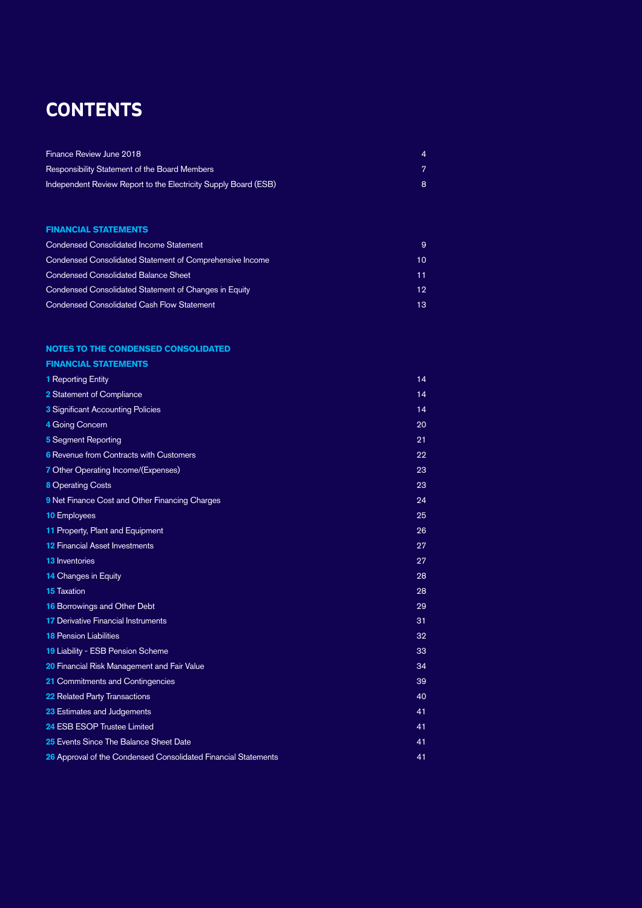# CONTENTS

| | |
|---|---|
| Finance Review June 2018 | 4 |
| Responsibility Statement of the Board Members | 7 |
| Independent Review Report to the Electricity Supply Board (ESB) | 8 |

## FINANCIAL STATEMENTS

| | |
|---|---|
| Condensed Consolidated Income Statement | 9 |
| Condensed Consolidated Statement of Comprehensive Income | 10 |
| Condensed Consolidated Balance Sheet | 11 |
| Condensed Consolidated Statement of Changes in Equity | 12 |
| Condensed Consolidated Cash Flow Statement | 13 |

## NOTES TO THE CONDENSED CONSOLIDATED FINANCIAL STATEMENTS

| | |
|---|---|
| **1** Reporting Entity | 14 |
| **2** Statement of Compliance | 14 |
| **3** Significant Accounting Policies | 14 |
| **4** Going Concern | 20 |
| **5** Segment Reporting | 21 |
| **6** Revenue from Contracts with Customers | 22 |
| **7** Other Operating Income/(Expenses) | 23 |
| **8** Operating Costs | 23 |
| **9** Net Finance Cost and Other Financing Charges | 24 |
| **10** Employees | 25 |
| **11** Property, Plant and Equipment | 26 |
| **12** Financial Asset Investments | 27 |
| **13** Inventories | 27 |
| **14** Changes in Equity | 28 |
| **15** Taxation | 28 |
| **16** Borrowings and Other Debt | 29 |
| **17** Derivative Financial Instruments | 31 |
| **18** Pension Liabilities | 32 |
| **19** Liability - ESB Pension Scheme | 33 |
| **20** Financial Risk Management and Fair Value | 34 |
| **21** Commitments and Contingencies | 39 |
| **22** Related Party Transactions | 40 |
| **23** Estimates and Judgements | 41 |
| **24** ESB ESOP Trustee Limited | 41 |
| **25** Events Since The Balance Sheet Date | 41 |
| **26** Approval of the Condensed Consolidated Financial Statements | 41 |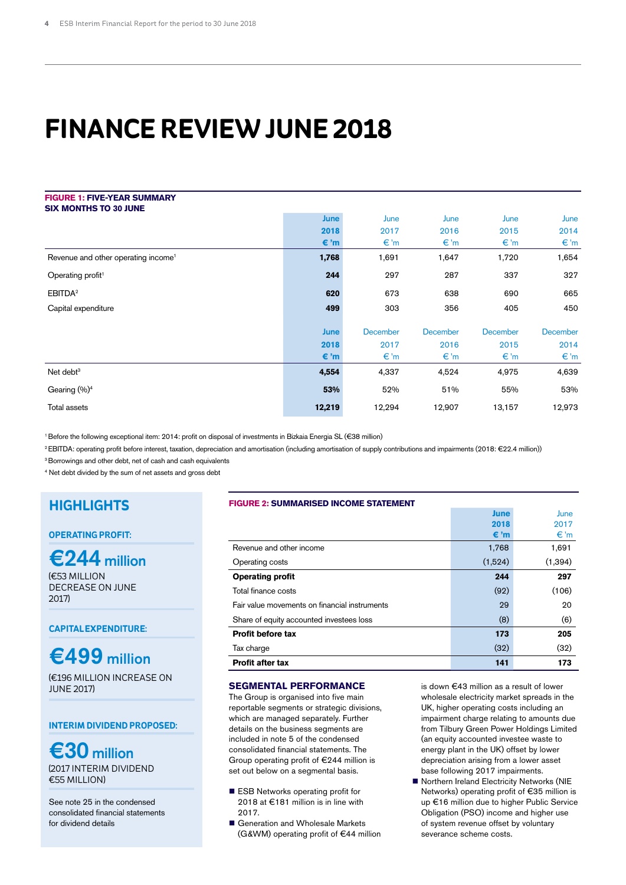# FINANCE REVIEW JUNE 2018

**FIGURE 1: FIVE-YEAR SUMMARY**
**SIX MONTHS TO 30 JUNE**

| | June 2018 € 'm | June 2017 € 'm | June 2016 € 'm | June 2015 € 'm | June 2014 € 'm |
|---|---|---|---|---|---|
| Revenue and other operating income[1] | **1,768** | 1,691 | 1,647 | 1,720 | 1,654 |
| Operating profit[1] | **244** | 297 | 287 | 337 | 327 |
| EBITDA[2] | **620** | 673 | 638 | 690 | 665 |
| Capital expenditure | **499** | 303 | 356 | 405 | 450 |
| | **June 2018 € 'm** | **December 2017 € 'm** | **December 2016 € 'm** | **December 2015 € 'm** | **December 2014 € 'm** |
| Net debt[3] | **4,554** | 4,337 | 4,524 | 4,975 | 4,639 |
| Gearing (%)[4] | **53%** | 52% | 51% | 55% | 53% |
| Total assets | **12,219** | 12,294 | 12,907 | 13,157 | 12,973 |

[1] Before the following exceptional item: 2014: profit on disposal of investments in Bizkaia Energia SL (€38 million)

[2] EBITDA: operating profit before interest, taxation, depreciation and amortisation (including amortisation of supply contributions and impairments (2018: €22.4 million))

[3] Borrowings and other debt, net of cash and cash equivalents

[4] Net debt divided by the sum of net assets and gross debt

## HIGHLIGHTS

**OPERATING PROFIT:**

**€244 million**
(€53 MILLION DECREASE ON JUNE 2017)

**CAPITAL EXPENDITURE:**

**€499 million**
(€196 MILLION INCREASE ON JUNE 2017)

**INTERIM DIVIDEND PROPOSED:**

**€30 million**
(2017 INTERIM DIVIDEND €55 MILLION)

See note 25 in the condensed consolidated financial statements for dividend details

**FIGURE 2: SUMMARISED INCOME STATEMENT**

| | June 2018 € 'm | June 2017 € 'm |
|---|---|---|
| Revenue and other income | 1,768 | 1,691 |
| Operating costs | (1,524) | (1,394) |
| **Operating profit** | **244** | **297** |
| Total finance costs | (92) | (106) |
| Fair value movements on financial instruments | 29 | 20 |
| Share of equity accounted investees loss | (8) | (6) |
| **Profit before tax** | **173** | **205** |
| Tax charge | (32) | (32) |
| **Profit after tax** | **141** | **173** |

### SEGMENTAL PERFORMANCE

The Group is organised into five main reportable segments or strategic divisions, which are managed separately. Further details on the business segments are included in note 5 of the condensed consolidated financial statements. The Group operating profit of €244 million is set out below on a segmental basis.

- ESB Networks operating profit for 2018 at €181 million is in line with 2017.
- Generation and Wholesale Markets (G&WM) operating profit of €44 million is down €43 million as a result of lower wholesale electricity market spreads in the UK, higher operating costs including an impairment charge relating to amounts due from Tilbury Green Power Holdings Limited (an equity accounted investee waste to energy plant in the UK) offset by lower depreciation arising from a lower asset base following 2017 impairments.
- Northern Ireland Electricity Networks (NIE Networks) operating profit of €35 million is up €16 million due to higher Public Service Obligation (PSO) income and higher use of system revenue offset by voluntary severance scheme costs.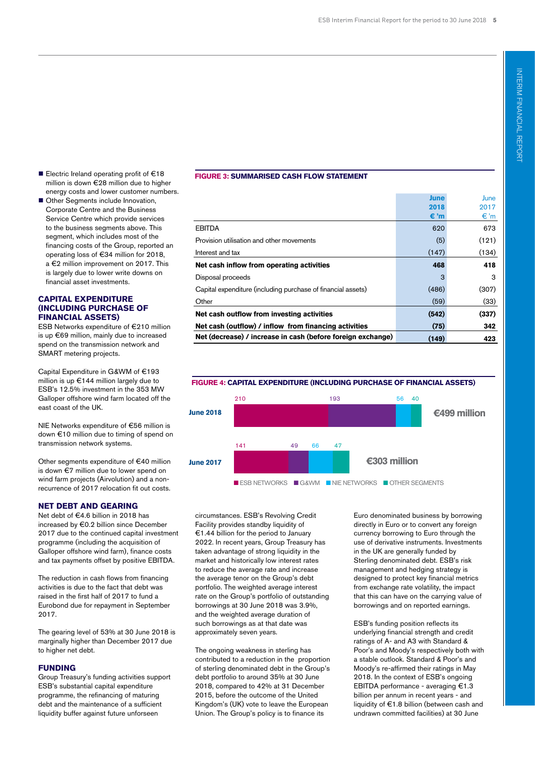- Electric Ireland operating profit of €18 million is down €28 million due to higher energy costs and lower customer numbers.
- Other Segments include Innovation, Corporate Centre and the Business Service Centre which provide services to the business segments above. This segment, which includes most of the financing costs of the Group, reported an operating loss of €34 million for 2018, a €2 million improvement on 2017. This is largely due to lower write downs on financial asset investments.

## CAPITAL EXPENDITURE (INCLUDING PURCHASE OF FINANCIAL ASSETS)

ESB Networks expenditure of €210 million is up €69 million, mainly due to increased spend on the transmission network and SMART metering projects.

Capital Expenditure in G&WM of €193 million is up €144 million largely due to ESB's 12.5% investment in the 353 MW Galloper offshore wind farm located off the east coast of the UK.

NIE Networks expenditure of €56 million is down €10 million due to timing of spend on transmission network systems.

Other segments expenditure of €40 million is down €7 million due to lower spend on wind farm projects (Airvolution) and a non-recurrence of 2017 relocation fit out costs.

**FIGURE 3: SUMMARISED CASH FLOW STATEMENT**

| | June 2018 €'m | June 2017 €'m |
|---|---|---|
| EBITDA | 620 | 673 |
| Provision utilisation and other movements | (5) | (121) |
| Interest and tax | (147) | (134) |
| **Net cash inflow from operating activities** | **468** | **418** |
| Disposal proceeds | 3 | 3 |
| Capital expenditure (including purchase of financial assets) | (486) | (307) |
| Other | (59) | (33) |
| **Net cash outflow from investing activities** | **(542)** | **(337)** |
| **Net cash (outflow) / inflow from financing activities** | **(75)** | **342** |
| **Net (decrease) / increase in cash (before foreign exchange)** | **(149)** | **423** |

**FIGURE 4: CAPITAL EXPENDITURE (INCLUDING PURCHASE OF FINANCIAL ASSETS)**

| | ESB Networks | G&WM | NIE Networks | Other Segments | Total |
|---|---|---|---|---|---|
| June 2018 | 210 | 193 | 56 | 40 | €499 million |
| June 2017 | 141 | 49 | 66 | 47 | €303 million |

## NET DEBT AND GEARING

Net debt of €4.6 billion in 2018 has increased by €0.2 billion since December 2017 due to the continued capital investment programme (including the acquisition of Galloper offshore wind farm), finance costs and tax payments offset by positive EBITDA.

The reduction in cash flows from financing activities is due to the fact that debt was raised in the first half of 2017 to fund a Eurobond due for repayment in September 2017.

The gearing level of 53% at 30 June 2018 is marginally higher than December 2017 due to higher net debt.

## FUNDING

Group Treasury's funding activities support ESB's substantial capital expenditure programme, the refinancing of maturing debt and the maintenance of a sufficient liquidity buffer against future unforseen circumstances. ESB's Revolving Credit Facility provides standby liquidity of €1.44 billion for the period to January 2022. In recent years, Group Treasury has taken advantage of strong liquidity in the market and historically low interest rates to reduce the average rate and increase the average tenor on the Group's debt portfolio. The weighted average interest rate on the Group's portfolio of outstanding borrowings at 30 June 2018 was 3.9%, and the weighted average duration of such borrowings as at that date was approximately seven years.

The ongoing weakness in sterling has contributed to a reduction in the proportion of sterling denominated debt in the Group's debt portfolio to around 35% at 30 June 2018, compared to 42% at 31 December 2015, before the outcome of the United Kingdom's (UK) vote to leave the European Union. The Group's policy is to finance its Euro denominated business by borrowing directly in Euro or to convert any foreign currency borrowing to Euro through the use of derivative instruments. Investments in the UK are generally funded by Sterling denominated debt. ESB's risk management and hedging strategy is designed to protect key financial metrics from exchange rate volatility, the impact that this can have on the carrying value of borrowings and on reported earnings.

ESB's funding position reflects its underlying financial strength and credit ratings of A- and A3 with Standard & Poor's and Moody's respectively both with a stable outlook. Standard & Poor's and Moody's re-affirmed their ratings in May 2018. In the context of ESB's ongoing EBITDA performance - averaging €1.3 billion per annum in recent years - and liquidity of €1.8 billion (between cash and undrawn committed facilities) at 30 June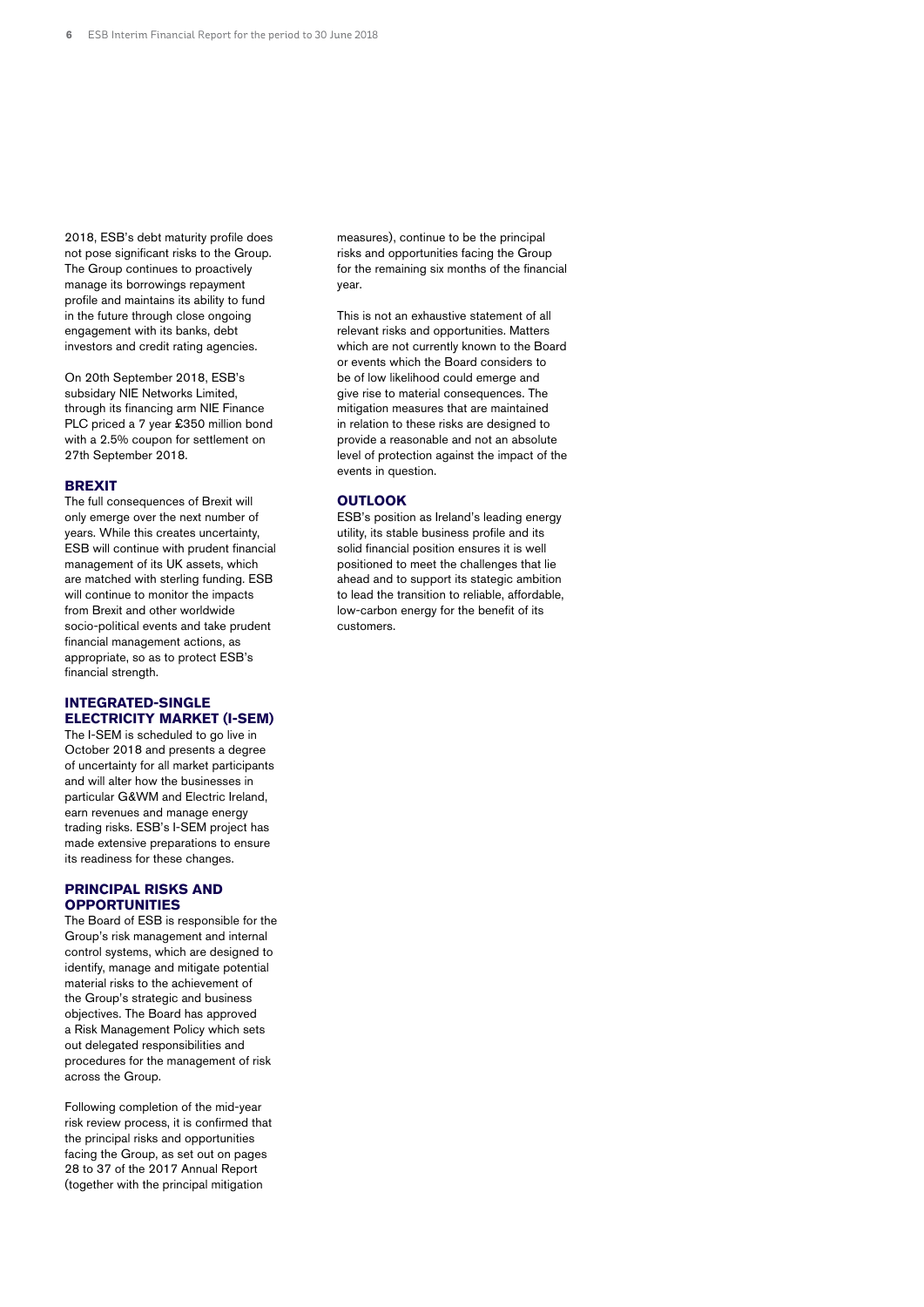2018, ESB's debt maturity profile does not pose significant risks to the Group. The Group continues to proactively manage its borrowings repayment profile and maintains its ability to fund in the future through close ongoing engagement with its banks, debt investors and credit rating agencies.

On 20th September 2018, ESB's subsidary NIE Networks Limited, through its financing arm NIE Finance PLC priced a 7 year £350 million bond with a 2.5% coupon for settlement on 27th September 2018.

## BREXIT

The full consequences of Brexit will only emerge over the next number of years. While this creates uncertainty, ESB will continue with prudent financial management of its UK assets, which are matched with sterling funding. ESB will continue to monitor the impacts from Brexit and other worldwide socio-political events and take prudent financial management actions, as appropriate, so as to protect ESB's financial strength.

## INTEGRATED-SINGLE ELECTRICITY MARKET (I-SEM)

The I-SEM is scheduled to go live in October 2018 and presents a degree of uncertainty for all market participants and will alter how the businesses in particular G&WM and Electric Ireland, earn revenues and manage energy trading risks. ESB's I-SEM project has made extensive preparations to ensure its readiness for these changes.

## PRINCIPAL RISKS AND OPPORTUNITIES

The Board of ESB is responsible for the Group's risk management and internal control systems, which are designed to identify, manage and mitigate potential material risks to the achievement of the Group's strategic and business objectives. The Board has approved a Risk Management Policy which sets out delegated responsibilities and procedures for the management of risk across the Group.

Following completion of the mid-year risk review process, it is confirmed that the principal risks and opportunities facing the Group, as set out on pages 28 to 37 of the 2017 Annual Report (together with the principal mitigation measures), continue to be the principal risks and opportunities facing the Group for the remaining six months of the financial year.

This is not an exhaustive statement of all relevant risks and opportunities. Matters which are not currently known to the Board or events which the Board considers to be of low likelihood could emerge and give rise to material consequences. The mitigation measures that are maintained in relation to these risks are designed to provide a reasonable and not an absolute level of protection against the impact of the events in question.

## OUTLOOK

ESB's position as Ireland's leading energy utility, its stable business profile and its solid financial position ensures it is well positioned to meet the challenges that lie ahead and to support its stategic ambition to lead the transition to reliable, affordable, low-carbon energy for the benefit of its customers.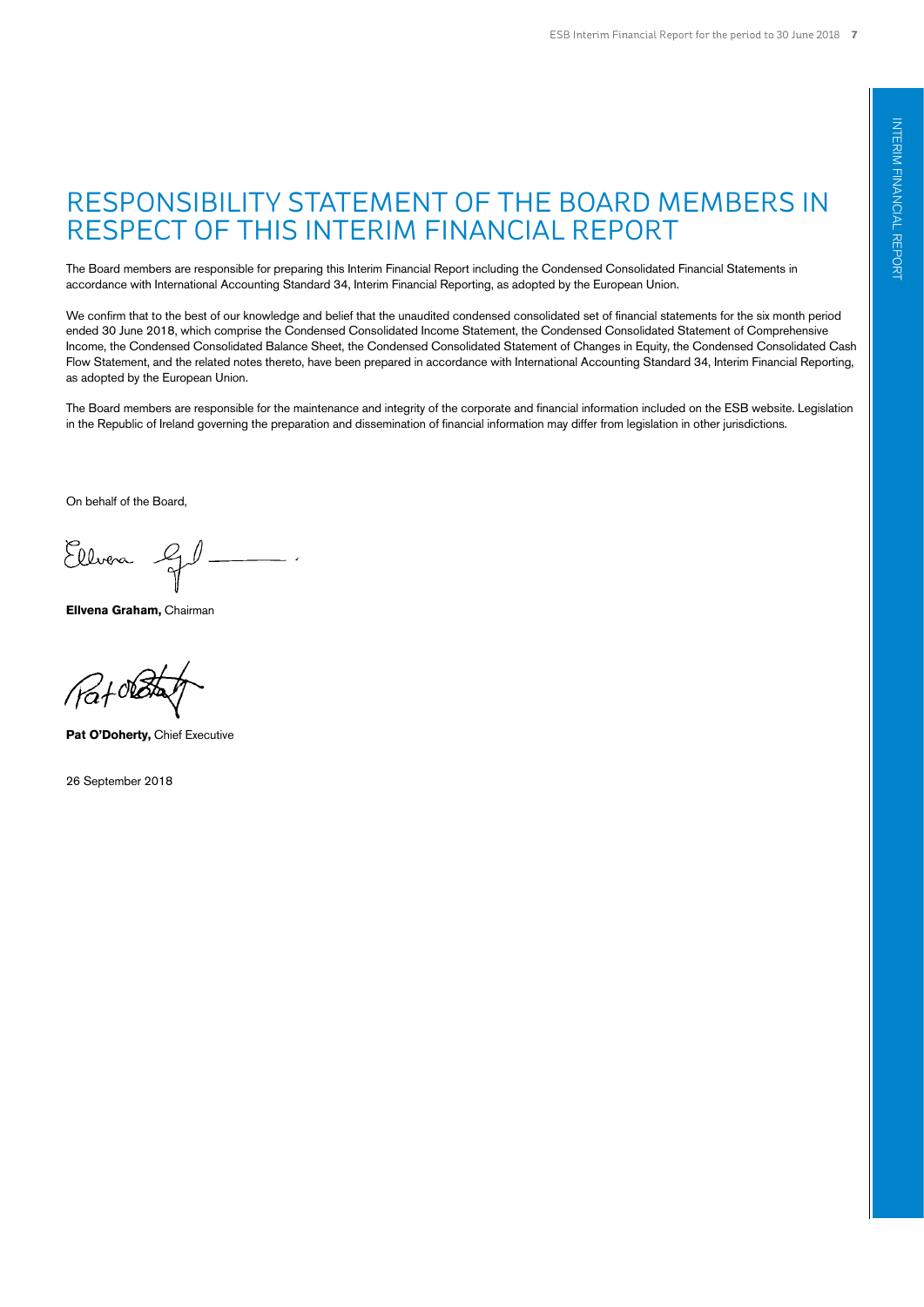# RESPONSIBILITY STATEMENT OF THE BOARD MEMBERS IN RESPECT OF THIS INTERIM FINANCIAL REPORT

The Board members are responsible for preparing this Interim Financial Report including the Condensed Consolidated Financial Statements in accordance with International Accounting Standard 34, Interim Financial Reporting, as adopted by the European Union.

We confirm that to the best of our knowledge and belief that the unaudited condensed consolidated set of financial statements for the six month period ended 30 June 2018, which comprise the Condensed Consolidated Income Statement, the Condensed Consolidated Statement of Comprehensive Income, the Condensed Consolidated Balance Sheet, the Condensed Consolidated Statement of Changes in Equity, the Condensed Consolidated Cash Flow Statement, and the related notes thereto, have been prepared in accordance with International Accounting Standard 34, Interim Financial Reporting, as adopted by the European Union.

The Board members are responsible for the maintenance and integrity of the corporate and financial information included on the ESB website. Legislation in the Republic of Ireland governing the preparation and dissemination of financial information may differ from legislation in other jurisdictions.

On behalf of the Board,

**Ellvena Graham,** Chairman

**Pat O'Doherty,** Chief Executive

26 September 2018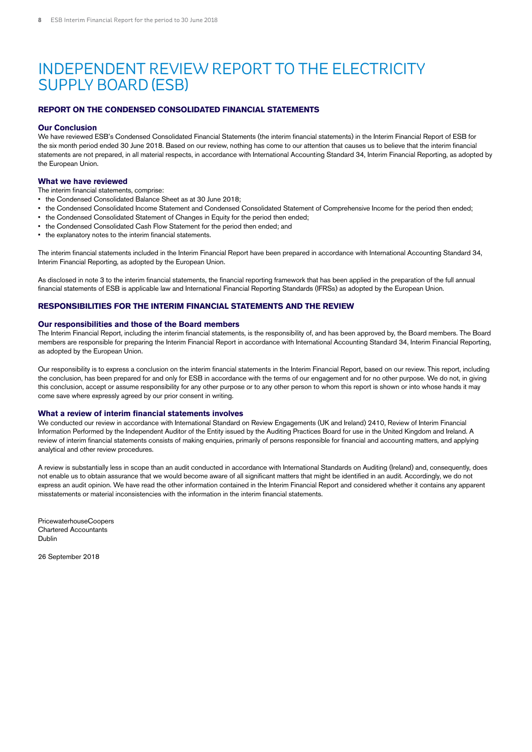# INDEPENDENT REVIEW REPORT TO THE ELECTRICITY SUPPLY BOARD (ESB)

## REPORT ON THE CONDENSED CONSOLIDATED FINANCIAL STATEMENTS

### Our Conclusion

We have reviewed ESB's Condensed Consolidated Financial Statements (the interim financial statements) in the Interim Financial Report of ESB for the six month period ended 30 June 2018. Based on our review, nothing has come to our attention that causes us to believe that the interim financial statements are not prepared, in all material respects, in accordance with International Accounting Standard 34, Interim Financial Reporting, as adopted by the European Union.

### What we have reviewed

The interim financial statements, comprise:

- the Condensed Consolidated Balance Sheet as at 30 June 2018;
- the Condensed Consolidated Income Statement and Condensed Consolidated Statement of Comprehensive Income for the period then ended;
- the Condensed Consolidated Statement of Changes in Equity for the period then ended;
- the Condensed Consolidated Cash Flow Statement for the period then ended; and
- the explanatory notes to the interim financial statements.

The interim financial statements included in the Interim Financial Report have been prepared in accordance with International Accounting Standard 34, Interim Financial Reporting, as adopted by the European Union.

As disclosed in note 3 to the interim financial statements, the financial reporting framework that has been applied in the preparation of the full annual financial statements of ESB is applicable law and International Financial Reporting Standards (IFRSs) as adopted by the European Union.

## RESPONSIBILITIES FOR THE INTERIM FINANCIAL STATEMENTS AND THE REVIEW

### Our responsibilities and those of the Board members

The Interim Financial Report, including the interim financial statements, is the responsibility of, and has been approved by, the Board members. The Board members are responsible for preparing the Interim Financial Report in accordance with International Accounting Standard 34, Interim Financial Reporting, as adopted by the European Union.

Our responsibility is to express a conclusion on the interim financial statements in the Interim Financial Report, based on our review. This report, including the conclusion, has been prepared for and only for ESB in accordance with the terms of our engagement and for no other purpose. We do not, in giving this conclusion, accept or assume responsibility for any other purpose or to any other person to whom this report is shown or into whose hands it may come save where expressly agreed by our prior consent in writing.

### What a review of interim financial statements involves

We conducted our review in accordance with International Standard on Review Engagements (UK and Ireland) 2410, Review of Interim Financial Information Performed by the Independent Auditor of the Entity issued by the Auditing Practices Board for use in the United Kingdom and Ireland. A review of interim financial statements consists of making enquiries, primarily of persons responsible for financial and accounting matters, and applying analytical and other review procedures.

A review is substantially less in scope than an audit conducted in accordance with International Standards on Auditing (Ireland) and, consequently, does not enable us to obtain assurance that we would become aware of all significant matters that might be identified in an audit. Accordingly, we do not express an audit opinion. We have read the other information contained in the Interim Financial Report and considered whether it contains any apparent misstatements or material inconsistencies with the information in the interim financial statements.

PricewaterhouseCoopers
Chartered Accountants
Dublin

26 September 2018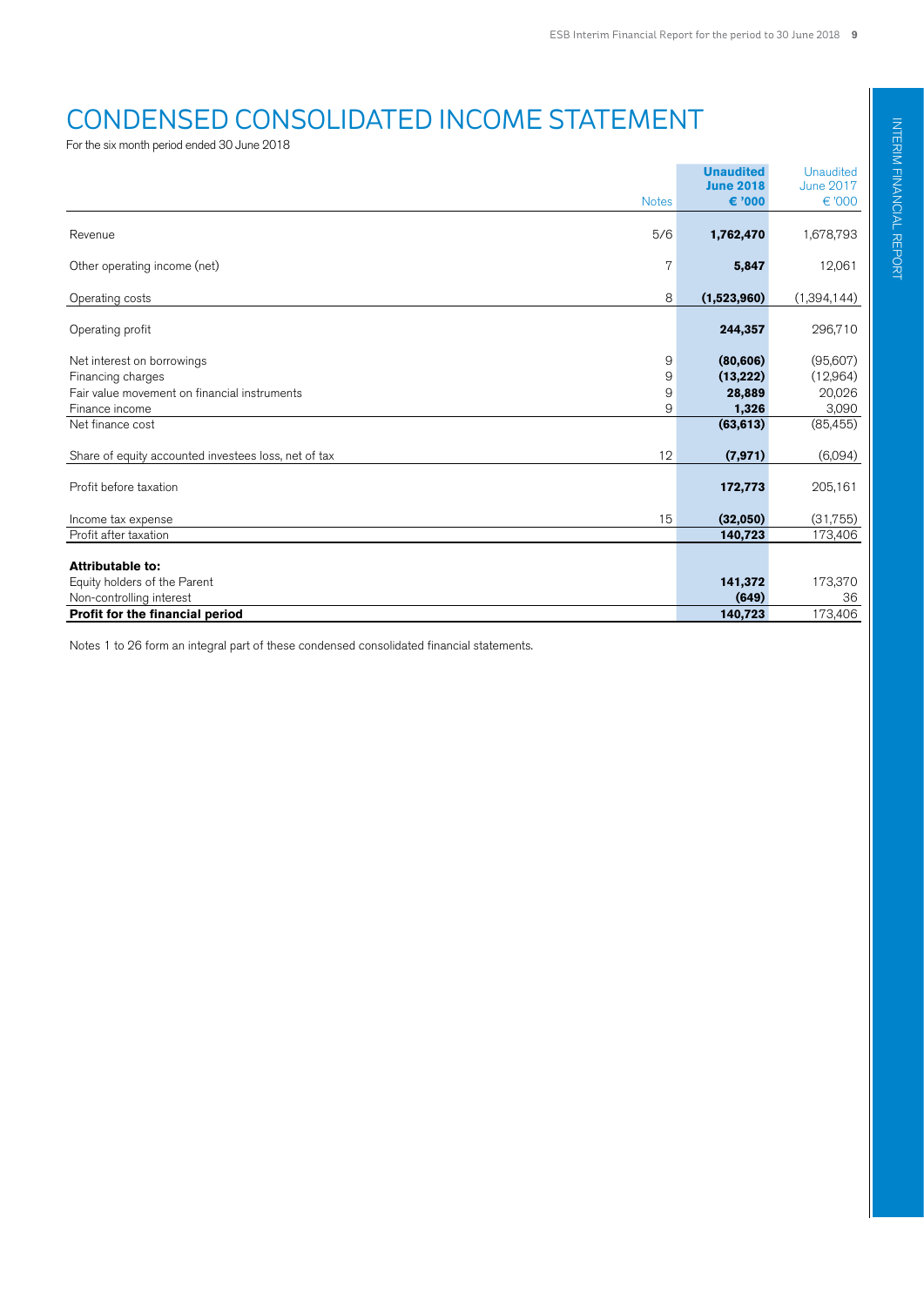# CONDENSED CONSOLIDATED INCOME STATEMENT

For the six month period ended 30 June 2018

| | Notes | **Unaudited June 2018 € '000** | Unaudited June 2017 € '000 |
|---|---|---|---|
| Revenue | 5/6 | **1,762,470** | 1,678,793 |
| Other operating income (net) | 7 | **5,847** | 12,061 |
| Operating costs | 8 | **(1,523,960)** | (1,394,144) |
| Operating profit | | **244,357** | 296,710 |
| Net interest on borrowings | 9 | **(80,606)** | (95,607) |
| Financing charges | 9 | **(13,222)** | (12,964) |
| Fair value movement on financial instruments | 9 | **28,889** | 20,026 |
| Finance income | 9 | **1,326** | 3,090 |
| Net finance cost | | **(63,613)** | (85,455) |
| Share of equity accounted investees loss, net of tax | 12 | **(7,971)** | (6,094) |
| Profit before taxation | | **172,773** | 205,161 |
| Income tax expense | 15 | **(32,050)** | (31,755) |
| Profit after taxation | | **140,723** | 173,406 |
| **Attributable to:** | | | |
| Equity holders of the Parent | | **141,372** | 173,370 |
| Non-controlling interest | | **(649)** | 36 |
| **Profit for the financial period** | | **140,723** | 173,406 |

Notes 1 to 26 form an integral part of these condensed consolidated financial statements.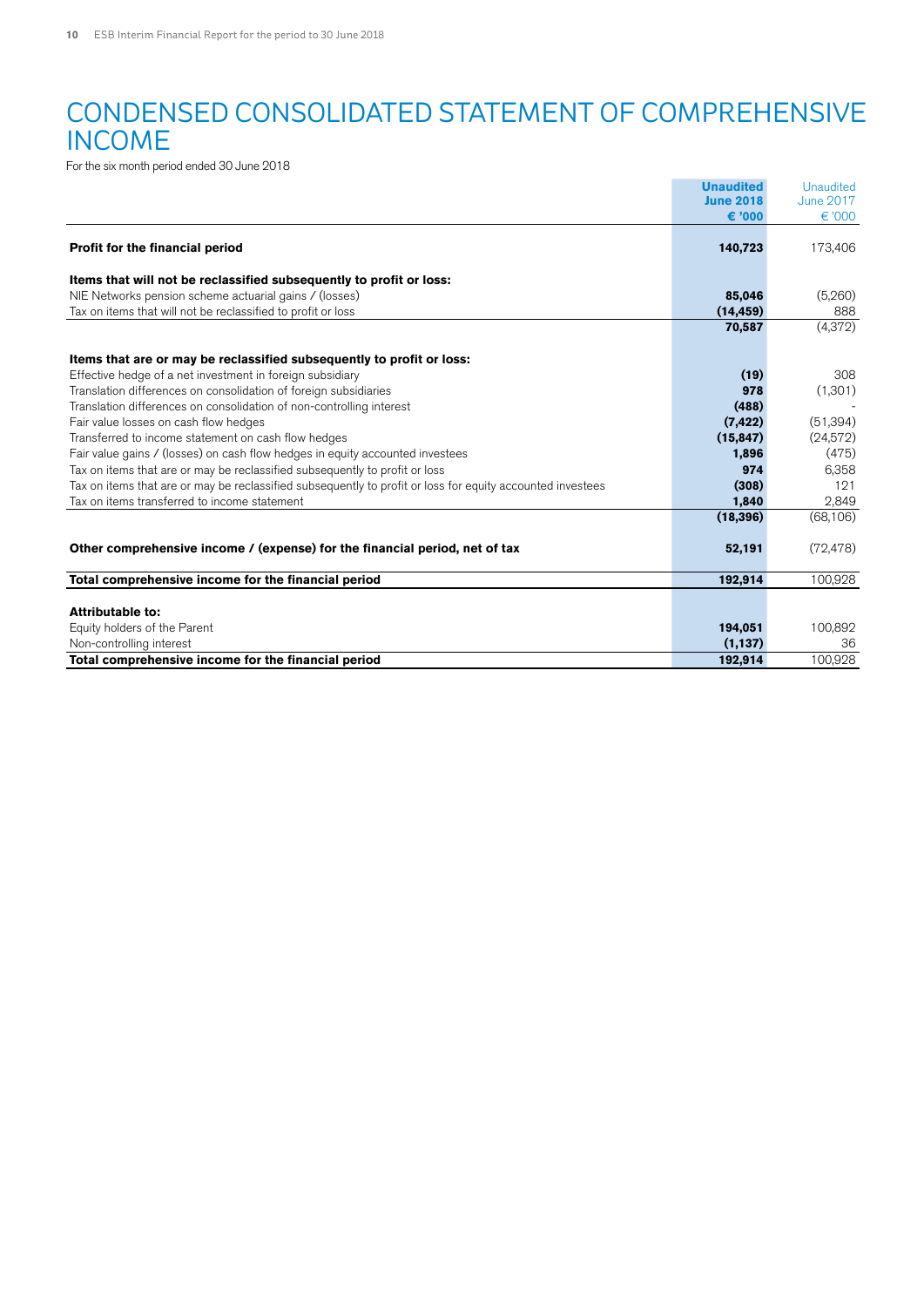# CONDENSED CONSOLIDATED STATEMENT OF COMPREHENSIVE INCOME

For the six month period ended 30 June 2018

| | **Unaudited June 2018 € '000** | Unaudited June 2017 € '000 |
|---|---|---|
| **Profit for the financial period** | **140,723** | 173,406 |
| | | |
| **Items that will not be reclassified subsequently to profit or loss:** | | |
| NIE Networks pension scheme actuarial gains / (losses) | **85,046** | (5,260) |
| Tax on items that will not be reclassified to profit or loss | **(14,459)** | 888 |
| | **70,587** | (4,372) |
| | | |
| **Items that are or may be reclassified subsequently to profit or loss:** | | |
| Effective hedge of a net investment in foreign subsidiary | **(19)** | 308 |
| Translation differences on consolidation of foreign subsidiaries | **978** | (1,301) |
| Translation differences on consolidation of non-controlling interest | **(488)** | - |
| Fair value losses on cash flow hedges | **(7,422)** | (51,394) |
| Transferred to income statement on cash flow hedges | **(15,847)** | (24,572) |
| Fair value gains / (losses) on cash flow hedges in equity accounted investees | **1,896** | (475) |
| Tax on items that are or may be reclassified subsequently to profit or loss | **974** | 6,358 |
| Tax on items that are or may be reclassified subsequently to profit or loss for equity accounted investees | **(308)** | 121 |
| Tax on items transferred to income statement | **1,840** | 2,849 |
| | **(18,396)** | (68,106) |
| | | |
| **Other comprehensive income / (expense) for the financial period, net of tax** | **52,191** | (72,478) |
| | | |
| **Total comprehensive income for the financial period** | **192,914** | 100,928 |
| | | |
| **Attributable to:** | | |
| Equity holders of the Parent | **194,051** | 100,892 |
| Non-controlling interest | **(1,137)** | 36 |
| **Total comprehensive income for the financial period** | **192,914** | 100,928 |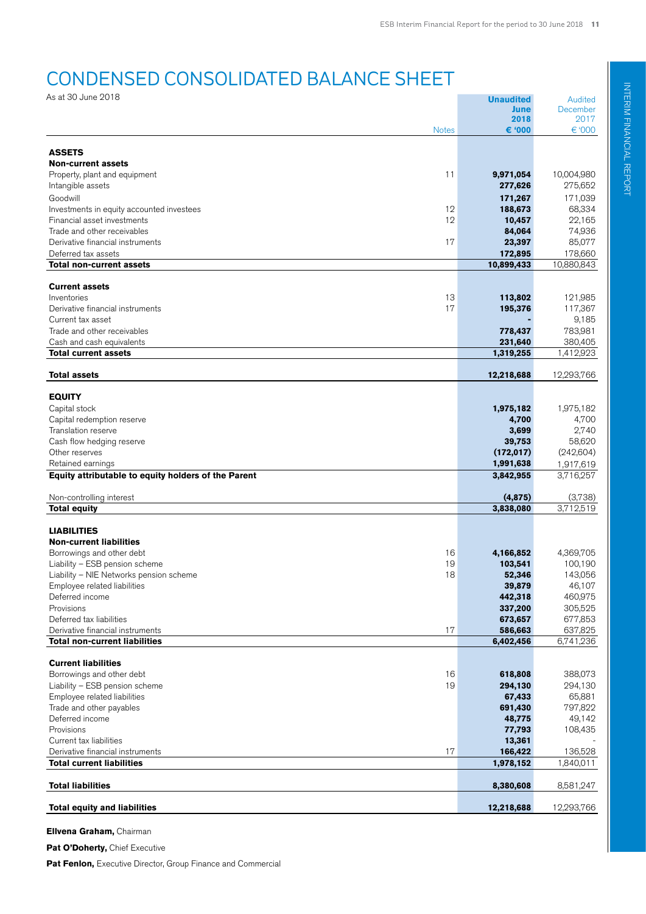# CONDENSED CONSOLIDATED BALANCE SHEET

As at 30 June 2018

| | Notes | Unaudited June 2018 € '000 | Audited December 2017 € '000 |
|---|---|---|---|
| **ASSETS** | | | |
| **Non-current assets** | | | |
| Property, plant and equipment | 11 | **9,971,054** | 10,004,980 |
| Intangible assets | | **277,626** | 275,652 |
| Goodwill | | **171,267** | 171,039 |
| Investments in equity accounted investees | 12 | **188,673** | 68,334 |
| Financial asset investments | 12 | **10,457** | 22,165 |
| Trade and other receivables | | **84,064** | 74,936 |
| Derivative financial instruments | 17 | **23,397** | 85,077 |
| Deferred tax assets | | **172,895** | 178,660 |
| **Total non-current assets** | | **10,899,433** | 10,880,843 |
| | | | |
| **Current assets** | | | |
| Inventories | 13 | **113,802** | 121,985 |
| Derivative financial instruments | 17 | **195,376** | 117,367 |
| Current tax asset | | **-** | 9,185 |
| Trade and other receivables | | **778,437** | 783,981 |
| Cash and cash equivalents | | **231,640** | 380,405 |
| **Total current assets** | | **1,319,255** | 1,412,923 |
| | | | |
| **Total assets** | | **12,218,688** | 12,293,766 |
| | | | |
| **EQUITY** | | | |
| Capital stock | | **1,975,182** | 1,975,182 |
| Capital redemption reserve | | **4,700** | 4,700 |
| Translation reserve | | **3,699** | 2,740 |
| Cash flow hedging reserve | | **39,753** | 58,620 |
| Other reserves | | **(172,017)** | (242,604) |
| Retained earnings | | **1,991,638** | 1,917,619 |
| **Equity attributable to equity holders of the Parent** | | **3,842,955** | 3,716,257 |
| | | | |
| Non-controlling interest | | **(4,875)** | (3,738) |
| **Total equity** | | **3,838,080** | 3,712,519 |
| | | | |
| **LIABILITIES** | | | |
| **Non-current liabilities** | | | |
| Borrowings and other debt | 16 | **4,166,852** | 4,369,705 |
| Liability – ESB pension scheme | 19 | **103,541** | 100,190 |
| Liability – NIE Networks pension scheme | 18 | **52,346** | 143,056 |
| Employee related liabilities | | **39,879** | 46,107 |
| Deferred income | | **442,318** | 460,975 |
| Provisions | | **337,200** | 305,525 |
| Deferred tax liabilities | | **673,657** | 677,853 |
| Derivative financial instruments | 17 | **586,663** | 637,825 |
| **Total non-current liabilities** | | **6,402,456** | 6,741,236 |
| | | | |
| **Current liabilities** | | | |
| Borrowings and other debt | 16 | **618,808** | 388,073 |
| Liability – ESB pension scheme | 19 | **294,130** | 294,130 |
| Employee related liabilities | | **67,433** | 65,881 |
| Trade and other payables | | **691,430** | 797,822 |
| Deferred income | | **48,775** | 49,142 |
| Provisions | | **77,793** | 108,435 |
| Current tax liabilities | | **13,361** | - |
| Derivative financial instruments | 17 | **166,422** | 136,528 |
| **Total current liabilities** | | **1,978,152** | 1,840,011 |
| | | | |
| **Total liabilities** | | **8,380,608** | 8,581,247 |
| | | | |
| **Total equity and liabilities** | | **12,218,688** | 12,293,766 |

**Ellvena Graham,** Chairman

**Pat O'Doherty,** Chief Executive

**Pat Fenlon,** Executive Director, Group Finance and Commercial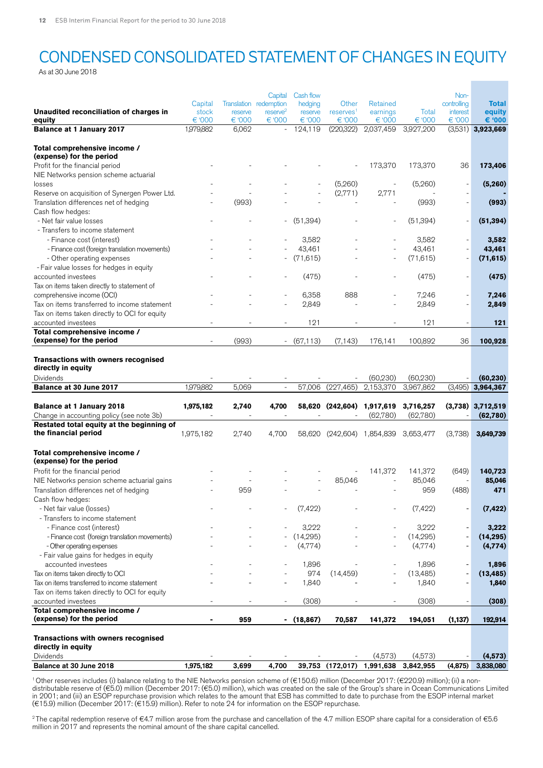# CONDENSED CONSOLIDATED STATEMENT OF CHANGES IN EQUITY

As at 30 June 2018

| Unaudited reconciliation of charges in equity | Capital stock € '000 | Translation reserve € '000 | Capital redemption reserve[2] € '000 | Cash flow hedging reserve € '000 | Other reserves[1] € '000 | Retained earnings € '000 | Total € '000 | Non-controlling interest € '000 | Total equity € '000 |
|---|---|---|---|---|---|---|---|---|---|
| **Balance at 1 January 2017** | 1,979,882 | 6,062 | - | 124,119 | (220,322) | 2,037,459 | 3,927,200 | (3,531) | **3,923,669** |
| **Total comprehensive income / (expense) for the period** | | | | | | | | | |
| Profit for the financial period | - | - | - | - | - | 173,370 | 173,370 | 36 | **173,406** |
| NIE Networks pension scheme actuarial losses | - | - | - | - | (5,260) | - | (5,260) | - | **(5,260)** |
| Reserve on acquisition of Synergen Power Ltd. | - | - | - | - | (2,771) | 2,771 | - | - | **-** |
| Translation differences net of hedging | - | (993) | - | - | - | - | (993) | - | **(993)** |
| Cash flow hedges: | | | | | | | | | |
| - Net fair value losses | - | - | - | (51,394) | - | - | (51,394) | - | **(51,394)** |
| - Transfers to income statement | | | | | | | | | |
| - Finance cost (interest) | - | - | - | 3,582 | - | - | 3,582 | - | **3,582** |
| - Finance cost (foreign translation movements) | - | - | - | 43,461 | - | - | 43,461 | - | **43,461** |
| - Other operating expenses | - | - | - | (71,615) | - | - | (71,615) | - | **(71,615)** |
| - Fair value losses for hedges in equity accounted investees | - | - | - | (475) | - | - | (475) | - | **(475)** |
| Tax on items taken directly to statement of comprehensive income (OCI) | - | - | - | 6,358 | 888 | - | 7,246 | - | **7,246** |
| Tax on items transferred to income statement | - | - | - | 2,849 | - | - | 2,849 | - | **2,849** |
| Tax on items taken directly to OCI for equity accounted investees | - | - | - | 121 | - | - | 121 | - | **121** |
| **Total comprehensive income / (expense) for the period** | - | (993) | - | (67,113) | (7,143) | 176,141 | 100,892 | 36 | **100,928** |
| **Transactions with owners recognised directly in equity** | | | | | | | | | |
| Dividends | - | - | - | - | - | (60,230) | (60,230) | - | **(60,230)** |
| **Balance at 30 June 2017** | 1,979,882 | 5,069 | - | 57,006 | (227,465) | 2,153,370 | 3,967,862 | (3,495) | **3,964,367** |
| **Balance at 1 January 2018** | **1,975,182** | **2,740** | **4,700** | **58,620** | **(242,604)** | **1,917,619** | **3,716,257** | **(3,738)** | **3,712,519** |
| Change in accounting policy (see note 3b) | - | - | - | - | - | (62,780) | (62,780) | - | **(62,780)** |
| **Restated total equity at the beginning of the financial period** | 1,975,182 | 2,740 | 4,700 | 58,620 | (242,604) | 1,854,839 | 3,653,477 | (3,738) | **3,649,739** |
| **Total comprehensive income / (expense) for the period** | | | | | | | | | |
| Profit for the financial period | - | - | - | - | - | 141,372 | 141,372 | (649) | **140,723** |
| NIE Networks pension scheme actuarial gains | - | - | - | - | 85,046 | - | 85,046 | - | **85,046** |
| Translation differences net of hedging | - | 959 | - | - | - | - | 959 | (488) | **471** |
| Cash flow hedges: | | | | | | | | | |
| - Net fair value (losses) | - | - | - | (7,422) | - | - | (7,422) | - | **(7,422)** |
| - Transfers to income statement | | | | | | | | | |
| - Finance cost (interest) | - | - | - | 3,222 | - | - | 3,222 | - | **3,222** |
| - Finance cost (foreign translation movements) | - | - | - | (14,295) | - | - | (14,295) | - | **(14,295)** |
| - Other operating expenses | - | - | - | (4,774) | - | - | (4,774) | - | **(4,774)** |
| - Fair value gains for hedges in equity accounted investees | - | - | - | 1,896 | - | - | 1,896 | - | **1,896** |
| Tax on items taken directly to OCI | - | - | - | 974 | (14,459) | - | (13,485) | - | **(13,485)** |
| Tax on items transferred to income statement | - | - | - | 1,840 | - | - | 1,840 | - | **1,840** |
| Tax on items taken directly to OCI for equity accounted investees | - | - | - | (308) | - | - | (308) | - | **(308)** |
| **Total comprehensive income / (expense) for the period** | **-** | **959** | **-** | **(18,867)** | **70,587** | **141,372** | **194,051** | **(1,137)** | **192,914** |
| **Transactions with owners recognised directly in equity** | | | | | | | | | |
| Dividends | - | - | - | - | - | (4,573) | (4,573) | - | **(4,573)** |
| **Balance at 30 June 2018** | **1,975,182** | **3,699** | **4,700** | **39,753** | **(172,017)** | **1,991,638** | **3,842,955** | **(4,875)** | **3,838,080** |

[1] Other reserves includes (i) balance relating to the NIE Networks pension scheme of (€150.6) million (December 2017: (€220.9) million); (ii) a non-distributable reserve of (€5.0) million (December 2017: (€5.0) million), which was created on the sale of the Group's share in Ocean Communications Limited in 2001; and (iii) an ESOP repurchase provision which relates to the amount that ESB has committed to date to purchase from the ESOP internal market (€15.9) million (December 2017: (€15.9) million). Refer to note 24 for information on the ESOP repurchase.

[2] The capital redemption reserve of €4.7 million arose from the purchase and cancellation of the 4.7 million ESOP share capital for a consideration of €5.6 million in 2017 and represents the nominal amount of the share capital cancelled.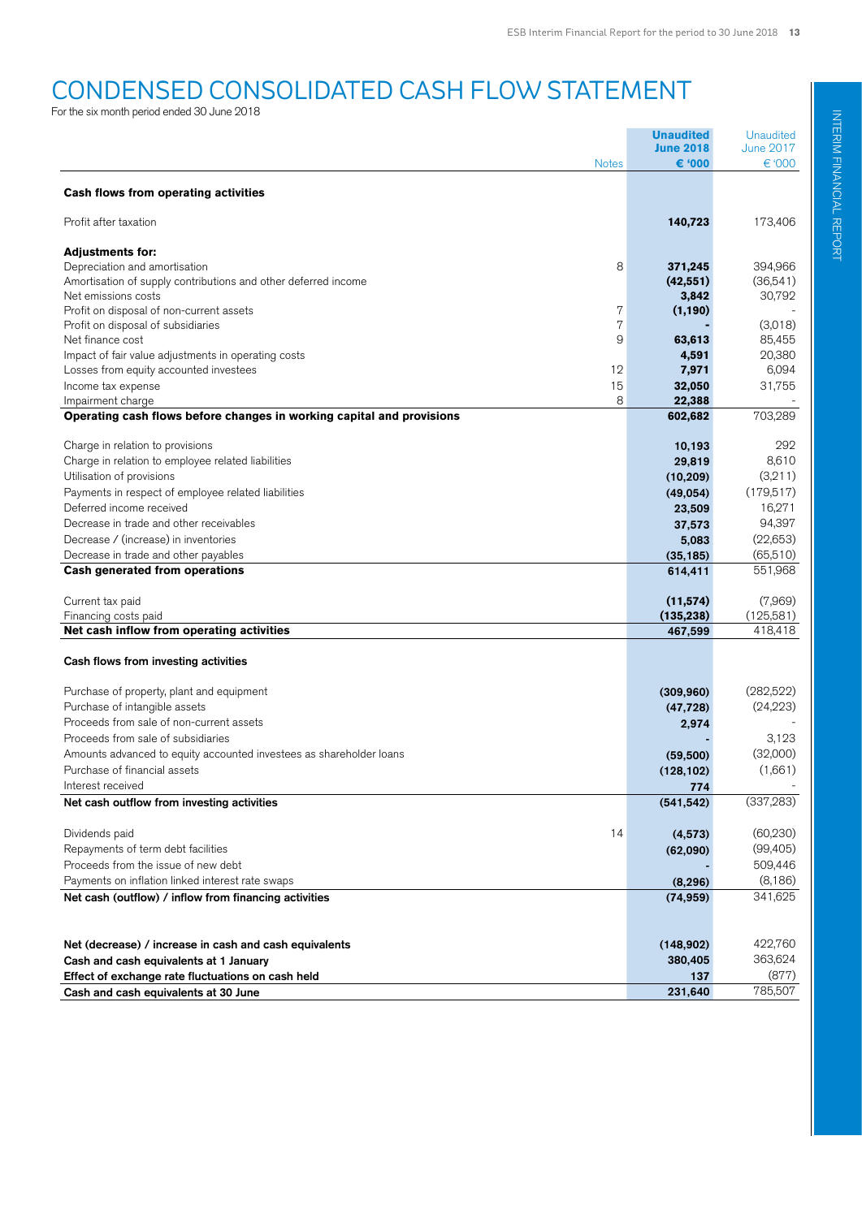# CONDENSED CONSOLIDATED CASH FLOW STATEMENT

For the six month period ended 30 June 2018

| | Notes | Unaudited June 2018 € '000 | Unaudited June 2017 € '000 |
|---|---|---|---|
| **Cash flows from operating activities** | | | |
| Profit after taxation | | **140,723** | 173,406 |
| **Adjustments for:** | | | |
| Depreciation and amortisation | 8 | **371,245** | 394,966 |
| Amortisation of supply contributions and other deferred income | | **(42,551)** | (36,541) |
| Net emissions costs | | **3,842** | 30,792 |
| Profit on disposal of non-current assets | 7 | **(1,190)** | - |
| Profit on disposal of subsidiaries | 7 | **-** | (3,018) |
| Net finance cost | 9 | **63,613** | 85,455 |
| Impact of fair value adjustments in operating costs | | **4,591** | 20,380 |
| Losses from equity accounted investees | 12 | **7,971** | 6,094 |
| Income tax expense | 15 | **32,050** | 31,755 |
| Impairment charge | 8 | **22,388** | - |
| **Operating cash flows before changes in working capital and provisions** | | **602,682** | 703,289 |
| Charge in relation to provisions | | **10,193** | 292 |
| Charge in relation to employee related liabilities | | **29,819** | 8,610 |
| Utilisation of provisions | | **(10,209)** | (3,211) |
| Payments in respect of employee related liabilities | | **(49,054)** | (179,517) |
| Deferred income received | | **23,509** | 16,271 |
| Decrease in trade and other receivables | | **37,573** | 94,397 |
| Decrease / (increase) in inventories | | **5,083** | (22,653) |
| Decrease in trade and other payables | | **(35,185)** | (65,510) |
| **Cash generated from operations** | | **614,411** | 551,968 |
| Current tax paid | | **(11,574)** | (7,969) |
| Financing costs paid | | **(135,238)** | (125,581) |
| **Net cash inflow from operating activities** | | **467,599** | 418,418 |
| **Cash flows from investing activities** | | | |
| Purchase of property, plant and equipment | | **(309,960)** | (282,522) |
| Purchase of intangible assets | | **(47,728)** | (24,223) |
| Proceeds from sale of non-current assets | | **2,974** | - |
| Proceeds from sale of subsidiaries | | **-** | 3,123 |
| Amounts advanced to equity accounted investees as shareholder loans | | **(59,500)** | (32,000) |
| Purchase of financial assets | | **(128,102)** | (1,661) |
| Interest received | | **774** | - |
| **Net cash outflow from investing activities** | | **(541,542)** | (337,283) |
| Dividends paid | 14 | **(4,573)** | (60,230) |
| Repayments of term debt facilities | | **(62,090)** | (99,405) |
| Proceeds from the issue of new debt | | **-** | 509,446 |
| Payments on inflation linked interest rate swaps | | **(8,296)** | (8,186) |
| **Net cash (outflow) / inflow from financing activities** | | **(74,959)** | 341,625 |
| **Net (decrease) / increase in cash and cash equivalents** | | **(148,902)** | 422,760 |
| **Cash and cash equivalents at 1 January** | | **380,405** | 363,624 |
| **Effect of exchange rate fluctuations on cash held** | | **137** | (877) |
| **Cash and cash equivalents at 30 June** | | **231,640** | 785,507 |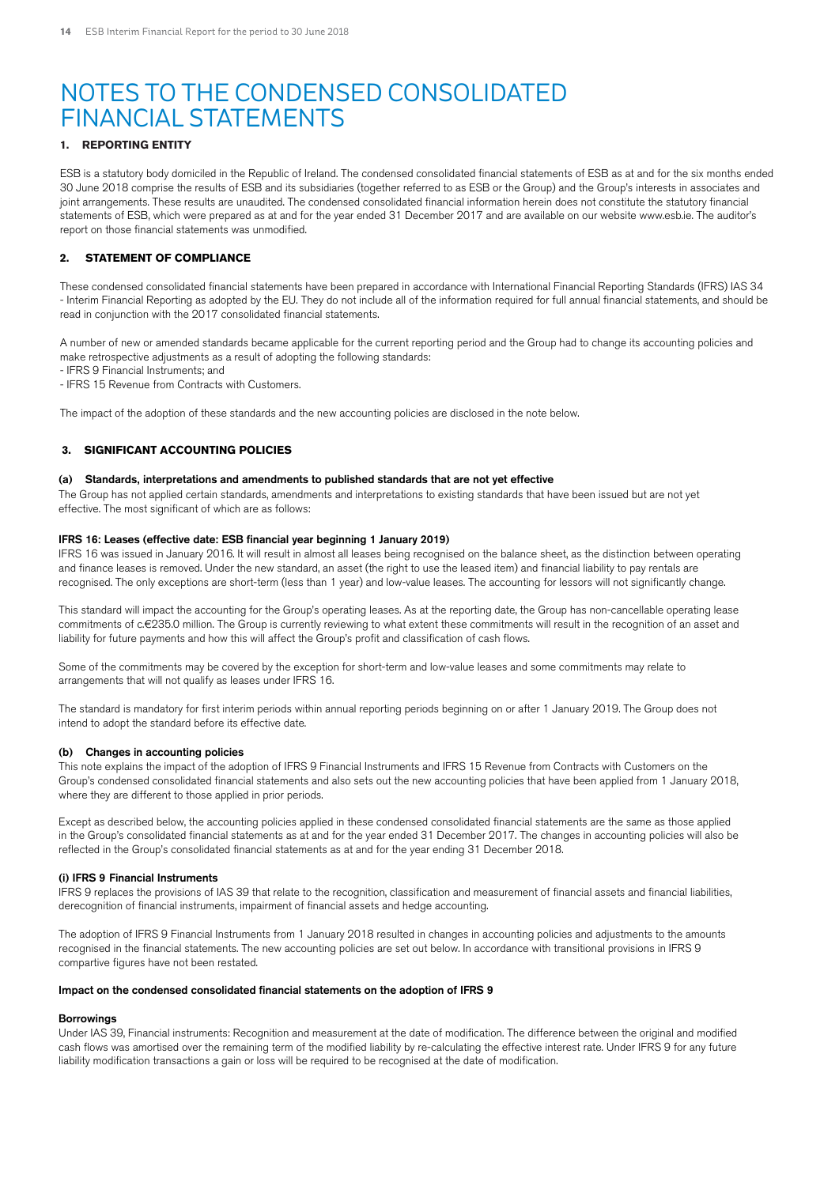# NOTES TO THE CONDENSED CONSOLIDATED FINANCIAL STATEMENTS

## 1. REPORTING ENTITY

ESB is a statutory body domiciled in the Republic of Ireland. The condensed consolidated financial statements of ESB as at and for the six months ended 30 June 2018 comprise the results of ESB and its subsidiaries (together referred to as ESB or the Group) and the Group's interests in associates and joint arrangements. These results are unaudited. The condensed consolidated financial information herein does not constitute the statutory financial statements of ESB, which were prepared as at and for the year ended 31 December 2017 and are available on our website www.esb.ie. The auditor's report on those financial statements was unmodified.

## 2. STATEMENT OF COMPLIANCE

These condensed consolidated financial statements have been prepared in accordance with International Financial Reporting Standards (IFRS) IAS 34 - Interim Financial Reporting as adopted by the EU. They do not include all of the information required for full annual financial statements, and should be read in conjunction with the 2017 consolidated financial statements.

A number of new or amended standards became applicable for the current reporting period and the Group had to change its accounting policies and make retrospective adjustments as a result of adopting the following standards:
- IFRS 9 Financial Instruments; and
- IFRS 15 Revenue from Contracts with Customers.

The impact of the adoption of these standards and the new accounting policies are disclosed in the note below.

## 3. SIGNIFICANT ACCOUNTING POLICIES

### (a) Standards, interpretations and amendments to published standards that are not yet effective

The Group has not applied certain standards, amendments and interpretations to existing standards that have been issued but are not yet effective. The most significant of which are as follows:

**IFRS 16: Leases (effective date: ESB financial year beginning 1 January 2019)**

IFRS 16 was issued in January 2016. It will result in almost all leases being recognised on the balance sheet, as the distinction between operating and finance leases is removed. Under the new standard, an asset (the right to use the leased item) and financial liability to pay rentals are recognised. The only exceptions are short-term (less than 1 year) and low-value leases. The accounting for lessors will not significantly change.

This standard will impact the accounting for the Group's operating leases. As at the reporting date, the Group has non-cancellable operating lease commitments of c.€235.0 million. The Group is currently reviewing to what extent these commitments will result in the recognition of an asset and liability for future payments and how this will affect the Group's profit and classification of cash flows.

Some of the commitments may be covered by the exception for short-term and low-value leases and some commitments may relate to arrangements that will not qualify as leases under IFRS 16.

The standard is mandatory for first interim periods within annual reporting periods beginning on or after 1 January 2019. The Group does not intend to adopt the standard before its effective date.

### (b) Changes in accounting policies

This note explains the impact of the adoption of IFRS 9 Financial Instruments and IFRS 15 Revenue from Contracts with Customers on the Group's condensed consolidated financial statements and also sets out the new accounting policies that have been applied from 1 January 2018, where they are different to those applied in prior periods.

Except as described below, the accounting policies applied in these condensed consolidated financial statements are the same as those applied in the Group's consolidated financial statements as at and for the year ended 31 December 2017. The changes in accounting policies will also be reflected in the Group's consolidated financial statements as at and for the year ending 31 December 2018.

**(i) IFRS 9 Financial Instruments**

IFRS 9 replaces the provisions of IAS 39 that relate to the recognition, classification and measurement of financial assets and financial liabilities, derecognition of financial instruments, impairment of financial assets and hedge accounting.

The adoption of IFRS 9 Financial Instruments from 1 January 2018 resulted in changes in accounting policies and adjustments to the amounts recognised in the financial statements. The new accounting policies are set out below. In accordance with transitional provisions in IFRS 9 compartive figures have not been restated.

**Impact on the condensed consolidated financial statements on the adoption of IFRS 9**

**Borrowings**

Under IAS 39, Financial instruments: Recognition and measurement at the date of modification. The difference between the original and modified cash flows was amortised over the remaining term of the modified liability by re-calculating the effective interest rate. Under IFRS 9 for any future liability modification transactions a gain or loss will be required to be recognised at the date of modification.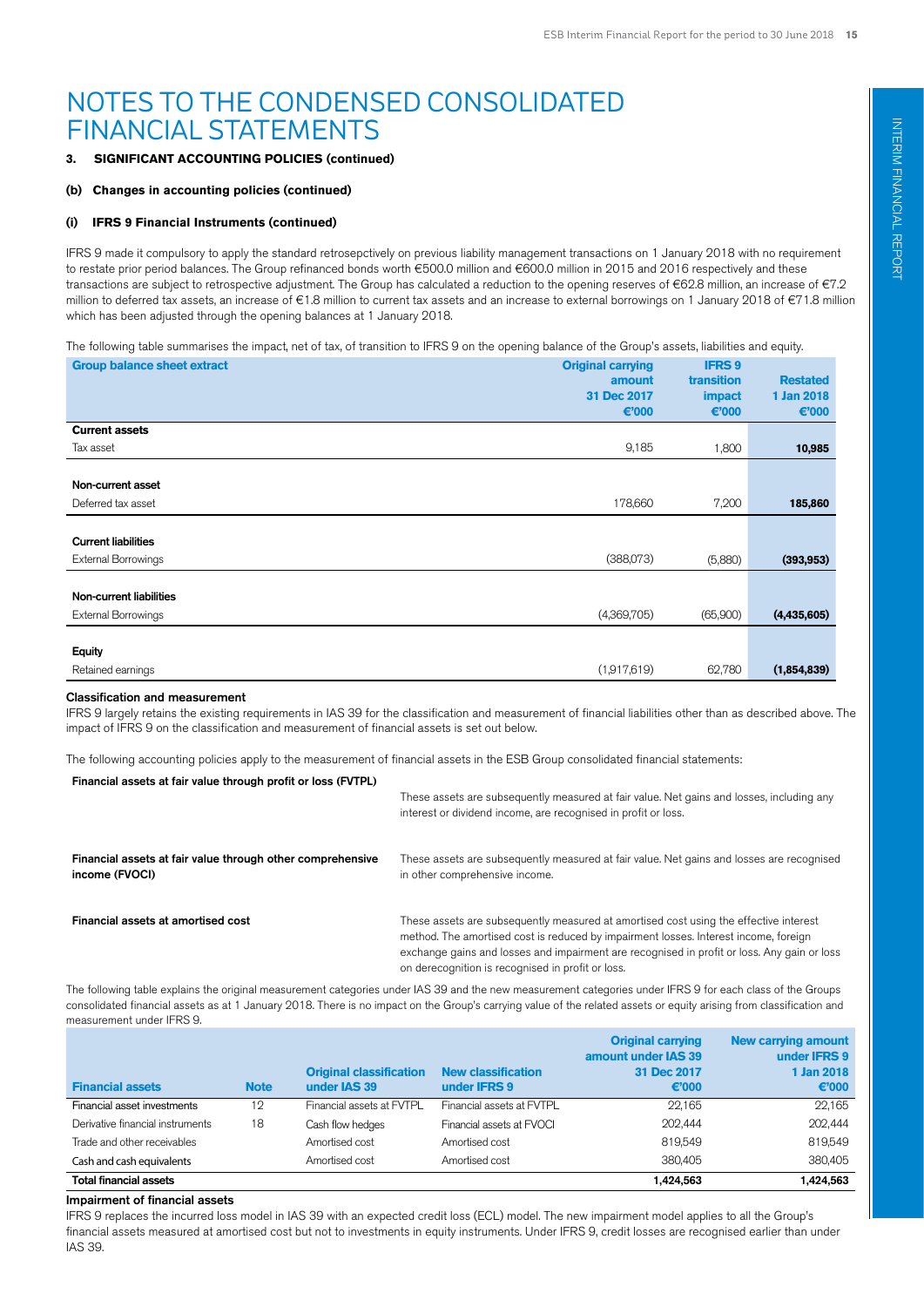# NOTES TO THE CONDENSED CONSOLIDATED FINANCIAL STATEMENTS

### 3. SIGNIFICANT ACCOUNTING POLICIES (continued)

### (b) Changes in accounting policies (continued)

### (i) IFRS 9 Financial Instruments (continued)

IFRS 9 made it compulsory to apply the standard retrosepctively on previous liability management transactions on 1 January 2018 with no requirement to restate prior period balances. The Group refinanced bonds worth €500.0 million and €600.0 million in 2015 and 2016 respectively and these transactions are subject to retrospective adjustment. The Group has calculated a reduction to the opening reserves of €62.8 million, an increase of €7.2 million to deferred tax assets, an increase of €1.8 million to current tax assets and an increase to external borrowings on 1 January 2018 of €71.8 million which has been adjusted through the opening balances at 1 January 2018.

The following table summarises the impact, net of tax, of transition to IFRS 9 on the opening balance of the Group's assets, liabilities and equity.

| Group balance sheet extract | Original carrying amount 31 Dec 2017 €'000 | IFRS 9 transition impact €'000 | Restated 1 Jan 2018 €'000 |
|---|---|---|---|
| **Current assets** | | | |
| Tax asset | 9,185 | 1,800 | **10,985** |
| **Non-current asset** | | | |
| Deferred tax asset | 178,660 | 7,200 | **185,860** |
| **Current liabilities** | | | |
| External Borrowings | (388,073) | (5,880) | **(393,953)** |
| **Non-current liabilities** | | | |
| External Borrowings | (4,369,705) | (65,900) | **(4,435,605)** |
| **Equity** | | | |
| Retained earnings | (1,917,619) | 62,780 | **(1,854,839)** |

#### Classification and measurement

IFRS 9 largely retains the existing requirements in IAS 39 for the classification and measurement of financial liabilities other than as described above. The impact of IFRS 9 on the classification and measurement of financial assets is set out below.

The following accounting policies apply to the measurement of financial assets in the ESB Group consolidated financial statements:

**Financial assets at fair value through profit or loss (FVTPL)**
These assets are subsequently measured at fair value. Net gains and losses, including any interest or dividend income, are recognised in profit or loss.

**Financial assets at fair value through other comprehensive income (FVOCI)**
These assets are subsequently measured at fair value. Net gains and losses are recognised in other comprehensive income.

**Financial assets at amortised cost**
These assets are subsequently measured at amortised cost using the effective interest method. The amortised cost is reduced by impairment losses. Interest income, foreign exchange gains and losses and impairment are recognised in profit or loss. Any gain or loss on derecognition is recognised in profit or loss.

The following table explains the original measurement categories under IAS 39 and the new measurement categories under IFRS 9 for each class of the Groups consolidated financial assets as at 1 January 2018. There is no impact on the Group's carrying value of the related assets or equity arising from classification and measurement under IFRS 9.

| Financial assets | Note | Original classification under IAS 39 | New classification under IFRS 9 | Original carrying amount under IAS 39 31 Dec 2017 €'000 | New carrying amount under IFRS 9 1 Jan 2018 €'000 |
|---|---|---|---|---|---|
| Financial asset investments | 12 | Financial assets at FVTPL | Financial assets at FVTPL | 22,165 | 22,165 |
| Derivative financial instruments | 18 | Cash flow hedges | Financial assets at FVOCI | 202,444 | 202,444 |
| Trade and other receivables | | Amortised cost | Amortised cost | 819,549 | 819,549 |
| Cash and cash equivalents | | Amortised cost | Amortised cost | 380,405 | 380,405 |
| **Total financial assets** | | | | **1,424,563** | **1,424,563** |

#### Impairment of financial assets

IFRS 9 replaces the incurred loss model in IAS 39 with an expected credit loss (ECL) model. The new impairment model applies to all the Group's financial assets measured at amortised cost but not to investments in equity instruments. Under IFRS 9, credit losses are recognised earlier than under IAS 39.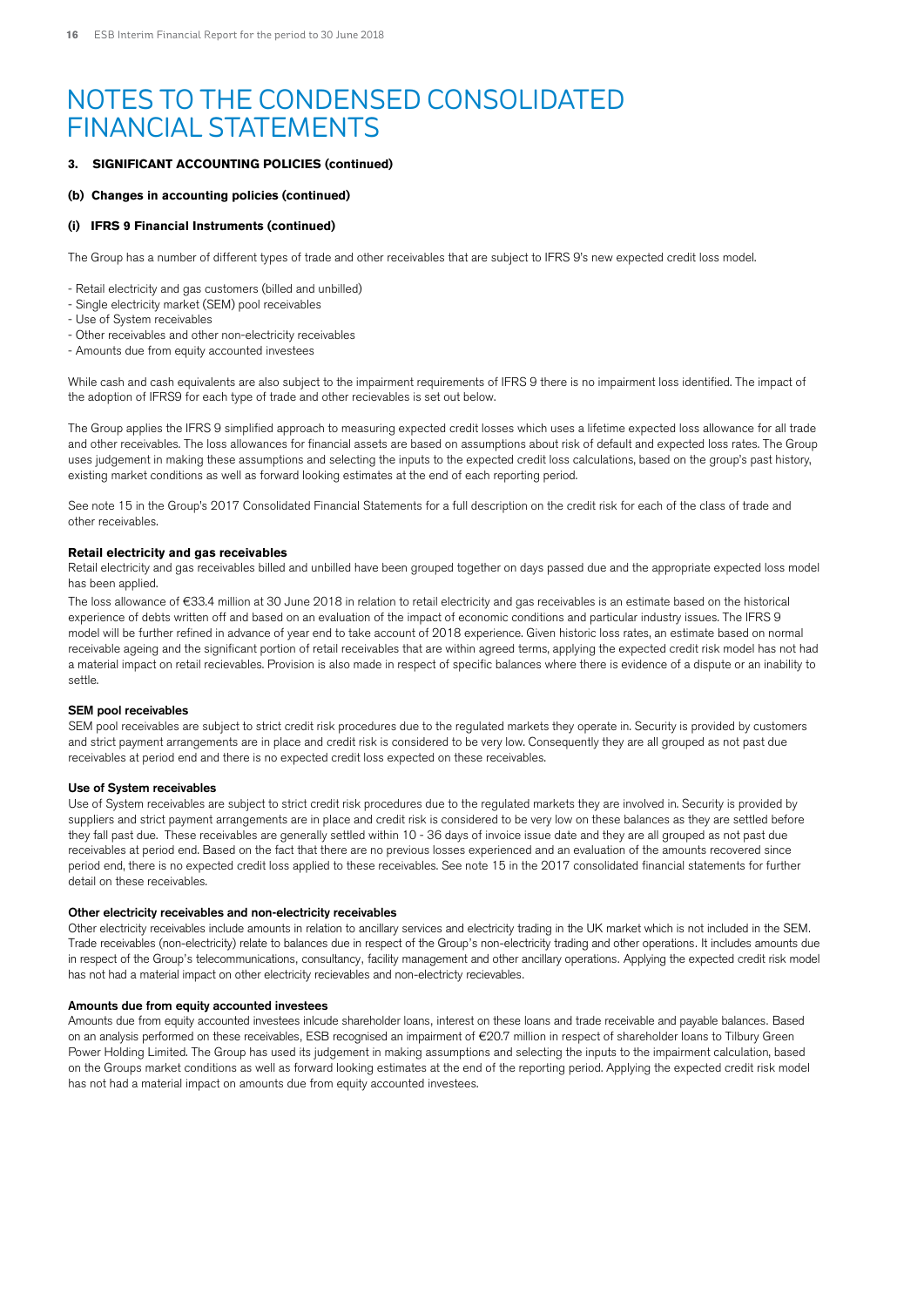# NOTES TO THE CONDENSED CONSOLIDATED FINANCIAL STATEMENTS

### 3. SIGNIFICANT ACCOUNTING POLICIES (continued)

### (b) Changes in accounting policies (continued)

### (i) IFRS 9 Financial Instruments (continued)

The Group has a number of different types of trade and other receivables that are subject to IFRS 9's new expected credit loss model.

- Retail electricity and gas customers (billed and unbilled)
- Single electricity market (SEM) pool receivables
- Use of System receivables
- Other receivables and other non-electricity receivables
- Amounts due from equity accounted investees

While cash and cash equivalents are also subject to the impairment requirements of IFRS 9 there is no impairment loss identified. The impact of the adoption of IFRS9 for each type of trade and other recievables is set out below.

The Group applies the IFRS 9 simplified approach to measuring expected credit losses which uses a lifetime expected loss allowance for all trade and other receivables. The loss allowances for financial assets are based on assumptions about risk of default and expected loss rates. The Group uses judgement in making these assumptions and selecting the inputs to the expected credit loss calculations, based on the group's past history, existing market conditions as well as forward looking estimates at the end of each reporting period.

See note 15 in the Group's 2017 Consolidated Financial Statements for a full description on the credit risk for each of the class of trade and other receivables.

**Retail electricity and gas receivables**

Retail electricity and gas receivables billed and unbilled have been grouped together on days passed due and the appropriate expected loss model has been applied.

The loss allowance of €33.4 million at 30 June 2018 in relation to retail electricity and gas receivables is an estimate based on the historical experience of debts written off and based on an evaluation of the impact of economic conditions and particular industry issues. The IFRS 9 model will be further refined in advance of year end to take account of 2018 experience. Given historic loss rates, an estimate based on normal receivable ageing and the significant portion of retail receivables that are within agreed terms, applying the expected credit risk model has not had a material impact on retail recievables. Provision is also made in respect of specific balances where there is evidence of a dispute or an inability to settle.

**SEM pool receivables**

SEM pool receivables are subject to strict credit risk procedures due to the regulated markets they operate in. Security is provided by customers and strict payment arrangements are in place and credit risk is considered to be very low. Consequently they are all grouped as not past due receivables at period end and there is no expected credit loss expected on these receivables.

**Use of System receivables**

Use of System receivables are subject to strict credit risk procedures due to the regulated markets they are involved in. Security is provided by suppliers and strict payment arrangements are in place and credit risk is considered to be very low on these balances as they are settled before they fall past due. These receivables are generally settled within 10 - 36 days of invoice issue date and they are all grouped as not past due receivables at period end. Based on the fact that there are no previous losses experienced and an evaluation of the amounts recovered since period end, there is no expected credit loss applied to these receivables. See note 15 in the 2017 consolidated financial statements for further detail on these receivables.

**Other electricity receivables and non-electricity receivables**

Other electricity receivables include amounts in relation to ancillary services and electricity trading in the UK market which is not included in the SEM. Trade receivables (non-electricity) relate to balances due in respect of the Group's non-electricity trading and other operations. It includes amounts due in respect of the Group's telecommunications, consultancy, facility management and other ancillary operations. Applying the expected credit risk model has not had a material impact on other electricity recievables and non-electricty recievables.

**Amounts due from equity accounted investees**

Amounts due from equity accounted investees inlcude shareholder loans, interest on these loans and trade receivable and payable balances. Based on an analysis performed on these receivables, ESB recognised an impairment of €20.7 million in respect of shareholder loans to Tilbury Green Power Holding Limited. The Group has used its judgement in making assumptions and selecting the inputs to the impairment calculation, based on the Groups market conditions as well as forward looking estimates at the end of the reporting period. Applying the expected credit risk model has not had a material impact on amounts due from equity accounted investees.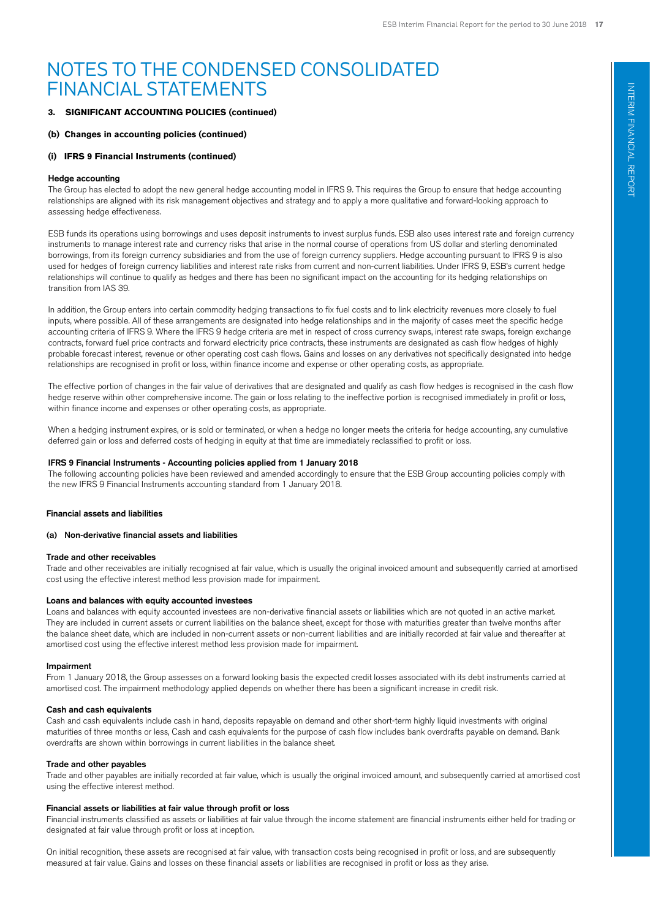# NOTES TO THE CONDENSED CONSOLIDATED FINANCIAL STATEMENTS

**3. SIGNIFICANT ACCOUNTING POLICIES (continued)**

**(b) Changes in accounting policies (continued)**

**(i) IFRS 9 Financial Instruments (continued)**

**Hedge accounting**

The Group has elected to adopt the new general hedge accounting model in IFRS 9. This requires the Group to ensure that hedge accounting relationships are aligned with its risk management objectives and strategy and to apply a more qualitative and forward-looking approach to assessing hedge effectiveness.

ESB funds its operations using borrowings and uses deposit instruments to invest surplus funds. ESB also uses interest rate and foreign currency instruments to manage interest rate and currency risks that arise in the normal course of operations from US dollar and sterling denominated borrowings, from its foreign currency subsidiaries and from the use of foreign currency suppliers. Hedge accounting pursuant to IFRS 9 is also used for hedges of foreign currency liabilities and interest rate risks from current and non-current liabilities. Under IFRS 9, ESB's current hedge relationships will continue to qualify as hedges and there has been no significant impact on the accounting for its hedging relationships on transition from IAS 39.

In addition, the Group enters into certain commodity hedging transactions to fix fuel costs and to link electricity revenues more closely to fuel inputs, where possible. All of these arrangements are designated into hedge relationships and in the majority of cases meet the specific hedge accounting criteria of IFRS 9. Where the IFRS 9 hedge criteria are met in respect of cross currency swaps, interest rate swaps, foreign exchange contracts, forward fuel price contracts and forward electricity price contracts, these instruments are designated as cash flow hedges of highly probable forecast interest, revenue or other operating cost cash flows. Gains and losses on any derivatives not specifically designated into hedge relationships are recognised in profit or loss, within finance income and expense or other operating costs, as appropriate.

The effective portion of changes in the fair value of derivatives that are designated and qualify as cash flow hedges is recognised in the cash flow hedge reserve within other comprehensive income. The gain or loss relating to the ineffective portion is recognised immediately in profit or loss, within finance income and expenses or other operating costs, as appropriate.

When a hedging instrument expires, or is sold or terminated, or when a hedge no longer meets the criteria for hedge accounting, any cumulative deferred gain or loss and deferred costs of hedging in equity at that time are immediately reclassified to profit or loss.

**IFRS 9 Financial Instruments - Accounting policies applied from 1 January 2018**

The following accounting policies have been reviewed and amended accordingly to ensure that the ESB Group accounting policies comply with the new IFRS 9 Financial Instruments accounting standard from 1 January 2018.

**Financial assets and liabilities**

**(a) Non-derivative financial assets and liabilities**

**Trade and other receivables**

Trade and other receivables are initially recognised at fair value, which is usually the original invoiced amount and subsequently carried at amortised cost using the effective interest method less provision made for impairment.

**Loans and balances with equity accounted investees**

Loans and balances with equity accounted investees are non-derivative financial assets or liabilities which are not quoted in an active market. They are included in current assets or current liabilities on the balance sheet, except for those with maturities greater than twelve months after the balance sheet date, which are included in non-current assets or non-current liabilities and are initially recorded at fair value and thereafter at amortised cost using the effective interest method less provision made for impairment.

**Impairment**

From 1 January 2018, the Group assesses on a forward looking basis the expected credit losses associated with its debt instruments carried at amortised cost. The impairment methodology applied depends on whether there has been a significant increase in credit risk.

**Cash and cash equivalents**

Cash and cash equivalents include cash in hand, deposits repayable on demand and other short-term highly liquid investments with original maturities of three months or less, Cash and cash equivalents for the purpose of cash flow includes bank overdrafts payable on demand. Bank overdrafts are shown within borrowings in current liabilities in the balance sheet.

**Trade and other payables**

Trade and other payables are initially recorded at fair value, which is usually the original invoiced amount, and subsequently carried at amortised cost using the effective interest method.

**Financial assets or liabilities at fair value through profit or loss**

Financial instruments classified as assets or liabilities at fair value through the income statement are financial instruments either held for trading or designated at fair value through profit or loss at inception.

On initial recognition, these assets are recognised at fair value, with transaction costs being recognised in profit or loss, and are subsequently measured at fair value. Gains and losses on these financial assets or liabilities are recognised in profit or loss as they arise.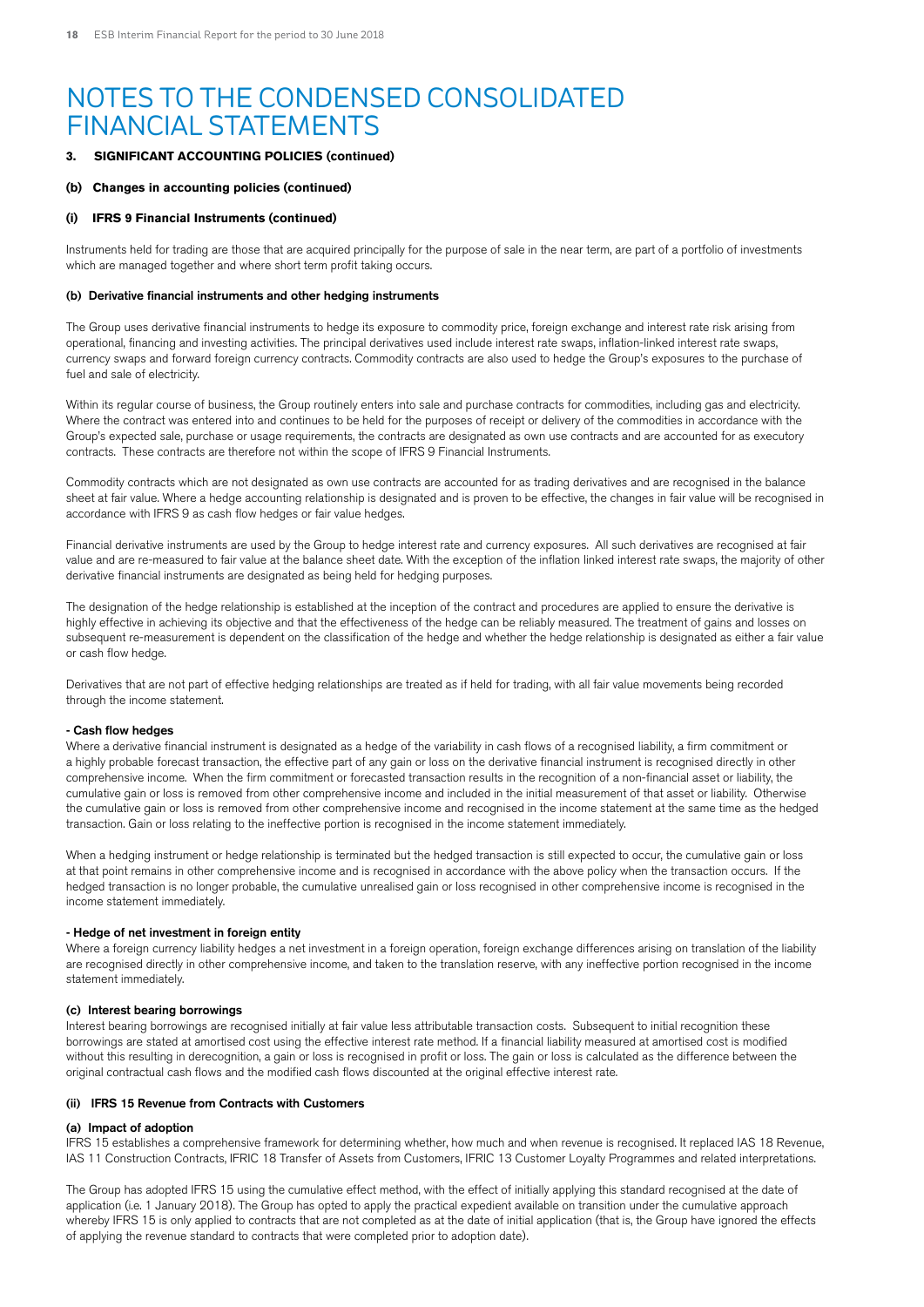# NOTES TO THE CONDENSED CONSOLIDATED FINANCIAL STATEMENTS

### 3. SIGNIFICANT ACCOUNTING POLICIES (continued)

### (b) Changes in accounting policies (continued)

### (i) IFRS 9 Financial Instruments (continued)

Instruments held for trading are those that are acquired principally for the purpose of sale in the near term, are part of a portfolio of investments which are managed together and where short term profit taking occurs.

#### (b) Derivative financial instruments and other hedging instruments

The Group uses derivative financial instruments to hedge its exposure to commodity price, foreign exchange and interest rate risk arising from operational, financing and investing activities. The principal derivatives used include interest rate swaps, inflation-linked interest rate swaps, currency swaps and forward foreign currency contracts. Commodity contracts are also used to hedge the Group's exposures to the purchase of fuel and sale of electricity.

Within its regular course of business, the Group routinely enters into sale and purchase contracts for commodities, including gas and electricity. Where the contract was entered into and continues to be held for the purposes of receipt or delivery of the commodities in accordance with the Group's expected sale, purchase or usage requirements, the contracts are designated as own use contracts and are accounted for as executory contracts. These contracts are therefore not within the scope of IFRS 9 Financial Instruments.

Commodity contracts which are not designated as own use contracts are accounted for as trading derivatives and are recognised in the balance sheet at fair value. Where a hedge accounting relationship is designated and is proven to be effective, the changes in fair value will be recognised in accordance with IFRS 9 as cash flow hedges or fair value hedges.

Financial derivative instruments are used by the Group to hedge interest rate and currency exposures. All such derivatives are recognised at fair value and are re-measured to fair value at the balance sheet date. With the exception of the inflation linked interest rate swaps, the majority of other derivative financial instruments are designated as being held for hedging purposes.

The designation of the hedge relationship is established at the inception of the contract and procedures are applied to ensure the derivative is highly effective in achieving its objective and that the effectiveness of the hedge can be reliably measured. The treatment of gains and losses on subsequent re-measurement is dependent on the classification of the hedge and whether the hedge relationship is designated as either a fair value or cash flow hedge.

Derivatives that are not part of effective hedging relationships are treated as if held for trading, with all fair value movements being recorded through the income statement.

**- Cash flow hedges**

Where a derivative financial instrument is designated as a hedge of the variability in cash flows of a recognised liability, a firm commitment or a highly probable forecast transaction, the effective part of any gain or loss on the derivative financial instrument is recognised directly in other comprehensive income. When the firm commitment or forecasted transaction results in the recognition of a non-financial asset or liability, the cumulative gain or loss is removed from other comprehensive income and included in the initial measurement of that asset or liability. Otherwise the cumulative gain or loss is removed from other comprehensive income and recognised in the income statement at the same time as the hedged transaction. Gain or loss relating to the ineffective portion is recognised in the income statement immediately.

When a hedging instrument or hedge relationship is terminated but the hedged transaction is still expected to occur, the cumulative gain or loss at that point remains in other comprehensive income and is recognised in accordance with the above policy when the transaction occurs. If the hedged transaction is no longer probable, the cumulative unrealised gain or loss recognised in other comprehensive income is recognised in the income statement immediately.

**- Hedge of net investment in foreign entity**

Where a foreign currency liability hedges a net investment in a foreign operation, foreign exchange differences arising on translation of the liability are recognised directly in other comprehensive income, and taken to the translation reserve, with any ineffective portion recognised in the income statement immediately.

#### (c) Interest bearing borrowings

Interest bearing borrowings are recognised initially at fair value less attributable transaction costs. Subsequent to initial recognition these borrowings are stated at amortised cost using the effective interest rate method. If a financial liability measured at amortised cost is modified without this resulting in derecognition, a gain or loss is recognised in profit or loss. The gain or loss is calculated as the difference between the original contractual cash flows and the modified cash flows discounted at the original effective interest rate.

### (ii) IFRS 15 Revenue from Contracts with Customers

#### (a) Impact of adoption

IFRS 15 establishes a comprehensive framework for determining whether, how much and when revenue is recognised. It replaced IAS 18 Revenue, IAS 11 Construction Contracts, IFRIC 18 Transfer of Assets from Customers, IFRIC 13 Customer Loyalty Programmes and related interpretations.

The Group has adopted IFRS 15 using the cumulative effect method, with the effect of initially applying this standard recognised at the date of application (i.e. 1 January 2018). The Group has opted to apply the practical expedient available on transition under the cumulative approach whereby IFRS 15 is only applied to contracts that are not completed as at the date of initial application (that is, the Group have ignored the effects of applying the revenue standard to contracts that were completed prior to adoption date).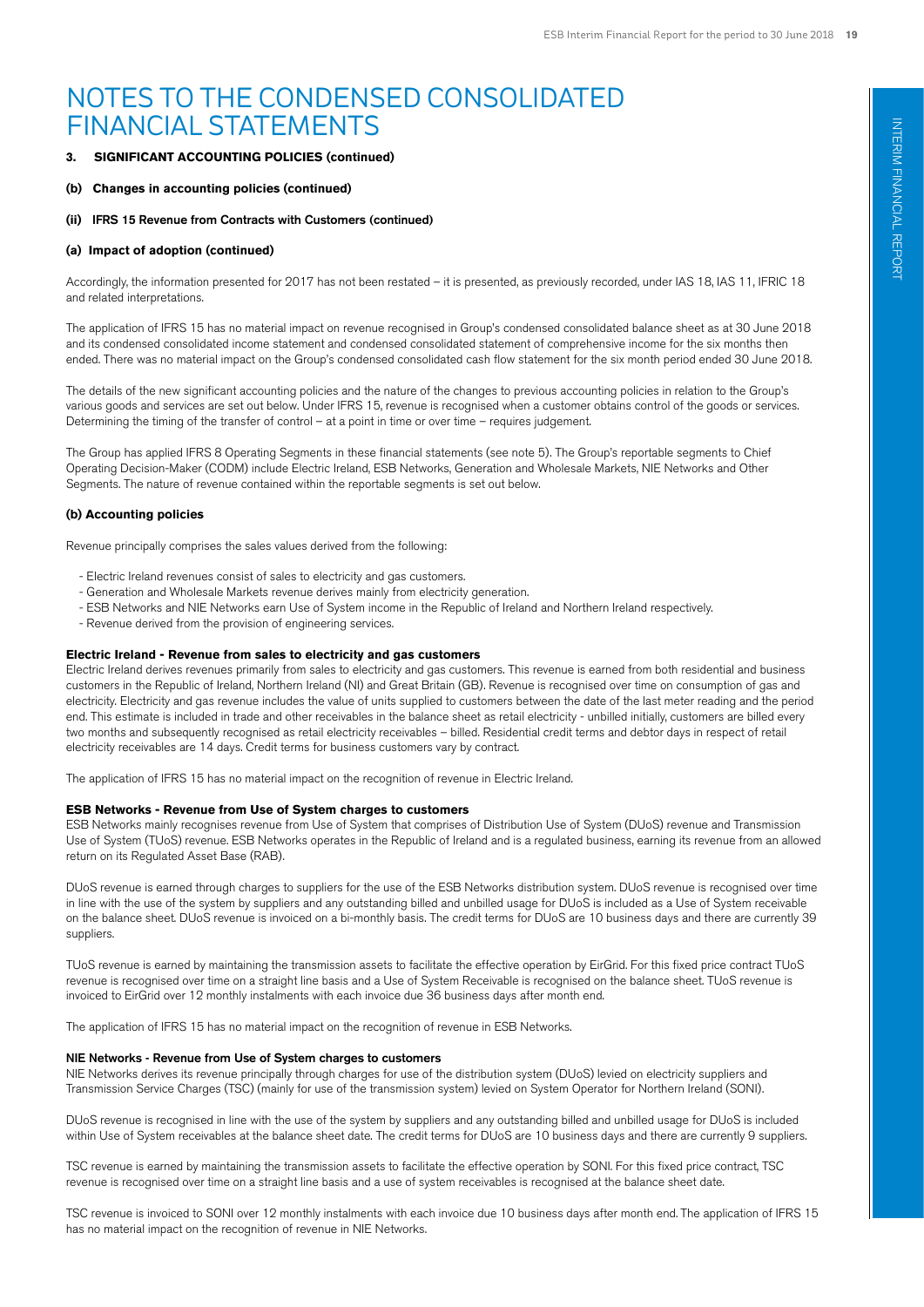# NOTES TO THE CONDENSED CONSOLIDATED FINANCIAL STATEMENTS

**3. SIGNIFICANT ACCOUNTING POLICIES (continued)**

**(b) Changes in accounting policies (continued)**

**(ii) IFRS 15 Revenue from Contracts with Customers (continued)**

**(a) Impact of adoption (continued)**

Accordingly, the information presented for 2017 has not been restated – it is presented, as previously recorded, under IAS 18, IAS 11, IFRIC 18 and related interpretations.

The application of IFRS 15 has no material impact on revenue recognised in Group's condensed consolidated balance sheet as at 30 June 2018 and its condensed consolidated income statement and condensed consolidated statement of comprehensive income for the six months then ended. There was no material impact on the Group's condensed consolidated cash flow statement for the six month period ended 30 June 2018.

The details of the new significant accounting policies and the nature of the changes to previous accounting policies in relation to the Group's various goods and services are set out below. Under IFRS 15, revenue is recognised when a customer obtains control of the goods or services. Determining the timing of the transfer of control – at a point in time or over time – requires judgement.

The Group has applied IFRS 8 Operating Segments in these financial statements (see note 5). The Group's reportable segments to Chief Operating Decision-Maker (CODM) include Electric Ireland, ESB Networks, Generation and Wholesale Markets, NIE Networks and Other Segments. The nature of revenue contained within the reportable segments is set out below.

**(b) Accounting policies**

Revenue principally comprises the sales values derived from the following:

- Electric Ireland revenues consist of sales to electricity and gas customers.
- Generation and Wholesale Markets revenue derives mainly from electricity generation.
- ESB Networks and NIE Networks earn Use of System income in the Republic of Ireland and Northern Ireland respectively.
- Revenue derived from the provision of engineering services.

**Electric Ireland - Revenue from sales to electricity and gas customers**

Electric Ireland derives revenues primarily from sales to electricity and gas customers. This revenue is earned from both residential and business customers in the Republic of Ireland, Northern Ireland (NI) and Great Britain (GB). Revenue is recognised over time on consumption of gas and electricity. Electricity and gas revenue includes the value of units supplied to customers between the date of the last meter reading and the period end. This estimate is included in trade and other receivables in the balance sheet as retail electricity - unbilled initially, customers are billed every two months and subsequently recognised as retail electricity receivables – billed. Residential credit terms and debtor days in respect of retail electricity receivables are 14 days. Credit terms for business customers vary by contract.

The application of IFRS 15 has no material impact on the recognition of revenue in Electric Ireland.

**ESB Networks - Revenue from Use of System charges to customers**

ESB Networks mainly recognises revenue from Use of System that comprises of Distribution Use of System (DUoS) revenue and Transmission Use of System (TUoS) revenue. ESB Networks operates in the Republic of Ireland and is a regulated business, earning its revenue from an allowed return on its Regulated Asset Base (RAB).

DUoS revenue is earned through charges to suppliers for the use of the ESB Networks distribution system. DUoS revenue is recognised over time in line with the use of the system by suppliers and any outstanding billed and unbilled usage for DUoS is included as a Use of System receivable on the balance sheet. DUoS revenue is invoiced on a bi-monthly basis. The credit terms for DUoS are 10 business days and there are currently 39 suppliers.

TUoS revenue is earned by maintaining the transmission assets to facilitate the effective operation by EirGrid. For this fixed price contract TUoS revenue is recognised over time on a straight line basis and a Use of System Receivable is recognised on the balance sheet. TUoS revenue is invoiced to EirGrid over 12 monthly instalments with each invoice due 36 business days after month end.

The application of IFRS 15 has no material impact on the recognition of revenue in ESB Networks.

**NIE Networks - Revenue from Use of System charges to customers**

NIE Networks derives its revenue principally through charges for use of the distribution system (DUoS) levied on electricity suppliers and Transmission Service Charges (TSC) (mainly for use of the transmission system) levied on System Operator for Northern Ireland (SONI).

DUoS revenue is recognised in line with the use of the system by suppliers and any outstanding billed and unbilled usage for DUoS is included within Use of System receivables at the balance sheet date. The credit terms for DUoS are 10 business days and there are currently 9 suppliers.

TSC revenue is earned by maintaining the transmission assets to facilitate the effective operation by SONI. For this fixed price contract, TSC revenue is recognised over time on a straight line basis and a use of system receivables is recognised at the balance sheet date.

TSC revenue is invoiced to SONI over 12 monthly instalments with each invoice due 10 business days after month end. The application of IFRS 15 has no material impact on the recognition of revenue in NIE Networks.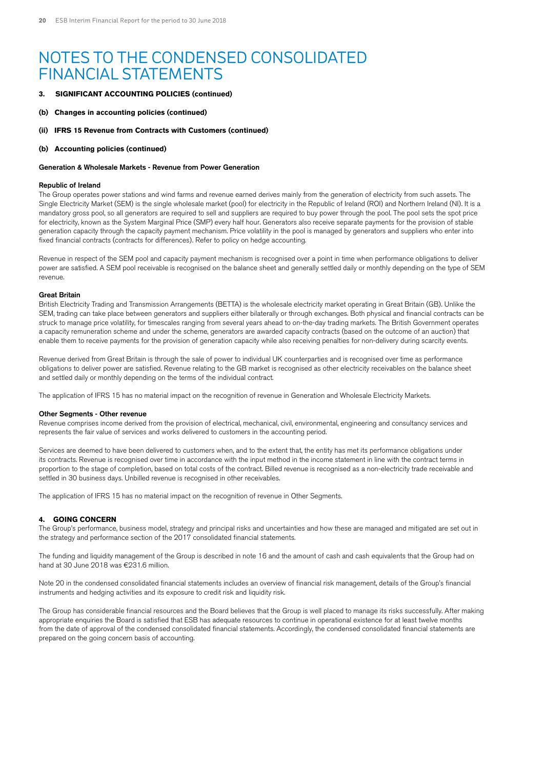# NOTES TO THE CONDENSED CONSOLIDATED FINANCIAL STATEMENTS

**3. SIGNIFICANT ACCOUNTING POLICIES (continued)**

**(b) Changes in accounting policies (continued)**

**(ii) IFRS 15 Revenue from Contracts with Customers (continued)**

**(b) Accounting policies (continued)**

**Generation & Wholesale Markets - Revenue from Power Generation**

**Republic of Ireland**

The Group operates power stations and wind farms and revenue earned derives mainly from the generation of electricity from such assets. The Single Electricity Market (SEM) is the single wholesale market (pool) for electricity in the Republic of Ireland (ROI) and Northern Ireland (NI). It is a mandatory gross pool, so all generators are required to sell and suppliers are required to buy power through the pool. The pool sets the spot price for electricity, known as the System Marginal Price (SMP) every half hour. Generators also receive separate payments for the provision of stable generation capacity through the capacity payment mechanism. Price volatility in the pool is managed by generators and suppliers who enter into fixed financial contracts (contracts for differences). Refer to policy on hedge accounting.

Revenue in respect of the SEM pool and capacity payment mechanism is recognised over a point in time when performance obligations to deliver power are satisfied. A SEM pool receivable is recognised on the balance sheet and generally settled daily or monthly depending on the type of SEM revenue.

**Great Britain**

British Electricity Trading and Transmission Arrangements (BETTA) is the wholesale electricity market operating in Great Britain (GB). Unlike the SEM, trading can take place between generators and suppliers either bilaterally or through exchanges. Both physical and financial contracts can be struck to manage price volatility, for timescales ranging from several years ahead to on-the-day trading markets. The British Government operates a capacity remuneration scheme and under the scheme, generators are awarded capacity contracts (based on the outcome of an auction) that enable them to receive payments for the provision of generation capacity while also receiving penalties for non-delivery during scarcity events.

Revenue derived from Great Britain is through the sale of power to individual UK counterparties and is recognised over time as performance obligations to deliver power are satisfied. Revenue relating to the GB market is recognised as other electricity receivables on the balance sheet and settled daily or monthly depending on the terms of the individual contract.

The application of IFRS 15 has no material impact on the recognition of revenue in Generation and Wholesale Electricity Markets.

**Other Segments - Other revenue**

Revenue comprises income derived from the provision of electrical, mechanical, civil, environmental, engineering and consultancy services and represents the fair value of services and works delivered to customers in the accounting period.

Services are deemed to have been delivered to customers when, and to the extent that, the entity has met its performance obligations under its contracts. Revenue is recognised over time in accordance with the input method in the income statement in line with the contract terms in proportion to the stage of completion, based on total costs of the contract. Billed revenue is recognised as a non-electricity trade receivable and settled in 30 business days. Unbilled revenue is recognised in other receivables.

The application of IFRS 15 has no material impact on the recognition of revenue in Other Segments.

**4. GOING CONCERN**

The Group's performance, business model, strategy and principal risks and uncertainties and how these are managed and mitigated are set out in the strategy and performance section of the 2017 consolidated financial statements.

The funding and liquidity management of the Group is described in note 16 and the amount of cash and cash equivalents that the Group had on hand at 30 June 2018 was €231.6 million.

Note 20 in the condensed consolidated financial statements includes an overview of financial risk management, details of the Group's financial instruments and hedging activities and its exposure to credit risk and liquidity risk.

The Group has considerable financial resources and the Board believes that the Group is well placed to manage its risks successfully. After making appropriate enquiries the Board is satisfied that ESB has adequate resources to continue in operational existence for at least twelve months from the date of approval of the condensed consolidated financial statements. Accordingly, the condensed consolidated financial statements are prepared on the going concern basis of accounting.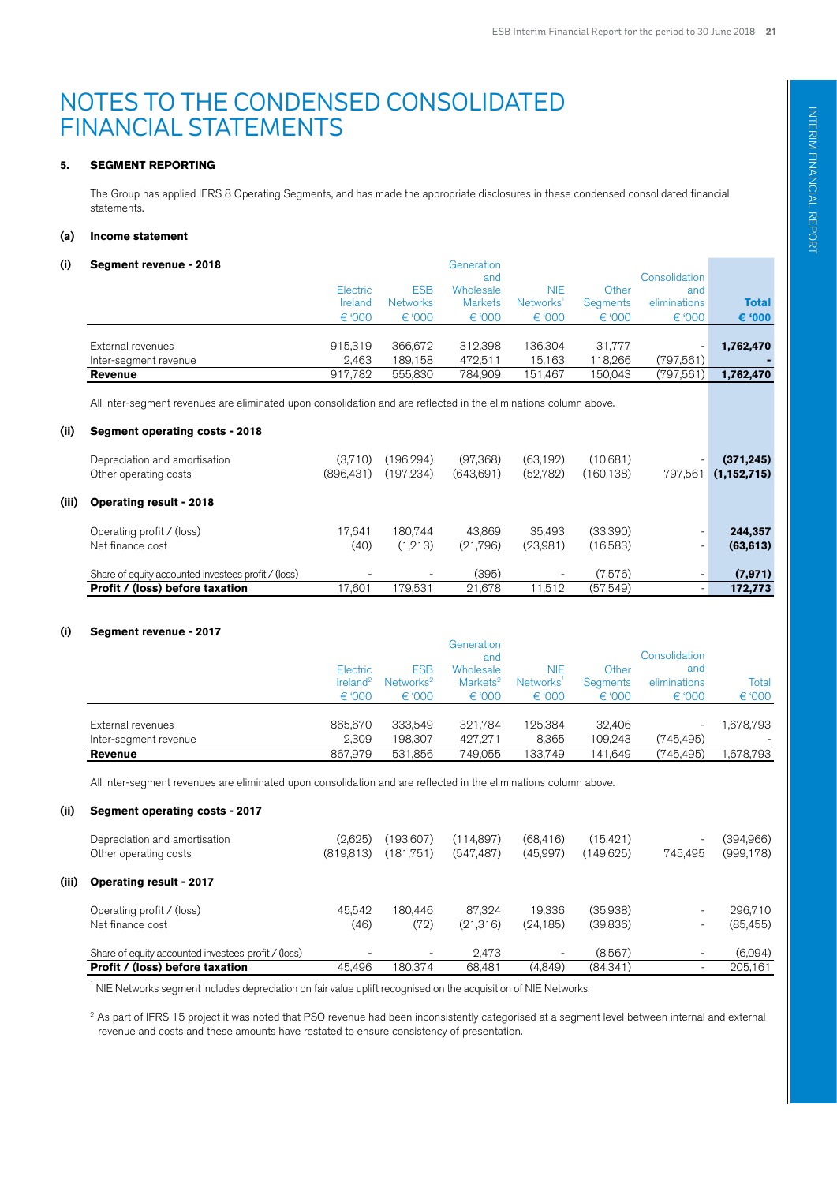# NOTES TO THE CONDENSED CONSOLIDATED FINANCIAL STATEMENTS

## 5. SEGMENT REPORTING

The Group has applied IFRS 8 Operating Segments, and has made the appropriate disclosures in these condensed consolidated financial statements.

### (a) Income statement

#### (i) Segment revenue - 2018

| | Electric Ireland € '000 | ESB Networks € '000 | Generation and Wholesale Markets € '000 | NIE Networks[1] € '000 | Other Segments € '000 | Consolidation and eliminations € '000 | **Total € '000** |
|---|---|---|---|---|---|---|---|
| External revenues | 915,319 | 366,672 | 312,398 | 136,304 | 31,777 | - | **1,762,470** |
| Inter-segment revenue | 2,463 | 189,158 | 472,511 | 15,163 | 118,266 | (797,561) | **-** |
| **Revenue** | 917,782 | 555,830 | 784,909 | 151,467 | 150,043 | (797,561) | **1,762,470** |

All inter-segment revenues are eliminated upon consolidation and are reflected in the eliminations column above.

#### (ii) Segment operating costs - 2018

| | Electric Ireland € '000 | ESB Networks € '000 | Generation and Wholesale Markets € '000 | NIE Networks[1] € '000 | Other Segments € '000 | Consolidation and eliminations € '000 | **Total € '000** |
|---|---|---|---|---|---|---|---|
| Depreciation and amortisation | (3,710) | (196,294) | (97,368) | (63,192) | (10,681) | - | **(371,245)** |
| Other operating costs | (896,431) | (197,234) | (643,691) | (52,782) | (160,138) | 797,561 | **(1,152,715)** |

#### (iii) Operating result - 2018

| | Electric Ireland € '000 | ESB Networks € '000 | Generation and Wholesale Markets € '000 | NIE Networks[1] € '000 | Other Segments € '000 | Consolidation and eliminations € '000 | **Total € '000** |
|---|---|---|---|---|---|---|---|
| Operating profit / (loss) | 17,641 | 180,744 | 43,869 | 35,493 | (33,390) | - | **244,357** |
| Net finance cost | (40) | (1,213) | (21,796) | (23,981) | (16,583) | - | **(63,613)** |
| Share of equity accounted investees profit / (loss) | - | - | (395) | - | (7,576) | - | **(7,971)** |
| **Profit / (loss) before taxation** | 17,601 | 179,531 | 21,678 | 11,512 | (57,549) | - | **172,773** |

#### (i) Segment revenue - 2017

| | Electric Ireland[2] € '000 | ESB Networks[2] € '000 | Generation and Wholesale Markets[2] € '000 | NIE Networks[1] € '000 | Other Segments € '000 | Consolidation and eliminations € '000 | Total € '000 |
|---|---|---|---|---|---|---|---|
| External revenues | 865,670 | 333,549 | 321,784 | 125,384 | 32,406 | - | 1,678,793 |
| Inter-segment revenue | 2,309 | 198,307 | 427,271 | 8,365 | 109,243 | (745,495) | - |
| **Revenue** | 867,979 | 531,856 | 749,055 | 133,749 | 141,649 | (745,495) | 1,678,793 |

All inter-segment revenues are eliminated upon consolidation and are reflected in the eliminations column above.

#### (ii) Segment operating costs - 2017

| | Electric Ireland[2] € '000 | ESB Networks[2] € '000 | Generation and Wholesale Markets[2] € '000 | NIE Networks[1] € '000 | Other Segments € '000 | Consolidation and eliminations € '000 | Total € '000 |
|---|---|---|---|---|---|---|---|
| Depreciation and amortisation | (2,625) | (193,607) | (114,897) | (68,416) | (15,421) | - | (394,966) |
| Other operating costs | (819,813) | (181,751) | (547,487) | (45,997) | (149,625) | 745,495 | (999,178) |

#### (iii) Operating result - 2017

| | Electric Ireland[2] € '000 | ESB Networks[2] € '000 | Generation and Wholesale Markets[2] € '000 | NIE Networks[1] € '000 | Other Segments € '000 | Consolidation and eliminations € '000 | Total € '000 |
|---|---|---|---|---|---|---|---|
| Operating profit / (loss) | 45,542 | 180,446 | 87,324 | 19,336 | (35,938) | - | 296,710 |
| Net finance cost | (46) | (72) | (21,316) | (24,185) | (39,836) | - | (85,455) |
| Share of equity accounted investees' profit / (loss) | - | - | 2,473 | - | (8,567) | - | (6,094) |
| **Profit / (loss) before taxation** | 45,496 | 180,374 | 68,481 | (4,849) | (84,341) | - | 205,161 |

[1] NIE Networks segment includes depreciation on fair value uplift recognised on the acquisition of NIE Networks.

[2] As part of IFRS 15 project it was noted that PSO revenue had been inconsistently categorised at a segment level between internal and external revenue and costs and these amounts have restated to ensure consistency of presentation.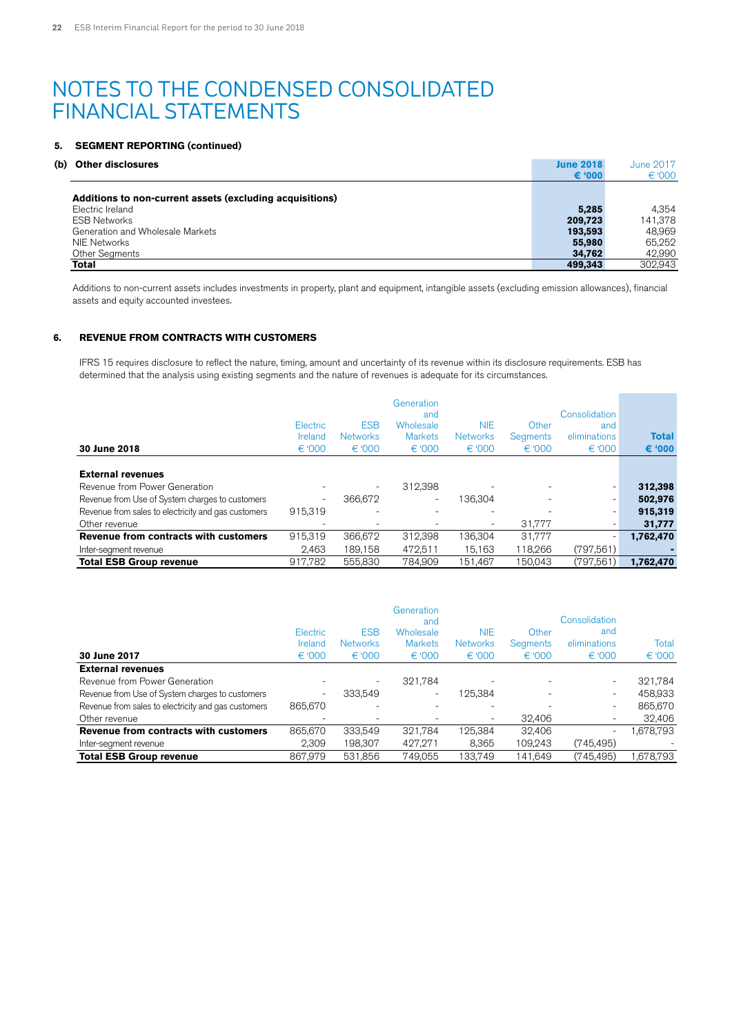# NOTES TO THE CONDENSED CONSOLIDATED FINANCIAL STATEMENTS

## 5. SEGMENT REPORTING (continued)

### (b) Other disclosures

| | June 2018 € '000 | June 2017 € '000 |
|---|---|---|
| **Additions to non-current assets (excluding acquisitions)** | | |
| Electric Ireland | **5,285** | 4,354 |
| ESB Networks | **209,723** | 141,378 |
| Generation and Wholesale Markets | **193,593** | 48,969 |
| NIE Networks | **55,980** | 65,252 |
| Other Segments | **34,762** | 42,990 |
| **Total** | **499,343** | 302,943 |

Additions to non-current assets includes investments in property, plant and equipment, intangible assets (excluding emission allowances), financial assets and equity accounted investees.

## 6. REVENUE FROM CONTRACTS WITH CUSTOMERS

IFRS 15 requires disclosure to reflect the nature, timing, amount and uncertainty of its revenue within its disclosure requirements. ESB has determined that the analysis using existing segments and the nature of revenues is adequate for its circumstances.

| **30 June 2018** | Electric Ireland € '000 | ESB Networks € '000 | Generation and Wholesale Markets € '000 | NIE Networks € '000 | Other Segments € '000 | Consolidation and eliminations € '000 | **Total € '000** |
|---|---|---|---|---|---|---|---|
| **External revenues** | | | | | | | |
| Revenue from Power Generation | - | - | 312,398 | - | - | - | **312,398** |
| Revenue from Use of System charges to customers | - | 366,672 | - | 136,304 | - | - | **502,976** |
| Revenue from sales to electricity and gas customers | 915,319 | - | - | - | - | - | **915,319** |
| Other revenue | - | - | - | - | 31,777 | - | **31,777** |
| **Revenue from contracts with customers** | 915,319 | 366,672 | 312,398 | 136,304 | 31,777 | - | **1,762,470** |
| Inter-segment revenue | 2,463 | 189,158 | 472,511 | 15,163 | 118,266 | (797,561) | **-** |
| **Total ESB Group revenue** | 917,782 | 555,830 | 784,909 | 151,467 | 150,043 | (797,561) | **1,762,470** |

| **30 June 2017** | Electric Ireland € '000 | ESB Networks € '000 | Generation and Wholesale Markets € '000 | NIE Networks € '000 | Other Segments € '000 | Consolidation and eliminations € '000 | Total € '000 |
|---|---|---|---|---|---|---|---|
| **External revenues** | | | | | | | |
| Revenue from Power Generation | - | - | 321,784 | - | - | - | 321,784 |
| Revenue from Use of System charges to customers | - | 333,549 | - | 125,384 | - | - | 458,933 |
| Revenue from sales to electricity and gas customers | 865,670 | - | - | - | - | - | 865,670 |
| Other revenue | - | - | - | - | 32,406 | - | 32,406 |
| **Revenue from contracts with customers** | 865,670 | 333,549 | 321,784 | 125,384 | 32,406 | - | 1,678,793 |
| Inter-segment revenue | 2,309 | 198,307 | 427,271 | 8,365 | 109,243 | (745,495) | - |
| **Total ESB Group revenue** | 867,979 | 531,856 | 749,055 | 133,749 | 141,649 | (745,495) | 1,678,793 |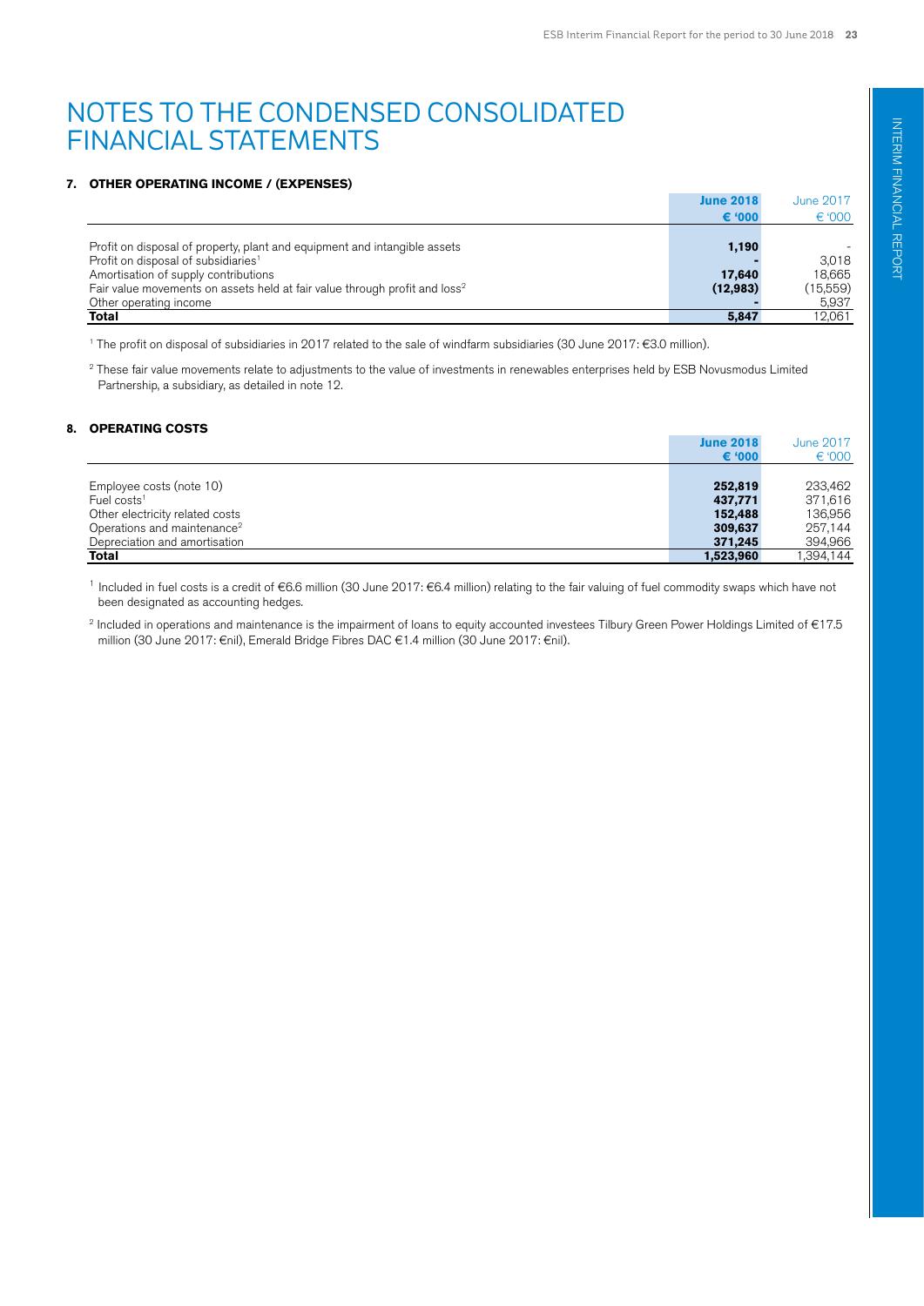# NOTES TO THE CONDENSED CONSOLIDATED FINANCIAL STATEMENTS

## 7. OTHER OPERATING INCOME / (EXPENSES)

| | June 2018 € '000 | June 2017 € '000 |
|---|---|---|
| Profit on disposal of property, plant and equipment and intangible assets | **1,190** | - |
| Profit on disposal of subsidiaries[1] | **-** | 3,018 |
| Amortisation of supply contributions | **17,640** | 18,665 |
| Fair value movements on assets held at fair value through profit and loss[2] | **(12,983)** | (15,559) |
| Other operating income | **-** | 5,937 |
| **Total** | **5,847** | 12,061 |

[1] The profit on disposal of subsidiaries in 2017 related to the sale of windfarm subsidiaries (30 June 2017: €3.0 million).

[2] These fair value movements relate to adjustments to the value of investments in renewables enterprises held by ESB Novusmodus Limited Partnership, a subsidiary, as detailed in note 12.

## 8. OPERATING COSTS

| | June 2018 € '000 | June 2017 € '000 |
|---|---|---|
| Employee costs (note 10) | **252,819** | 233,462 |
| Fuel costs[1] | **437,771** | 371,616 |
| Other electricity related costs | **152,488** | 136,956 |
| Operations and maintenance[2] | **309,637** | 257,144 |
| Depreciation and amortisation | **371,245** | 394,966 |
| **Total** | **1,523,960** | 1,394,144 |

[1] Included in fuel costs is a credit of €6.6 million (30 June 2017: €6.4 million) relating to the fair valuing of fuel commodity swaps which have not been designated as accounting hedges.

[2] Included in operations and maintenance is the impairment of loans to equity accounted investees Tilbury Green Power Holdings Limited of €17.5 million (30 June 2017: €nil), Emerald Bridge Fibres DAC €1.4 million (30 June 2017: €nil).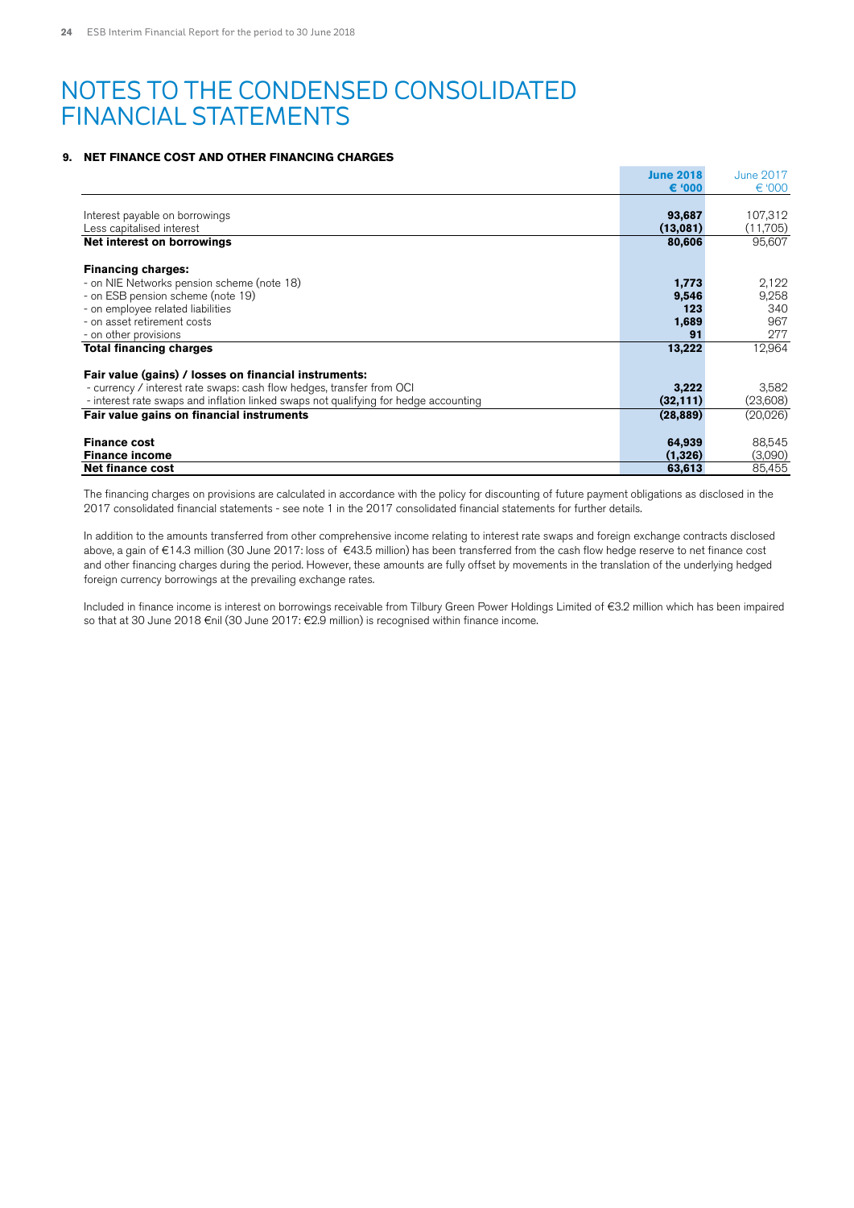# NOTES TO THE CONDENSED CONSOLIDATED FINANCIAL STATEMENTS

## 9. NET FINANCE COST AND OTHER FINANCING CHARGES

| | June 2018 € '000 | June 2017 € '000 |
|---|---|---|
| Interest payable on borrowings | 93,687 | 107,312 |
| Less capitalised interest | (13,081) | (11,705) |
| **Net interest on borrowings** | **80,606** | 95,607 |
| **Financing charges:** | | |
| - on NIE Networks pension scheme (note 18) | 1,773 | 2,122 |
| - on ESB pension scheme (note 19) | 9,546 | 9,258 |
| - on employee related liabilities | 123 | 340 |
| - on asset retirement costs | 1,689 | 967 |
| - on other provisions | 91 | 277 |
| **Total financing charges** | **13,222** | 12,964 |
| **Fair value (gains) / losses on financial instruments:** | | |
| - currency / interest rate swaps: cash flow hedges, transfer from OCI | 3,222 | 3,582 |
| - interest rate swaps and inflation linked swaps not qualifying for hedge accounting | (32,111) | (23,608) |
| **Fair value gains on financial instruments** | **(28,889)** | (20,026) |
| **Finance cost** | **64,939** | 88,545 |
| **Finance income** | **(1,326)** | (3,090) |
| **Net finance cost** | **63,613** | 85,455 |

The financing charges on provisions are calculated in accordance with the policy for discounting of future payment obligations as disclosed in the 2017 consolidated financial statements - see note 1 in the 2017 consolidated financial statements for further details.

In addition to the amounts transferred from other comprehensive income relating to interest rate swaps and foreign exchange contracts disclosed above, a gain of €14.3 million (30 June 2017: loss of €43.5 million) has been transferred from the cash flow hedge reserve to net finance cost and other financing charges during the period. However, these amounts are fully offset by movements in the translation of the underlying hedged foreign currency borrowings at the prevailing exchange rates.

Included in finance income is interest on borrowings receivable from Tilbury Green Power Holdings Limited of €3.2 million which has been impaired so that at 30 June 2018 €nil (30 June 2017: €2.9 million) is recognised within finance income.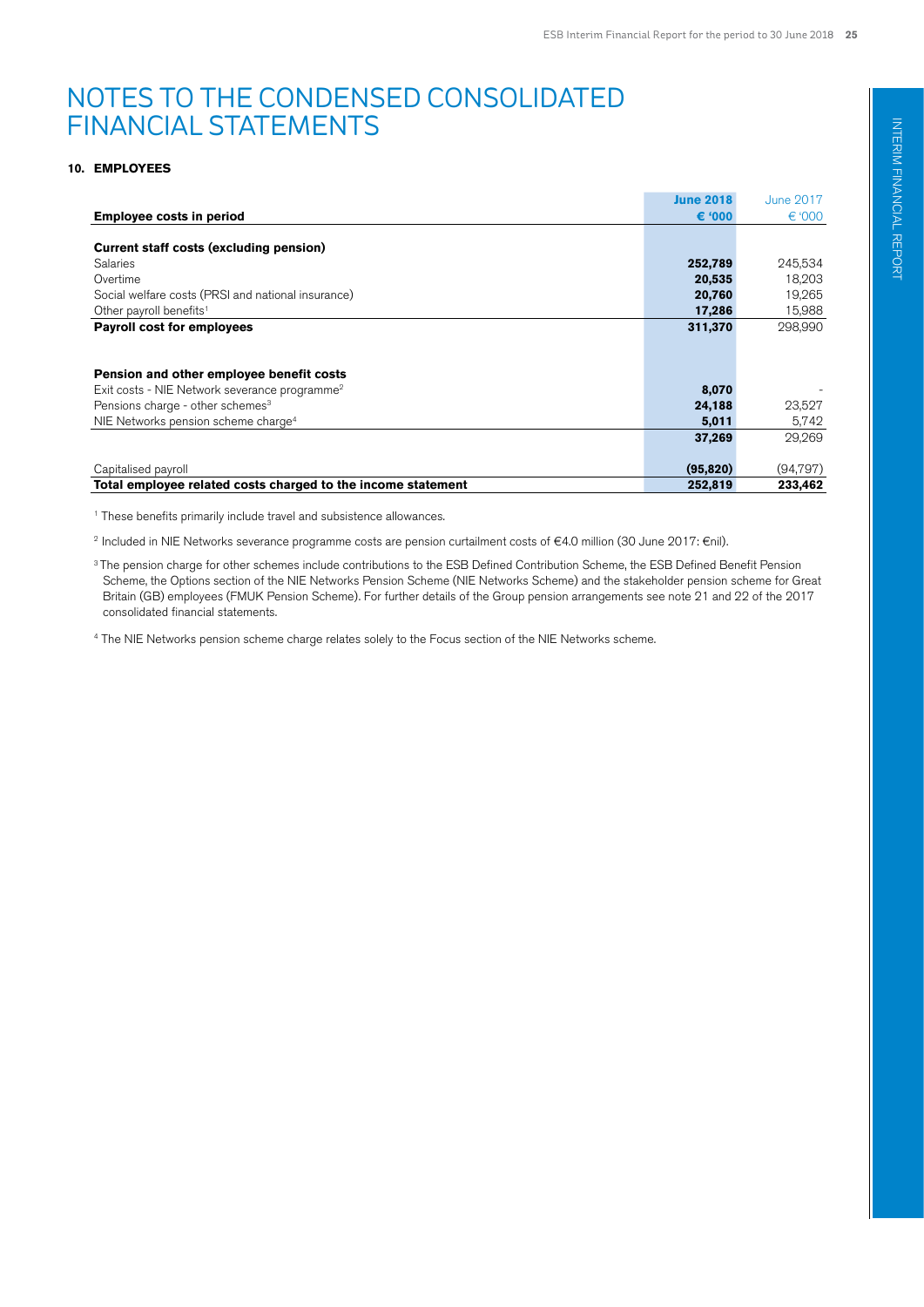# NOTES TO THE CONDENSED CONSOLIDATED FINANCIAL STATEMENTS

### 10. EMPLOYEES

| Employee costs in period | June 2018 € '000 | June 2017 € '000 |
|---|---|---|
| **Current staff costs (excluding pension)** | | |
| Salaries | **252,789** | 245,534 |
| Overtime | **20,535** | 18,203 |
| Social welfare costs (PRSI and national insurance) | **20,760** | 19,265 |
| Other payroll benefits[1] | **17,286** | 15,988 |
| **Payroll cost for employees** | **311,370** | 298,990 |
| | | |
| **Pension and other employee benefit costs** | | |
| Exit costs - NIE Network severance programme[2] | **8,070** | - |
| Pensions charge - other schemes[3] | **24,188** | 23,527 |
| NIE Networks pension scheme charge[4] | **5,011** | 5,742 |
| | **37,269** | 29,269 |
| | | |
| Capitalised payroll | **(95,820)** | (94,797) |
| **Total employee related costs charged to the income statement** | **252,819** | **233,462** |

[1] These benefits primarily include travel and subsistence allowances.

[2] Included in NIE Networks severance programme costs are pension curtailment costs of €4.0 million (30 June 2017: €nil).

[3] The pension charge for other schemes include contributions to the ESB Defined Contribution Scheme, the ESB Defined Benefit Pension Scheme, the Options section of the NIE Networks Pension Scheme (NIE Networks Scheme) and the stakeholder pension scheme for Great Britain (GB) employees (FMUK Pension Scheme). For further details of the Group pension arrangements see note 21 and 22 of the 2017 consolidated financial statements.

[4] The NIE Networks pension scheme charge relates solely to the Focus section of the NIE Networks scheme.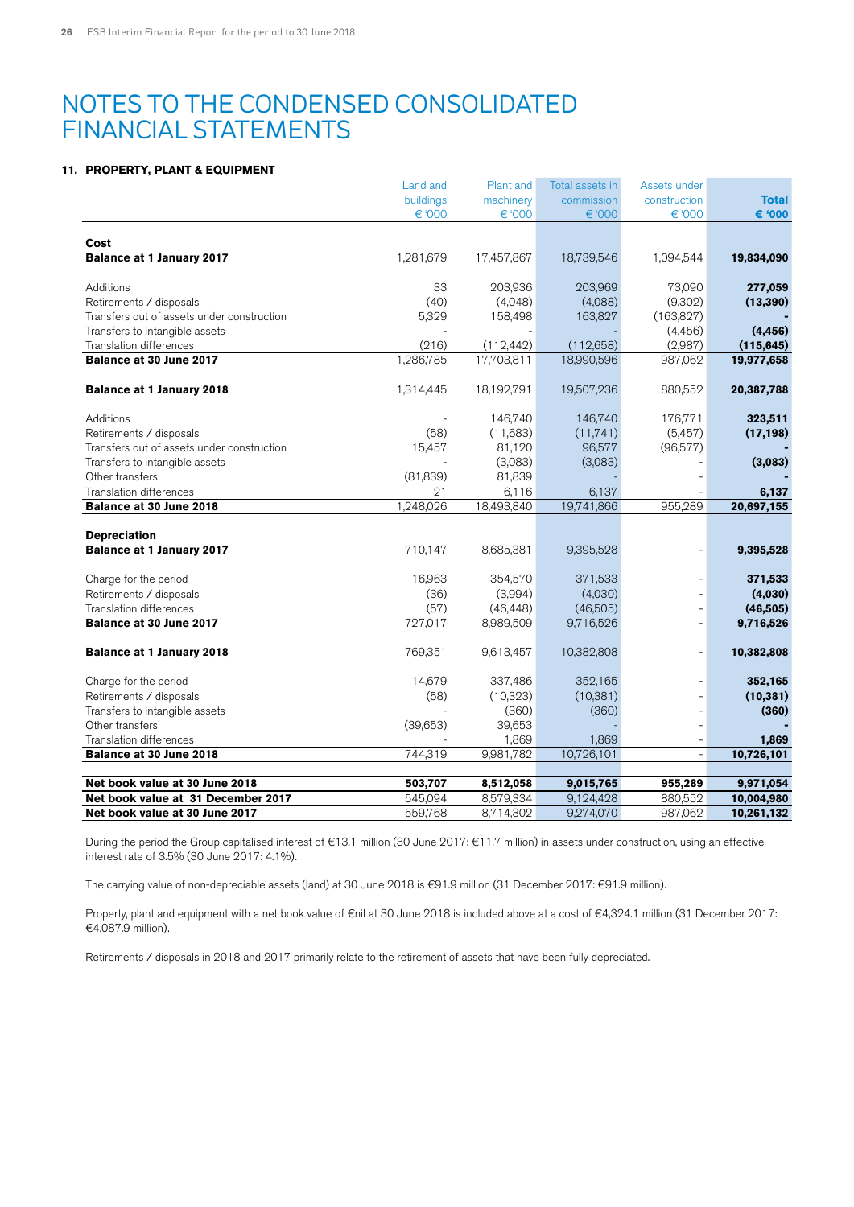# NOTES TO THE CONDENSED CONSOLIDATED FINANCIAL STATEMENTS

### 11. PROPERTY, PLANT & EQUIPMENT

| | Land and buildings € '000 | Plant and machinery € '000 | Total assets in commission € '000 | Assets under construction € '000 | **Total € '000** |
|---|---|---|---|---|---|
| **Cost** | | | | | |
| **Balance at 1 January 2017** | 1,281,679 | 17,457,867 | 18,739,546 | 1,094,544 | **19,834,090** |
| Additions | 33 | 203,936 | 203,969 | 73,090 | **277,059** |
| Retirements / disposals | (40) | (4,048) | (4,088) | (9,302) | **(13,390)** |
| Transfers out of assets under construction | 5,329 | 158,498 | 163,827 | (163,827) | **-** |
| Transfers to intangible assets | - | - | - | (4,456) | **(4,456)** |
| Translation differences | (216) | (112,442) | (112,658) | (2,987) | **(115,645)** |
| **Balance at 30 June 2017** | 1,286,785 | 17,703,811 | 18,990,596 | 987,062 | **19,977,658** |
| **Balance at 1 January 2018** | 1,314,445 | 18,192,791 | 19,507,236 | 880,552 | **20,387,788** |
| Additions | - | 146,740 | 146,740 | 176,771 | **323,511** |
| Retirements / disposals | (58) | (11,683) | (11,741) | (5,457) | **(17,198)** |
| Transfers out of assets under construction | 15,457 | 81,120 | 96,577 | (96,577) | **-** |
| Transfers to intangible assets | - | (3,083) | (3,083) | - | **(3,083)** |
| Other transfers | (81,839) | 81,839 | - | - | **-** |
| Translation differences | 21 | 6,116 | 6,137 | - | **6,137** |
| **Balance at 30 June 2018** | 1,248,026 | 18,493,840 | 19,741,866 | 955,289 | **20,697,155** |
| **Depreciation** | | | | | |
| **Balance at 1 January 2017** | 710,147 | 8,685,381 | 9,395,528 | - | **9,395,528** |
| Charge for the period | 16,963 | 354,570 | 371,533 | - | **371,533** |
| Retirements / disposals | (36) | (3,994) | (4,030) | - | **(4,030)** |
| Translation differences | (57) | (46,448) | (46,505) | - | **(46,505)** |
| **Balance at 30 June 2017** | 727,017 | 8,989,509 | 9,716,526 | - | **9,716,526** |
| **Balance at 1 January 2018** | 769,351 | 9,613,457 | 10,382,808 | - | **10,382,808** |
| Charge for the period | 14,679 | 337,486 | 352,165 | - | **352,165** |
| Retirements / disposals | (58) | (10,323) | (10,381) | - | **(10,381)** |
| Transfers to intangible assets | - | (360) | (360) | - | **(360)** |
| Other transfers | (39,653) | 39,653 | - | - | **-** |
| Translation differences | - | 1,869 | 1,869 | - | **1,869** |
| **Balance at 30 June 2018** | 744,319 | 9,981,782 | 10,726,101 | - | **10,726,101** |
| **Net book value at 30 June 2018** | **503,707** | **8,512,058** | **9,015,765** | **955,289** | **9,971,054** |
| **Net book value at 31 December 2017** | 545,094 | 8,579,334 | 9,124,428 | 880,552 | **10,004,980** |
| **Net book value at 30 June 2017** | 559,768 | 8,714,302 | 9,274,070 | 987,062 | **10,261,132** |

During the period the Group capitalised interest of €13.1 million (30 June 2017: €11.7 million) in assets under construction, using an effective interest rate of 3.5% (30 June 2017: 4.1%).

The carrying value of non-depreciable assets (land) at 30 June 2018 is €91.9 million (31 December 2017: €91.9 million).

Property, plant and equipment with a net book value of €nil at 30 June 2018 is included above at a cost of €4,324.1 million (31 December 2017: €4,087.9 million).

Retirements / disposals in 2018 and 2017 primarily relate to the retirement of assets that have been fully depreciated.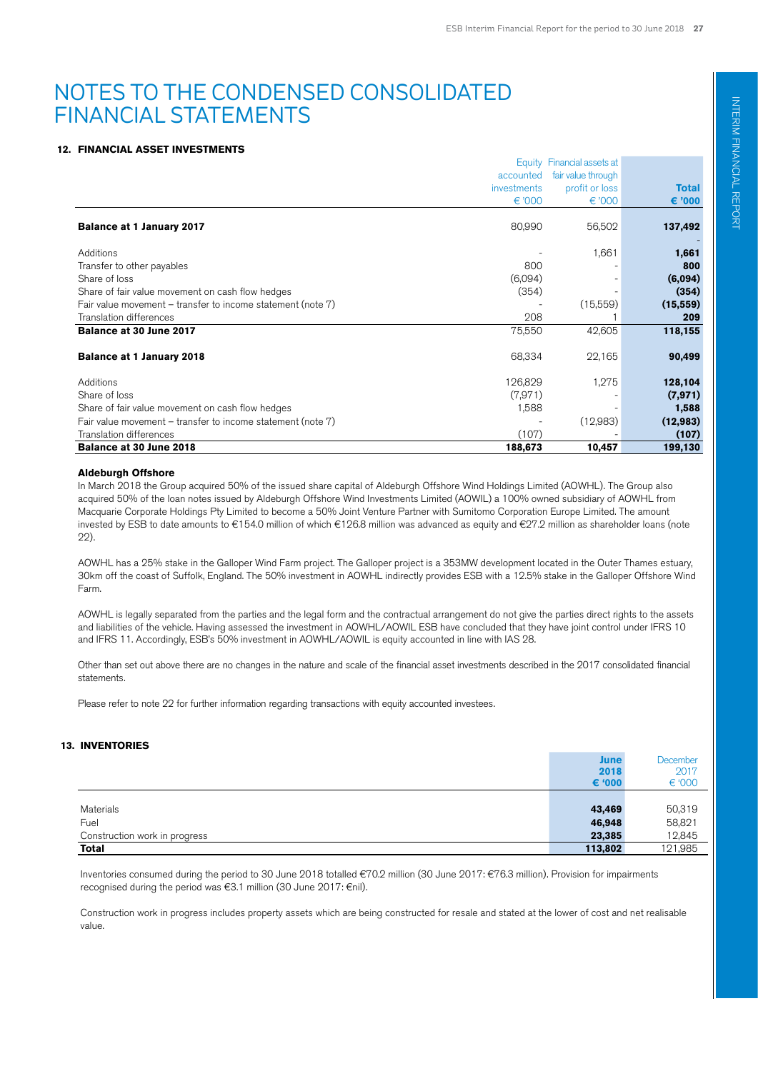# NOTES TO THE CONDENSED CONSOLIDATED FINANCIAL STATEMENTS

## 12. FINANCIAL ASSET INVESTMENTS

| | Equity accounted investments € '000 | Financial assets at fair value through profit or loss € '000 | **Total € '000** |
|---|---|---|---|
| **Balance at 1 January 2017** | 80,990 | 56,502 | **137,492** |
| | | | - |
| Additions | - | 1,661 | **1,661** |
| Transfer to other payables | 800 | - | **800** |
| Share of loss | (6,094) | - | **(6,094)** |
| Share of fair value movement on cash flow hedges | (354) | - | **(354)** |
| Fair value movement – transfer to income statement (note 7) | - | (15,559) | **(15,559)** |
| Translation differences | 208 | 1 | **209** |
| **Balance at 30 June 2017** | 75,550 | 42,605 | **118,155** |
| **Balance at 1 January 2018** | 68,334 | 22,165 | **90,499** |
| Additions | 126,829 | 1,275 | **128,104** |
| Share of loss | (7,971) | - | **(7,971)** |
| Share of fair value movement on cash flow hedges | 1,588 | - | **1,588** |
| Fair value movement – transfer to income statement (note 7) | - | (12,983) | **(12,983)** |
| Translation differences | (107) | - | **(107)** |
| **Balance at 30 June 2018** | **188,673** | **10,457** | **199,130** |

**Aldeburgh Offshore**

In March 2018 the Group acquired 50% of the issued share capital of Aldeburgh Offshore Wind Holdings Limited (AOWHL). The Group also acquired 50% of the loan notes issued by Aldeburgh Offshore Wind Investments Limited (AOWIL) a 100% owned subsidiary of AOWHL from Macquarie Corporate Holdings Pty Limited to become a 50% Joint Venture Partner with Sumitomo Corporation Europe Limited. The amount invested by ESB to date amounts to €154.0 million of which €126.8 million was advanced as equity and €27.2 million as shareholder loans (note 22).

AOWHL has a 25% stake in the Galloper Wind Farm project. The Galloper project is a 353MW development located in the Outer Thames estuary, 30km off the coast of Suffolk, England. The 50% investment in AOWHL indirectly provides ESB with a 12.5% stake in the Galloper Offshore Wind Farm.

AOWHL is legally separated from the parties and the legal form and the contractual arrangement do not give the parties direct rights to the assets and liabilities of the vehicle. Having assessed the investment in AOWHL/AOWIL ESB have concluded that they have joint control under IFRS 10 and IFRS 11. Accordingly, ESB's 50% investment in AOWHL/AOWIL is equity accounted in line with IAS 28.

Other than set out above there are no changes in the nature and scale of the financial asset investments described in the 2017 consolidated financial statements.

Please refer to note 22 for further information regarding transactions with equity accounted investees.

## 13. INVENTORIES

| | **June 2018 € '000** | December 2017 € '000 |
|---|---|---|
| Materials | **43,469** | 50,319 |
| Fuel | **46,948** | 58,821 |
| Construction work in progress | **23,385** | 12,845 |
| **Total** | **113,802** | 121,985 |

Inventories consumed during the period to 30 June 2018 totalled €70.2 million (30 June 2017: €76.3 million). Provision for impairments recognised during the period was €3.1 million (30 June 2017: €nil).

Construction work in progress includes property assets which are being constructed for resale and stated at the lower of cost and net realisable value.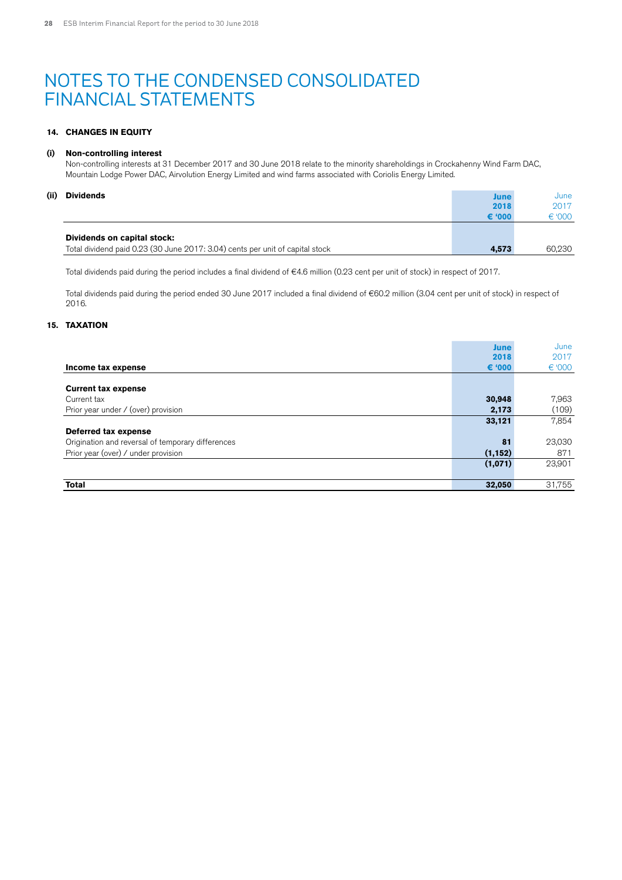# NOTES TO THE CONDENSED CONSOLIDATED FINANCIAL STATEMENTS

## 14. CHANGES IN EQUITY

### (i) Non-controlling interest

Non-controlling interests at 31 December 2017 and 30 June 2018 relate to the minority shareholdings in Crockahenny Wind Farm DAC, Mountain Lodge Power DAC, Airvolution Energy Limited and wind farms associated with Coriolis Energy Limited.

### (ii) Dividends

| | June 2018 € '000 | June 2017 € '000 |
|---|---|---|
| **Dividends on capital stock:** | | |
| Total dividend paid 0.23 (30 June 2017: 3.04) cents per unit of capital stock | **4,573** | 60,230 |

Total dividends paid during the period includes a final dividend of €4.6 million (0.23 cent per unit of stock) in respect of 2017.

Total dividends paid during the period ended 30 June 2017 included a final dividend of €60.2 million (3.04 cent per unit of stock) in respect of 2016.

## 15. TAXATION

| **Income tax expense** | June 2018 € '000 | June 2017 € '000 |
|---|---|---|
| **Current tax expense** | | |
| Current tax | **30,948** | 7,963 |
| Prior year under / (over) provision | **2,173** | (109) |
| | **33,121** | 7,854 |
| **Deferred tax expense** | | |
| Origination and reversal of temporary differences | **81** | 23,030 |
| Prior year (over) / under provision | **(1,152)** | 871 |
| | **(1,071)** | 23,901 |
| **Total** | **32,050** | 31,755 |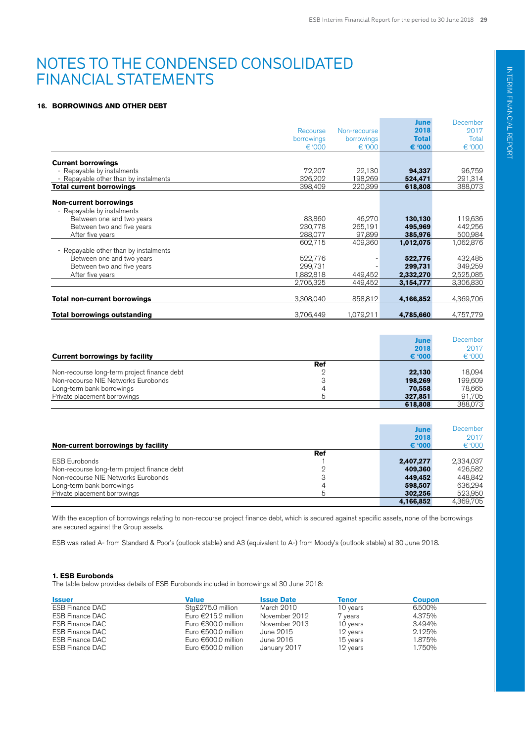# NOTES TO THE CONDENSED CONSOLIDATED FINANCIAL STATEMENTS

### 16. BORROWINGS AND OTHER DEBT

| | Recourse borrowings € '000 | Non-recourse borrowings € '000 | June 2018 Total € '000 | December 2017 Total € '000 |
|---|---|---|---|---|
| **Current borrowings** | | | | |
| - Repayable by instalments | 72,207 | 22,130 | **94,337** | 96,759 |
| - Repayable other than by instalments | 326,202 | 198,269 | **524,471** | 291,314 |
| **Total current borrowings** | 398,409 | 220,399 | **618,808** | 388,073 |
| **Non-current borrowings** | | | | |
| - Repayable by instalments | | | | |
| Between one and two years | 83,860 | 46,270 | **130,130** | 119,636 |
| Between two and five years | 230,778 | 265,191 | **495,969** | 442,256 |
| After five years | 288,077 | 97,899 | **385,976** | 500,984 |
| | 602,715 | 409,360 | **1,012,075** | 1,062,876 |
| - Repayable other than by instalments | | | | |
| Between one and two years | 522,776 | - | **522,776** | 432,485 |
| Between two and five years | 299,731 | - | **299,731** | 349,259 |
| After five years | 1,882,818 | 449,452 | **2,332,270** | 2,525,085 |
| | 2,705,325 | 449,452 | **3,154,777** | 3,306,830 |
| **Total non-current borrowings** | 3,308,040 | 858,812 | **4,166,852** | 4,369,706 |
| **Total borrowings outstanding** | 3,706,449 | 1,079,211 | **4,785,660** | 4,757,779 |

| **Current borrowings by facility** | Ref | June 2018 € '000 | December 2017 € '000 |
|---|---|---|---|
| Non-recourse long-term project finance debt | 2 | **22,130** | 18,094 |
| Non-recourse NIE Networks Eurobonds | 3 | **198,269** | 199,609 |
| Long-term bank borrowings | 4 | **70,558** | 78,665 |
| Private placement borrowings | 5 | **327,851** | 91,705 |
| | | **618,808** | 388,073 |

| **Non-current borrowings by facility** | Ref | June 2018 € '000 | December 2017 € '000 |
|---|---|---|---|
| ESB Eurobonds | 1 | **2,407,277** | 2,334,037 |
| Non-recourse long-term project finance debt | 2 | **409,360** | 426,582 |
| Non-recourse NIE Networks Eurobonds | 3 | **449,452** | 448,842 |
| Long-term bank borrowings | 4 | **598,507** | 636,294 |
| Private placement borrowings | 5 | **302,256** | 523,950 |
| | | **4,166,852** | 4,369,705 |

With the exception of borrowings relating to non-recourse project finance debt, which is secured against specific assets, none of the borrowings are secured against the Group assets.

ESB was rated A- from Standard & Poor's (outlook stable) and A3 (equivalent to A-) from Moody's (outlook stable) at 30 June 2018.

**1. ESB Eurobonds**

The table below provides details of ESB Eurobonds included in borrowings at 30 June 2018:

| Issuer | Value | Issue Date | Tenor | Coupon |
|---|---|---|---|---|
| ESB Finance DAC | Stg£275.0 million | March 2010 | 10 years | 6.500% |
| ESB Finance DAC | Euro €215.2 million | November 2012 | 7 years | 4.375% |
| ESB Finance DAC | Euro €300.0 million | November 2013 | 10 years | 3.494% |
| ESB Finance DAC | Euro €500.0 million | June 2015 | 12 years | 2.125% |
| ESB Finance DAC | Euro €600.0 million | June 2016 | 15 years | 1.875% |
| ESB Finance DAC | Euro €500.0 million | January 2017 | 12 years | 1.750% |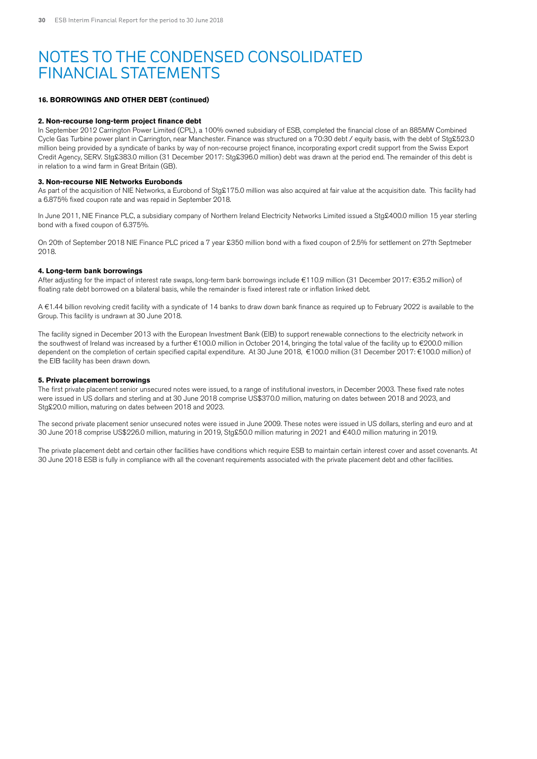# NOTES TO THE CONDENSED CONSOLIDATED FINANCIAL STATEMENTS

**16. BORROWINGS AND OTHER DEBT (continued)**

**2. Non-recourse long-term project finance debt**

In September 2012 Carrington Power Limited (CPL), a 100% owned subsidiary of ESB, completed the financial close of an 885MW Combined Cycle Gas Turbine power plant in Carrington, near Manchester. Finance was structured on a 70:30 debt / equity basis, with the debt of Stg£523.0 million being provided by a syndicate of banks by way of non-recourse project finance, incorporating export credit support from the Swiss Export Credit Agency, SERV. Stg£383.0 million (31 December 2017: Stg£396.0 million) debt was drawn at the period end. The remainder of this debt is in relation to a wind farm in Great Britain (GB).

**3. Non-recourse NIE Networks Eurobonds**

As part of the acquisition of NIE Networks, a Eurobond of Stg£175.0 million was also acquired at fair value at the acquisition date. This facility had a 6.875% fixed coupon rate and was repaid in September 2018.

In June 2011, NIE Finance PLC, a subsidiary company of Northern Ireland Electricity Networks Limited issued a Stg£400.0 million 15 year sterling bond with a fixed coupon of 6.375%.

On 20th of September 2018 NIE Finance PLC priced a 7 year £350 million bond with a fixed coupon of 2.5% for settlement on 27th Septmeber 2018.

**4. Long-term bank borrowings**

After adjusting for the impact of interest rate swaps, long-term bank borrowings include €110.9 million (31 December 2017: €35.2 million) of floating rate debt borrowed on a bilateral basis, while the remainder is fixed interest rate or inflation linked debt.

A €1.44 billion revolving credit facility with a syndicate of 14 banks to draw down bank finance as required up to February 2022 is available to the Group. This facility is undrawn at 30 June 2018.

The facility signed in December 2013 with the European Investment Bank (EIB) to support renewable connections to the electricity network in the southwest of Ireland was increased by a further €100.0 million in October 2014, bringing the total value of the facility up to €200.0 million dependent on the completion of certain specified capital expenditure. At 30 June 2018, €100.0 million (31 December 2017: €100.0 million) of the EIB facility has been drawn down.

**5. Private placement borrowings**

The first private placement senior unsecured notes were issued, to a range of institutional investors, in December 2003. These fixed rate notes were issued in US dollars and sterling and at 30 June 2018 comprise US$370.0 million, maturing on dates between 2018 and 2023, and Stg£20.0 million, maturing on dates between 2018 and 2023.

The second private placement senior unsecured notes were issued in June 2009. These notes were issued in US dollars, sterling and euro and at 30 June 2018 comprise US$226.0 million, maturing in 2019, Stg£50.0 million maturing in 2021 and €40.0 million maturing in 2019.

The private placement debt and certain other facilities have conditions which require ESB to maintain certain interest cover and asset covenants. At 30 June 2018 ESB is fully in compliance with all the covenant requirements associated with the private placement debt and other facilities.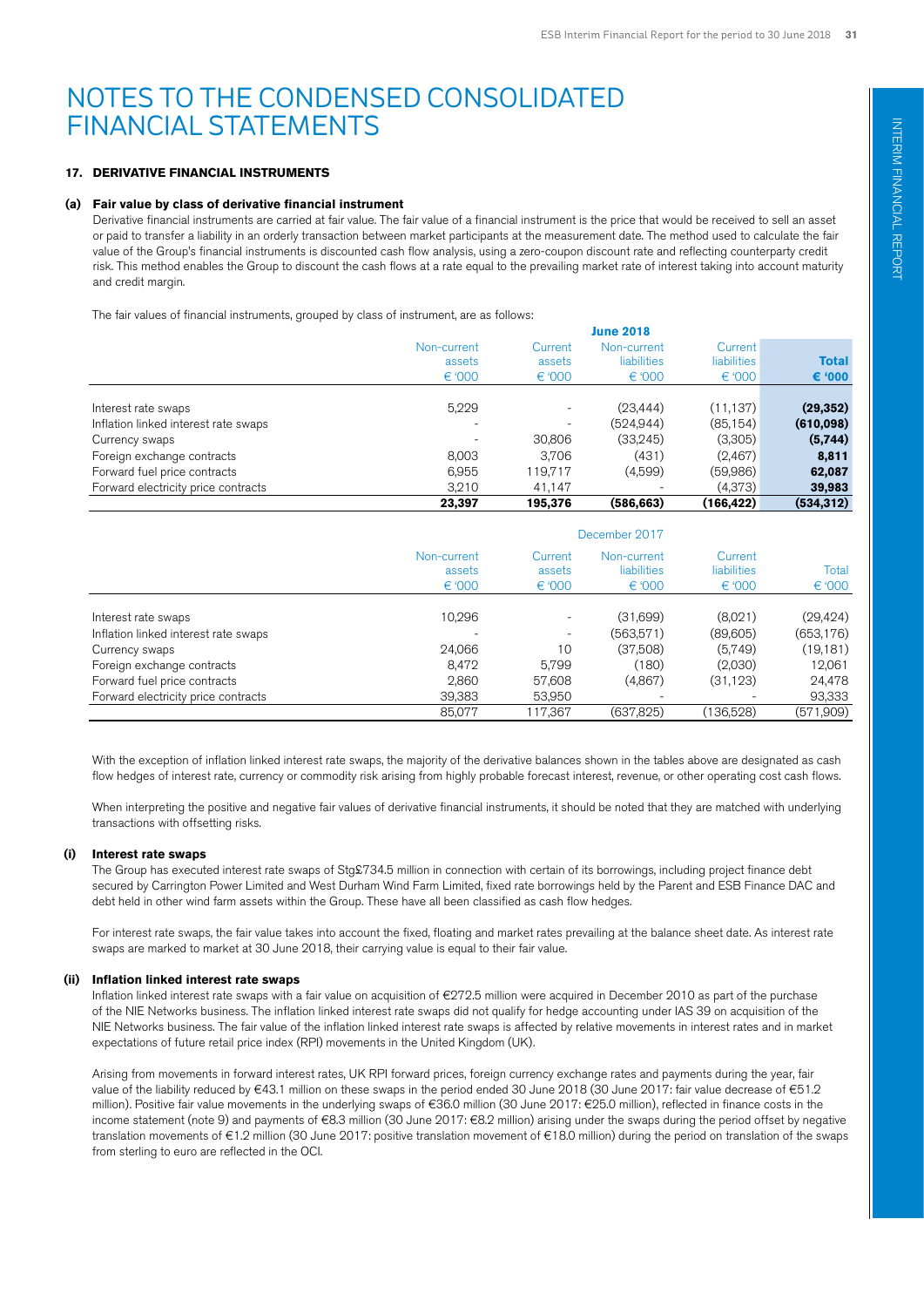# NOTES TO THE CONDENSED CONSOLIDATED FINANCIAL STATEMENTS

### 17. DERIVATIVE FINANCIAL INSTRUMENTS

#### (a) Fair value by class of derivative financial instrument

Derivative financial instruments are carried at fair value. The fair value of a financial instrument is the price that would be received to sell an asset or paid to transfer a liability in an orderly transaction between market participants at the measurement date. The method used to calculate the fair value of the Group's financial instruments is discounted cash flow analysis, using a zero-coupon discount rate and reflecting counterparty credit risk. This method enables the Group to discount the cash flows at a rate equal to the prevailing market rate of interest taking into account maturity and credit margin.

The fair values of financial instruments, grouped by class of instrument, are as follows:

| | **June 2018** | | | | |
|---|---|---|---|---|---|
| | Non-current assets € '000 | Current assets € '000 | Non-current liabilities € '000 | Current liabilities € '000 | **Total € '000** |
| Interest rate swaps | 5,229 | - | (23,444) | (11,137) | **(29,352)** |
| Inflation linked interest rate swaps | - | - | (524,944) | (85,154) | **(610,098)** |
| Currency swaps | - | 30,806 | (33,245) | (3,305) | **(5,744)** |
| Foreign exchange contracts | 8,003 | 3,706 | (431) | (2,467) | **8,811** |
| Forward fuel price contracts | 6,955 | 119,717 | (4,599) | (59,986) | **62,087** |
| Forward electricity price contracts | 3,210 | 41,147 | - | (4,373) | **39,983** |
| | **23,397** | **195,376** | **(586,663)** | **(166,422)** | **(534,312)** |

| | December 2017 | | | | |
|---|---|---|---|---|---|
| | Non-current assets € '000 | Current assets € '000 | Non-current liabilities € '000 | Current liabilities € '000 | Total € '000 |
| Interest rate swaps | 10,296 | - | (31,699) | (8,021) | (29,424) |
| Inflation linked interest rate swaps | - | - | (563,571) | (89,605) | (653,176) |
| Currency swaps | 24,066 | 10 | (37,508) | (5,749) | (19,181) |
| Foreign exchange contracts | 8,472 | 5,799 | (180) | (2,030) | 12,061 |
| Forward fuel price contracts | 2,860 | 57,608 | (4,867) | (31,123) | 24,478 |
| Forward electricity price contracts | 39,383 | 53,950 | - | - | 93,333 |
| | 85,077 | 117,367 | (637,825) | (136,528) | (571,909) |

With the exception of inflation linked interest rate swaps, the majority of the derivative balances shown in the tables above are designated as cash flow hedges of interest rate, currency or commodity risk arising from highly probable forecast interest, revenue, or other operating cost cash flows.

When interpreting the positive and negative fair values of derivative financial instruments, it should be noted that they are matched with underlying transactions with offsetting risks.

#### (i) Interest rate swaps

The Group has executed interest rate swaps of Stg£734.5 million in connection with certain of its borrowings, including project finance debt secured by Carrington Power Limited and West Durham Wind Farm Limited, fixed rate borrowings held by the Parent and ESB Finance DAC and debt held in other wind farm assets within the Group. These have all been classified as cash flow hedges.

For interest rate swaps, the fair value takes into account the fixed, floating and market rates prevailing at the balance sheet date. As interest rate swaps are marked to market at 30 June 2018, their carrying value is equal to their fair value.

#### (ii) Inflation linked interest rate swaps

Inflation linked interest rate swaps with a fair value on acquisition of €272.5 million were acquired in December 2010 as part of the purchase of the NIE Networks business. The inflation linked interest rate swaps did not qualify for hedge accounting under IAS 39 on acquisition of the NIE Networks business. The fair value of the inflation linked interest rate swaps is affected by relative movements in interest rates and in market expectations of future retail price index (RPI) movements in the United Kingdom (UK).

Arising from movements in forward interest rates, UK RPI forward prices, foreign currency exchange rates and payments during the year, fair value of the liability reduced by €43.1 million on these swaps in the period ended 30 June 2018 (30 June 2017: fair value decrease of €51.2 million). Positive fair value movements in the underlying swaps of €36.0 million (30 June 2017: €25.0 million), reflected in finance costs in the income statement (note 9) and payments of €8.3 million (30 June 2017: €8.2 million) arising under the swaps during the period offset by negative translation movements of €1.2 million (30 June 2017: positive translation movement of €18.0 million) during the period on translation of the swaps from sterling to euro are reflected in the OCI.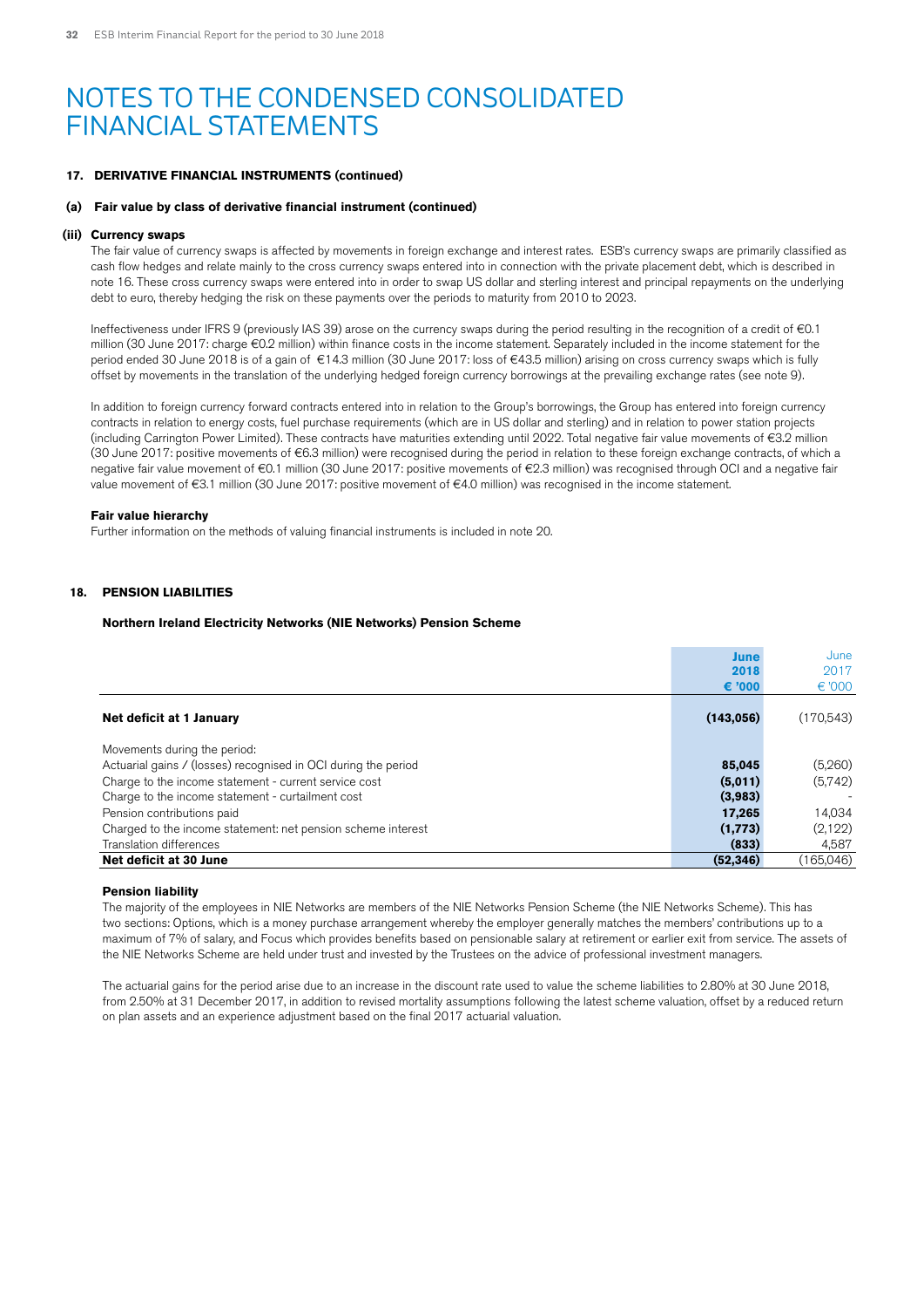# NOTES TO THE CONDENSED CONSOLIDATED FINANCIAL STATEMENTS

**17. DERIVATIVE FINANCIAL INSTRUMENTS (continued)**

**(a) Fair value by class of derivative financial instrument (continued)**

**(iii) Currency swaps**

The fair value of currency swaps is affected by movements in foreign exchange and interest rates. ESB's currency swaps are primarily classified as cash flow hedges and relate mainly to the cross currency swaps entered into in connection with the private placement debt, which is described in note 16. These cross currency swaps were entered into in order to swap US dollar and sterling interest and principal repayments on the underlying debt to euro, thereby hedging the risk on these payments over the periods to maturity from 2010 to 2023.

Ineffectiveness under IFRS 9 (previously IAS 39) arose on the currency swaps during the period resulting in the recognition of a credit of €0.1 million (30 June 2017: charge €0.2 million) within finance costs in the income statement. Separately included in the income statement for the period ended 30 June 2018 is of a gain of €14.3 million (30 June 2017: loss of €43.5 million) arising on cross currency swaps which is fully offset by movements in the translation of the underlying hedged foreign currency borrowings at the prevailing exchange rates (see note 9).

In addition to foreign currency forward contracts entered into in relation to the Group's borrowings, the Group has entered into foreign currency contracts in relation to energy costs, fuel purchase requirements (which are in US dollar and sterling) and in relation to power station projects (including Carrington Power Limited). These contracts have maturities extending until 2022. Total negative fair value movements of €3.2 million (30 June 2017: positive movements of €6.3 million) were recognised during the period in relation to these foreign exchange contracts, of which a negative fair value movement of €0.1 million (30 June 2017: positive movements of €2.3 million) was recognised through OCI and a negative fair value movement of €3.1 million (30 June 2017: positive movement of €4.0 million) was recognised in the income statement.

**Fair value hierarchy**

Further information on the methods of valuing financial instruments is included in note 20.

**18. PENSION LIABILITIES**

**Northern Ireland Electricity Networks (NIE Networks) Pension Scheme**

| | **June 2018 € '000** | June 2017 € '000 |
|---|---|---|
| **Net deficit at 1 January** | **(143,056)** | (170,543) |
| Movements during the period: | | |
| Actuarial gains / (losses) recognised in OCI during the period | **85,045** | (5,260) |
| Charge to the income statement - current service cost | **(5,011)** | (5,742) |
| Charge to the income statement - curtailment cost | **(3,983)** | - |
| Pension contributions paid | **17,265** | 14,034 |
| Charged to the income statement: net pension scheme interest | **(1,773)** | (2,122) |
| Translation differences | **(833)** | 4,587 |
| **Net deficit at 30 June** | **(52,346)** | (165,046) |

**Pension liability**

The majority of the employees in NIE Networks are members of the NIE Networks Pension Scheme (the NIE Networks Scheme). This has two sections: Options, which is a money purchase arrangement whereby the employer generally matches the members' contributions up to a maximum of 7% of salary, and Focus which provides benefits based on pensionable salary at retirement or earlier exit from service. The assets of the NIE Networks Scheme are held under trust and invested by the Trustees on the advice of professional investment managers.

The actuarial gains for the period arise due to an increase in the discount rate used to value the scheme liabilities to 2.80% at 30 June 2018, from 2.50% at 31 December 2017, in addition to revised mortality assumptions following the latest scheme valuation, offset by a reduced return on plan assets and an experience adjustment based on the final 2017 actuarial valuation.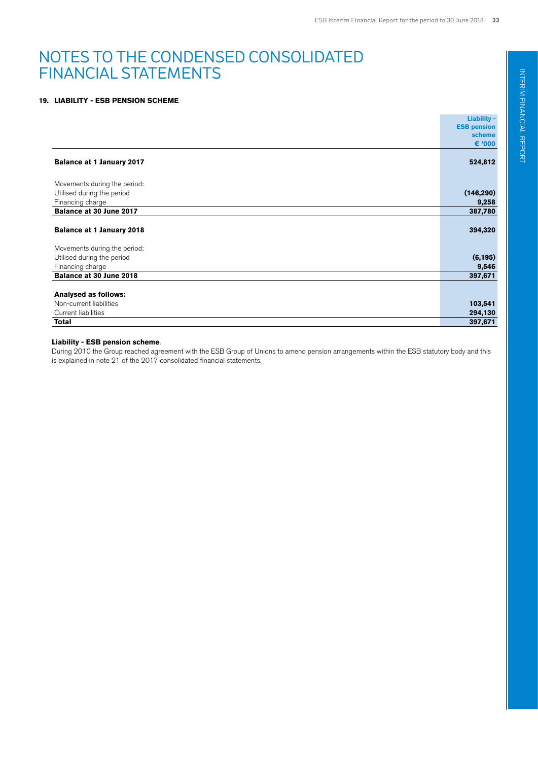# NOTES TO THE CONDENSED CONSOLIDATED FINANCIAL STATEMENTS

## 19. LIABILITY - ESB PENSION SCHEME

| | Liability - ESB pension scheme € '000 |
|---|---|
| **Balance at 1 January 2017** | **524,812** |
| Movements during the period: | |
| Utilised during the period | **(146,290)** |
| Financing charge | **9,258** |
| **Balance at 30 June 2017** | **387,780** |
| **Balance at 1 January 2018** | **394,320** |
| Movements during the period: | |
| Utilised during the period | **(6,195)** |
| Financing charge | **9,546** |
| **Balance at 30 June 2018** | **397,671** |
| **Analysed as follows:** | |
| Non-current liabilities | **103,541** |
| Current liabilities | **294,130** |
| **Total** | **397,671** |

**Liability - ESB pension scheme**.
During 2010 the Group reached agreement with the ESB Group of Unions to amend pension arrangements within the ESB statutory body and this is explained in note 21 of the 2017 consolidated financial statements.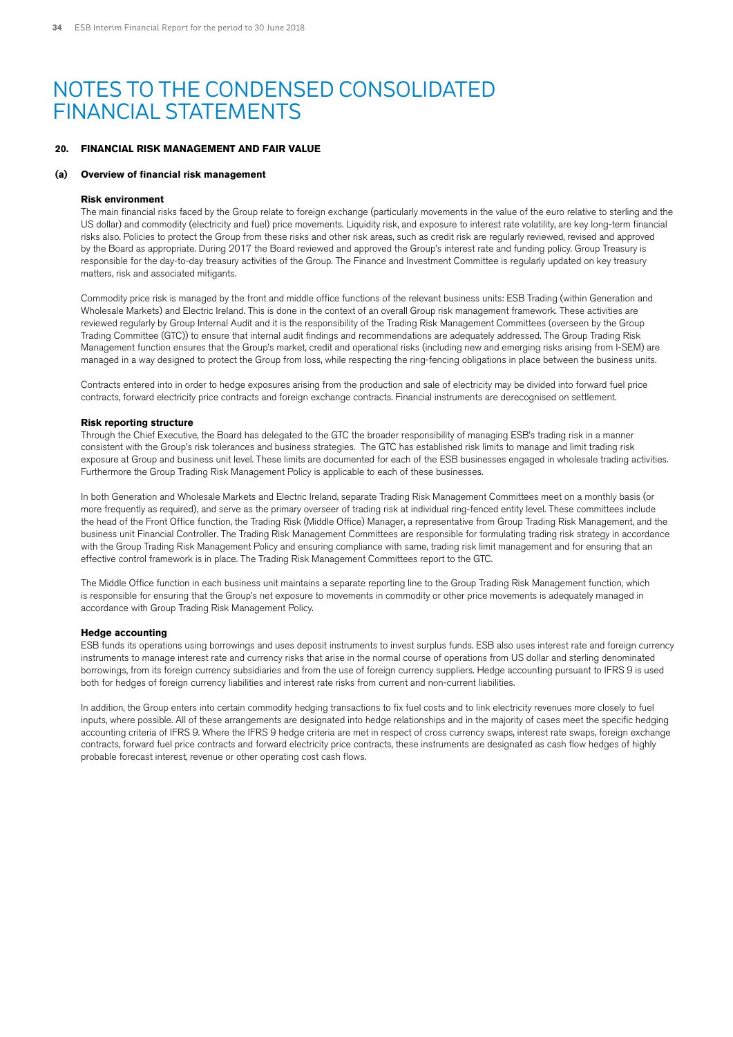# NOTES TO THE CONDENSED CONSOLIDATED FINANCIAL STATEMENTS

## 20. FINANCIAL RISK MANAGEMENT AND FAIR VALUE

### (a) Overview of financial risk management

**Risk environment**

The main financial risks faced by the Group relate to foreign exchange (particularly movements in the value of the euro relative to sterling and the US dollar) and commodity (electricity and fuel) price movements. Liquidity risk, and exposure to interest rate volatility, are key long-term financial risks also. Policies to protect the Group from these risks and other risk areas, such as credit risk are regularly reviewed, revised and approved by the Board as appropriate. During 2017 the Board reviewed and approved the Group's interest rate and funding policy. Group Treasury is responsible for the day-to-day treasury activities of the Group. The Finance and Investment Committee is regularly updated on key treasury matters, risk and associated mitigants.

Commodity price risk is managed by the front and middle office functions of the relevant business units: ESB Trading (within Generation and Wholesale Markets) and Electric Ireland. This is done in the context of an overall Group risk management framework. These activities are reviewed regularly by Group Internal Audit and it is the responsibility of the Trading Risk Management Committees (overseen by the Group Trading Committee (GTC)) to ensure that internal audit findings and recommendations are adequately addressed. The Group Trading Risk Management function ensures that the Group's market, credit and operational risks (including new and emerging risks arising from I-SEM) are managed in a way designed to protect the Group from loss, while respecting the ring-fencing obligations in place between the business units.

Contracts entered into in order to hedge exposures arising from the production and sale of electricity may be divided into forward fuel price contracts, forward electricity price contracts and foreign exchange contracts. Financial instruments are derecognised on settlement.

**Risk reporting structure**

Through the Chief Executive, the Board has delegated to the GTC the broader responsibility of managing ESB's trading risk in a manner consistent with the Group's risk tolerances and business strategies. The GTC has established risk limits to manage and limit trading risk exposure at Group and business unit level. These limits are documented for each of the ESB businesses engaged in wholesale trading activities. Furthermore the Group Trading Risk Management Policy is applicable to each of these businesses.

In both Generation and Wholesale Markets and Electric Ireland, separate Trading Risk Management Committees meet on a monthly basis (or more frequently as required), and serve as the primary overseer of trading risk at individual ring-fenced entity level. These committees include the head of the Front Office function, the Trading Risk (Middle Office) Manager, a representative from Group Trading Risk Management, and the business unit Financial Controller. The Trading Risk Management Committees are responsible for formulating trading risk strategy in accordance with the Group Trading Risk Management Policy and ensuring compliance with same, trading risk limit management and for ensuring that an effective control framework is in place. The Trading Risk Management Committees report to the GTC.

The Middle Office function in each business unit maintains a separate reporting line to the Group Trading Risk Management function, which is responsible for ensuring that the Group's net exposure to movements in commodity or other price movements is adequately managed in accordance with Group Trading Risk Management Policy.

**Hedge accounting**

ESB funds its operations using borrowings and uses deposit instruments to invest surplus funds. ESB also uses interest rate and foreign currency instruments to manage interest rate and currency risks that arise in the normal course of operations from US dollar and sterling denominated borrowings, from its foreign currency subsidiaries and from the use of foreign currency suppliers. Hedge accounting pursuant to IFRS 9 is used both for hedges of foreign currency liabilities and interest rate risks from current and non-current liabilities.

In addition, the Group enters into certain commodity hedging transactions to fix fuel costs and to link electricity revenues more closely to fuel inputs, where possible. All of these arrangements are designated into hedge relationships and in the majority of cases meet the specific hedging accounting criteria of IFRS 9. Where the IFRS 9 hedge criteria are met in respect of cross currency swaps, interest rate swaps, foreign exchange contracts, forward fuel price contracts and forward electricity price contracts, these instruments are designated as cash flow hedges of highly probable forecast interest, revenue or other operating cost cash flows.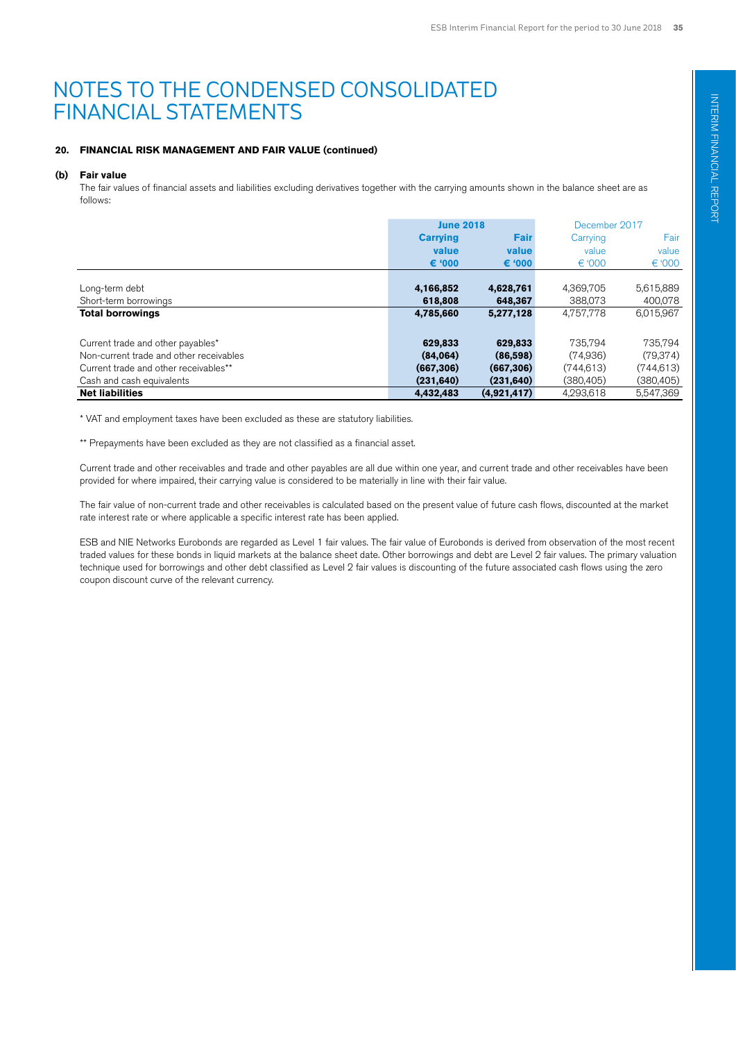# NOTES TO THE CONDENSED CONSOLIDATED FINANCIAL STATEMENTS

### 20. FINANCIAL RISK MANAGEMENT AND FAIR VALUE (continued)

#### (b) Fair value

The fair values of financial assets and liabilities excluding derivatives together with the carrying amounts shown in the balance sheet are as follows:

| | **June 2018** | | December 2017 | |
|---|---|---|---|---|
| | **Carrying value** | **Fair value** | Carrying value | Fair value |
| | **€ '000** | **€ '000** | € '000 | € '000 |
| Long-term debt | **4,166,852** | **4,628,761** | 4,369,705 | 5,615,889 |
| Short-term borrowings | **618,808** | **648,367** | 388,073 | 400,078 |
| **Total borrowings** | **4,785,660** | **5,277,128** | 4,757,778 | 6,015,967 |
| | | | | |
| Current trade and other payables* | **629,833** | **629,833** | 735,794 | 735,794 |
| Non-current trade and other receivables | **(84,064)** | **(86,598)** | (74,936) | (79,374) |
| Current trade and other receivables** | **(667,306)** | **(667,306)** | (744,613) | (744,613) |
| Cash and cash equivalents | **(231,640)** | **(231,640)** | (380,405) | (380,405) |
| **Net liabilities** | **4,432,483** | **(4,921,417)** | 4,293,618 | 5,547,369 |

\* VAT and employment taxes have been excluded as these are statutory liabilities.

** Prepayments have been excluded as they are not classified as a financial asset.

Current trade and other receivables and trade and other payables are all due within one year, and current trade and other receivables have been provided for where impaired, their carrying value is considered to be materially in line with their fair value.

The fair value of non-current trade and other receivables is calculated based on the present value of future cash flows, discounted at the market rate interest rate or where applicable a specific interest rate has been applied.

ESB and NIE Networks Eurobonds are regarded as Level 1 fair values. The fair value of Eurobonds is derived from observation of the most recent traded values for these bonds in liquid markets at the balance sheet date. Other borrowings and debt are Level 2 fair values. The primary valuation technique used for borrowings and other debt classified as Level 2 fair values is discounting of the future associated cash flows using the zero coupon discount curve of the relevant currency.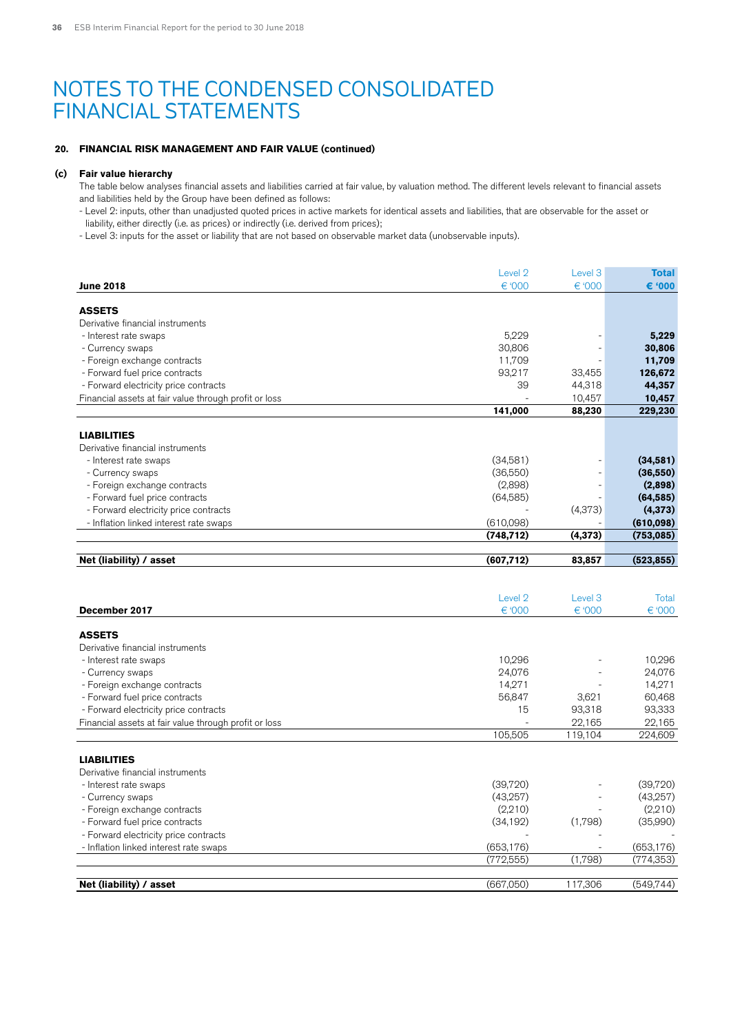# NOTES TO THE CONDENSED CONSOLIDATED FINANCIAL STATEMENTS

**20. FINANCIAL RISK MANAGEMENT AND FAIR VALUE (continued)**

**(c) Fair value hierarchy**

The table below analyses financial assets and liabilities carried at fair value, by valuation method. The different levels relevant to financial assets and liabilities held by the Group have been defined as follows:

- Level 2: inputs, other than unadjusted quoted prices in active markets for identical assets and liabilities, that are observable for the asset or liability, either directly (i.e. as prices) or indirectly (i.e. derived from prices);
- Level 3: inputs for the asset or liability that are not based on observable market data (unobservable inputs).

| June 2018 | Level 2 € '000 | Level 3 € '000 | **Total € '000** |
|---|---|---|---|
| **ASSETS** | | | |
| Derivative financial instruments | | | |
| - Interest rate swaps | 5,229 | - | **5,229** |
| - Currency swaps | 30,806 | - | **30,806** |
| - Foreign exchange contracts | 11,709 | - | **11,709** |
| - Forward fuel price contracts | 93,217 | 33,455 | **126,672** |
| - Forward electricity price contracts | 39 | 44,318 | **44,357** |
| Financial assets at fair value through profit or loss | - | 10,457 | **10,457** |
| | **141,000** | **88,230** | **229,230** |
| **LIABILITIES** | | | |
| Derivative financial instruments | | | |
| - Interest rate swaps | (34,581) | - | **(34,581)** |
| - Currency swaps | (36,550) | - | **(36,550)** |
| - Foreign exchange contracts | (2,898) | - | **(2,898)** |
| - Forward fuel price contracts | (64,585) | - | **(64,585)** |
| - Forward electricity price contracts | - | (4,373) | **(4,373)** |
| - Inflation linked interest rate swaps | (610,098) | - | **(610,098)** |
| | **(748,712)** | **(4,373)** | **(753,085)** |
| **Net (liability) / asset** | **(607,712)** | **83,857** | **(523,855)** |

| December 2017 | Level 2 € '000 | Level 3 € '000 | Total € '000 |
|---|---|---|---|
| **ASSETS** | | | |
| Derivative financial instruments | | | |
| - Interest rate swaps | 10,296 | - | 10,296 |
| - Currency swaps | 24,076 | - | 24,076 |
| - Foreign exchange contracts | 14,271 | - | 14,271 |
| - Forward fuel price contracts | 56,847 | 3,621 | 60,468 |
| - Forward electricity price contracts | 15 | 93,318 | 93,333 |
| Financial assets at fair value through profit or loss | - | 22,165 | 22,165 |
| | 105,505 | 119,104 | 224,609 |
| **LIABILITIES** | | | |
| Derivative financial instruments | | | |
| - Interest rate swaps | (39,720) | - | (39,720) |
| - Currency swaps | (43,257) | - | (43,257) |
| - Foreign exchange contracts | (2,210) | - | (2,210) |
| - Forward fuel price contracts | (34,192) | (1,798) | (35,990) |
| - Forward electricity price contracts | - | - | - |
| - Inflation linked interest rate swaps | (653,176) | - | (653,176) |
| | (772,555) | (1,798) | (774,353) |
| **Net (liability) / asset** | (667,050) | 117,306 | (549,744) |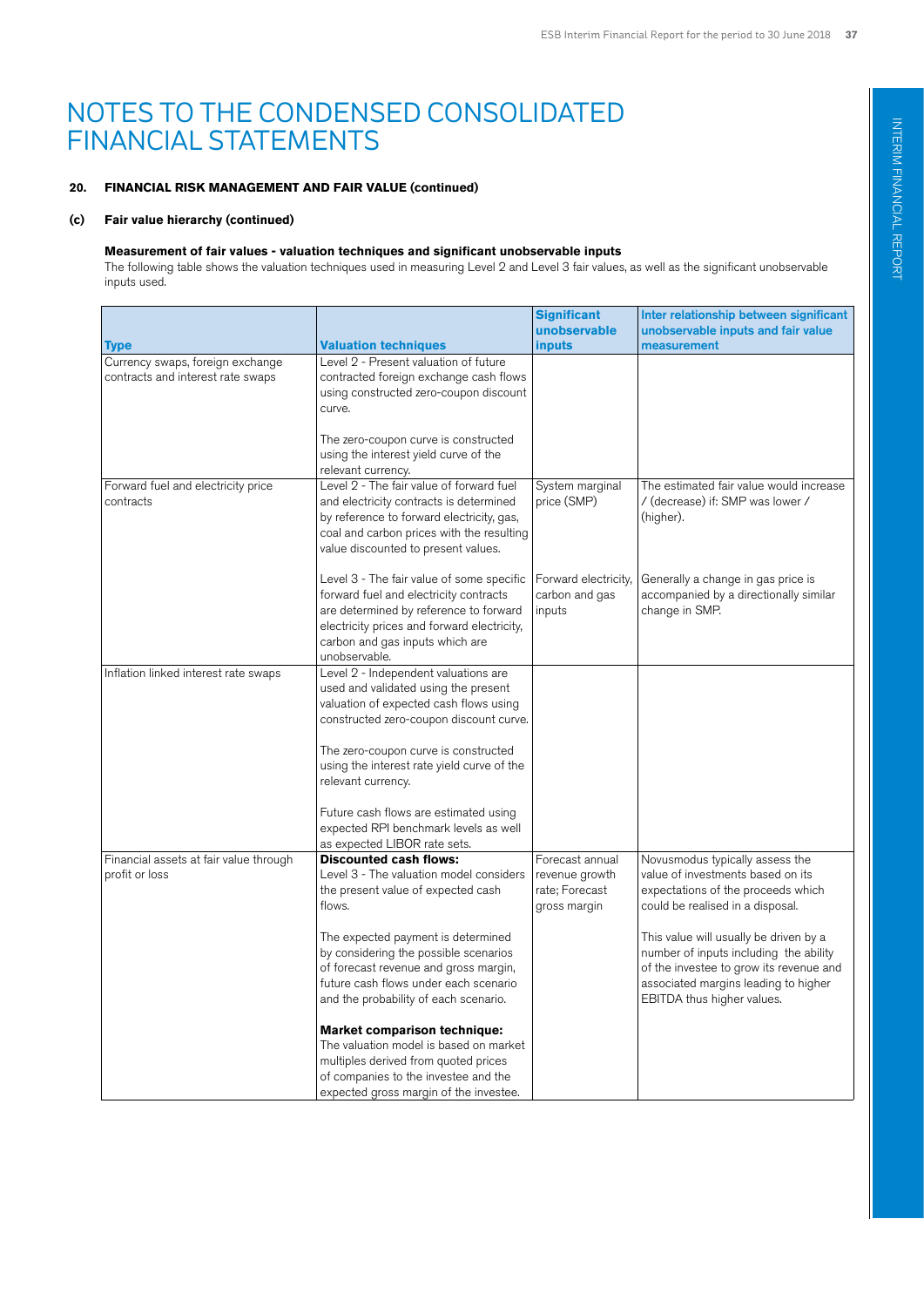# NOTES TO THE CONDENSED CONSOLIDATED FINANCIAL STATEMENTS

**20. FINANCIAL RISK MANAGEMENT AND FAIR VALUE (continued)**

**(c) Fair value hierarchy (continued)**

**Measurement of fair values - valuation techniques and significant unobservable inputs**

The following table shows the valuation techniques used in measuring Level 2 and Level 3 fair values, as well as the significant unobservable inputs used.

| Type | Valuation techniques | Significant unobservable inputs | Inter relationship between significant unobservable inputs and fair value measurement |
|---|---|---|---|
| Currency swaps, foreign exchange contracts and interest rate swaps | Level 2 - Present valuation of future contracted foreign exchange cash flows using constructed zero-coupon discount curve.<br><br>The zero-coupon curve is constructed using the interest yield curve of the relevant currency. | | |
| Forward fuel and electricity price contracts | Level 2 - The fair value of forward fuel and electricity contracts is determined by reference to forward electricity, gas, coal and carbon prices with the resulting value discounted to present values.<br><br>Level 3 - The fair value of some specific forward fuel and electricity contracts are determined by reference to forward electricity prices and forward electricity, carbon and gas inputs which are unobservable. | System marginal price (SMP)<br><br>Forward electricity, carbon and gas inputs | The estimated fair value would increase / (decrease) if: SMP was lower / (higher).<br><br>Generally a change in gas price is accompanied by a directionally similar change in SMP. |
| Inflation linked interest rate swaps | Level 2 - Independent valuations are used and validated using the present valuation of expected cash flows using constructed zero-coupon discount curve.<br><br>The zero-coupon curve is constructed using the interest rate yield curve of the relevant currency.<br><br>Future cash flows are estimated using expected RPI benchmark levels as well as expected LIBOR rate sets. | | |
| Financial assets at fair value through profit or loss | **Discounted cash flows:**<br>Level 3 - The valuation model considers the present value of expected cash flows.<br><br>The expected payment is determined by considering the possible scenarios of forecast revenue and gross margin, future cash flows under each scenario and the probability of each scenario.<br><br>**Market comparison technique:**<br>The valuation model is based on market multiples derived from quoted prices of companies to the investee and the expected gross margin of the investee. | Forecast annual revenue growth rate; Forecast gross margin | Novusmodus typically assess the value of investments based on its expectations of the proceeds which could be realised in a disposal.<br><br>This value will usually be driven by a number of inputs including the ability of the investee to grow its revenue and associated margins leading to higher EBITDA thus higher values. |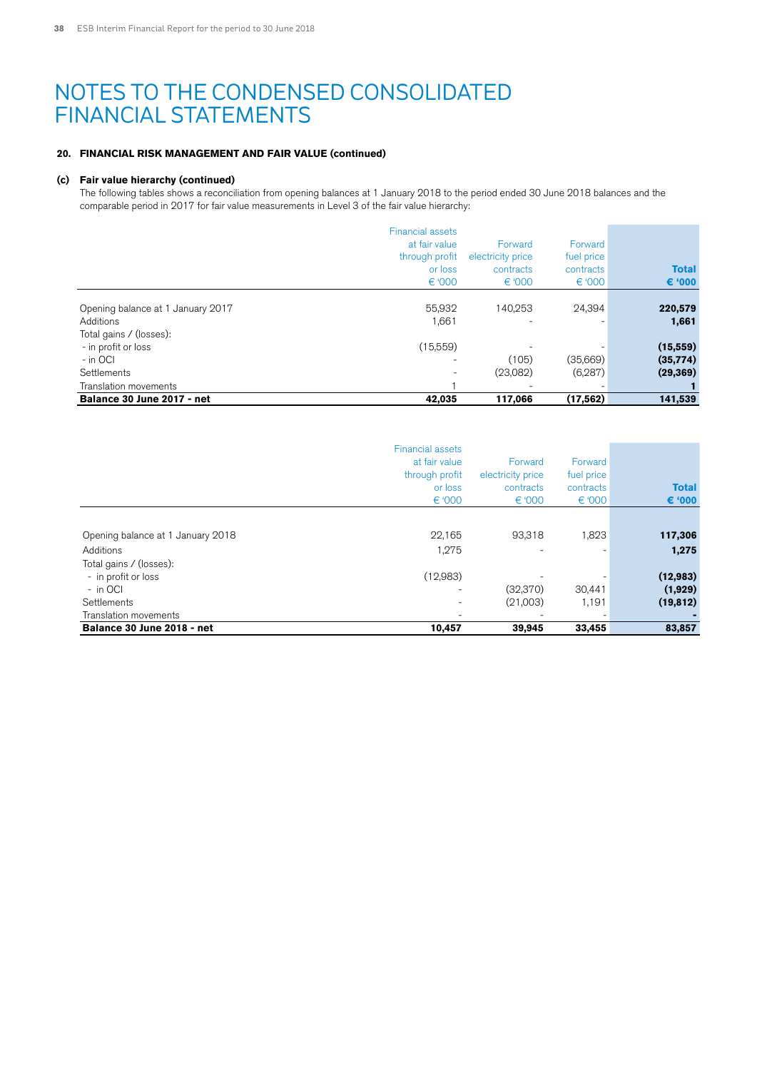# NOTES TO THE CONDENSED CONSOLIDATED FINANCIAL STATEMENTS

### 20. FINANCIAL RISK MANAGEMENT AND FAIR VALUE (continued)

#### (c) Fair value hierarchy (continued)

The following tables shows a reconciliation from opening balances at 1 January 2018 to the period ended 30 June 2018 balances and the comparable period in 2017 for fair value measurements in Level 3 of the fair value hierarchy:

| | Financial assets at fair value through profit or loss € '000 | Forward electricity price contracts € '000 | Forward fuel price contracts € '000 | **Total € '000** |
|---|---|---|---|---|
| Opening balance at 1 January 2017 | 55,932 | 140,253 | 24,394 | **220,579** |
| Additions | 1,661 | - | - | **1,661** |
| Total gains / (losses): | | | | |
| - in profit or loss | (15,559) | - | - | **(15,559)** |
| - in OCI | - | (105) | (35,669) | **(35,774)** |
| Settlements | - | (23,082) | (6,287) | **(29,369)** |
| Translation movements | 1 | - | - | **1** |
| **Balance 30 June 2017 - net** | **42,035** | **117,066** | **(17,562)** | **141,539** |

| | Financial assets at fair value through profit or loss € '000 | Forward electricity price contracts € '000 | Forward fuel price contracts € '000 | **Total € '000** |
|---|---|---|---|---|
| Opening balance at 1 January 2018 | 22,165 | 93,318 | 1,823 | **117,306** |
| Additions | 1,275 | - | - | **1,275** |
| Total gains / (losses): | | | | |
| - in profit or loss | (12,983) | - | - | **(12,983)** |
| - in OCI | - | (32,370) | 30,441 | **(1,929)** |
| Settlements | - | (21,003) | 1,191 | **(19,812)** |
| Translation movements | - | - | - | **-** |
| **Balance 30 June 2018 - net** | **10,457** | **39,945** | **33,455** | **83,857** |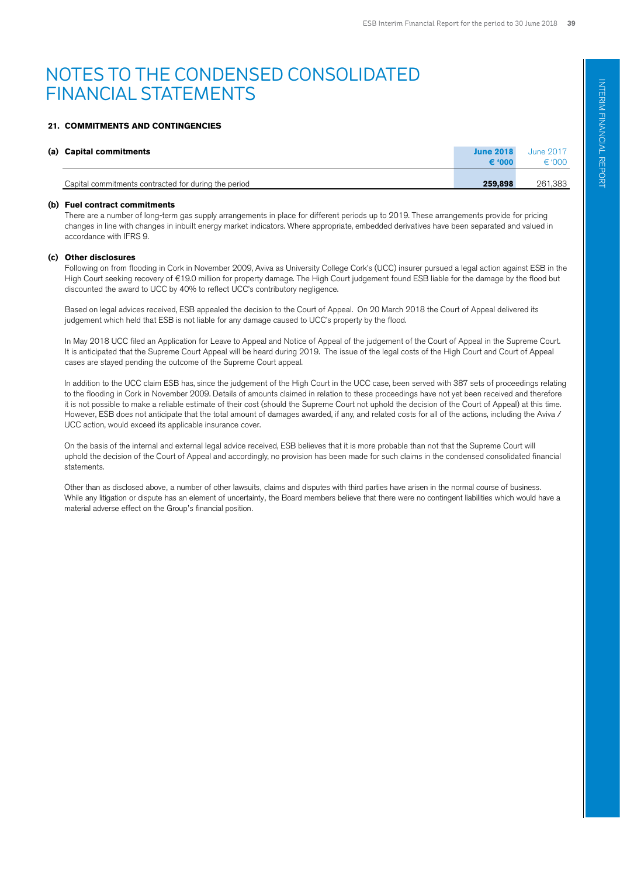# NOTES TO THE CONDENSED CONSOLIDATED FINANCIAL STATEMENTS

### 21. COMMITMENTS AND CONTINGENCIES

| (a) Capital commitments | June 2018 € '000 | June 2017 € '000 |
|---|---|---|
| Capital commitments contracted for during the period | **259,898** | 261,383 |

**(b) Fuel contract commitments**

There are a number of long-term gas supply arrangements in place for different periods up to 2019. These arrangements provide for pricing changes in line with changes in inbuilt energy market indicators. Where appropriate, embedded derivatives have been separated and valued in accordance with IFRS 9.

**(c) Other disclosures**

Following on from flooding in Cork in November 2009, Aviva as University College Cork's (UCC) insurer pursued a legal action against ESB in the High Court seeking recovery of €19.0 million for property damage. The High Court judgement found ESB liable for the damage by the flood but discounted the award to UCC by 40% to reflect UCC's contributory negligence.

Based on legal advices received, ESB appealed the decision to the Court of Appeal. On 20 March 2018 the Court of Appeal delivered its judgement which held that ESB is not liable for any damage caused to UCC's property by the flood.

In May 2018 UCC filed an Application for Leave to Appeal and Notice of Appeal of the judgement of the Court of Appeal in the Supreme Court. It is anticipated that the Supreme Court Appeal will be heard during 2019. The issue of the legal costs of the High Court and Court of Appeal cases are stayed pending the outcome of the Supreme Court appeal.

In addition to the UCC claim ESB has, since the judgement of the High Court in the UCC case, been served with 387 sets of proceedings relating to the flooding in Cork in November 2009. Details of amounts claimed in relation to these proceedings have not yet been received and therefore it is not possible to make a reliable estimate of their cost (should the Supreme Court not uphold the decision of the Court of Appeal) at this time. However, ESB does not anticipate that the total amount of damages awarded, if any, and related costs for all of the actions, including the Aviva / UCC action, would exceed its applicable insurance cover.

On the basis of the internal and external legal advice received, ESB believes that it is more probable than not that the Supreme Court will uphold the decision of the Court of Appeal and accordingly, no provision has been made for such claims in the condensed consolidated financial statements.

Other than as disclosed above, a number of other lawsuits, claims and disputes with third parties have arisen in the normal course of business. While any litigation or dispute has an element of uncertainty, the Board members believe that there were no contingent liabilities which would have a material adverse effect on the Group's financial position.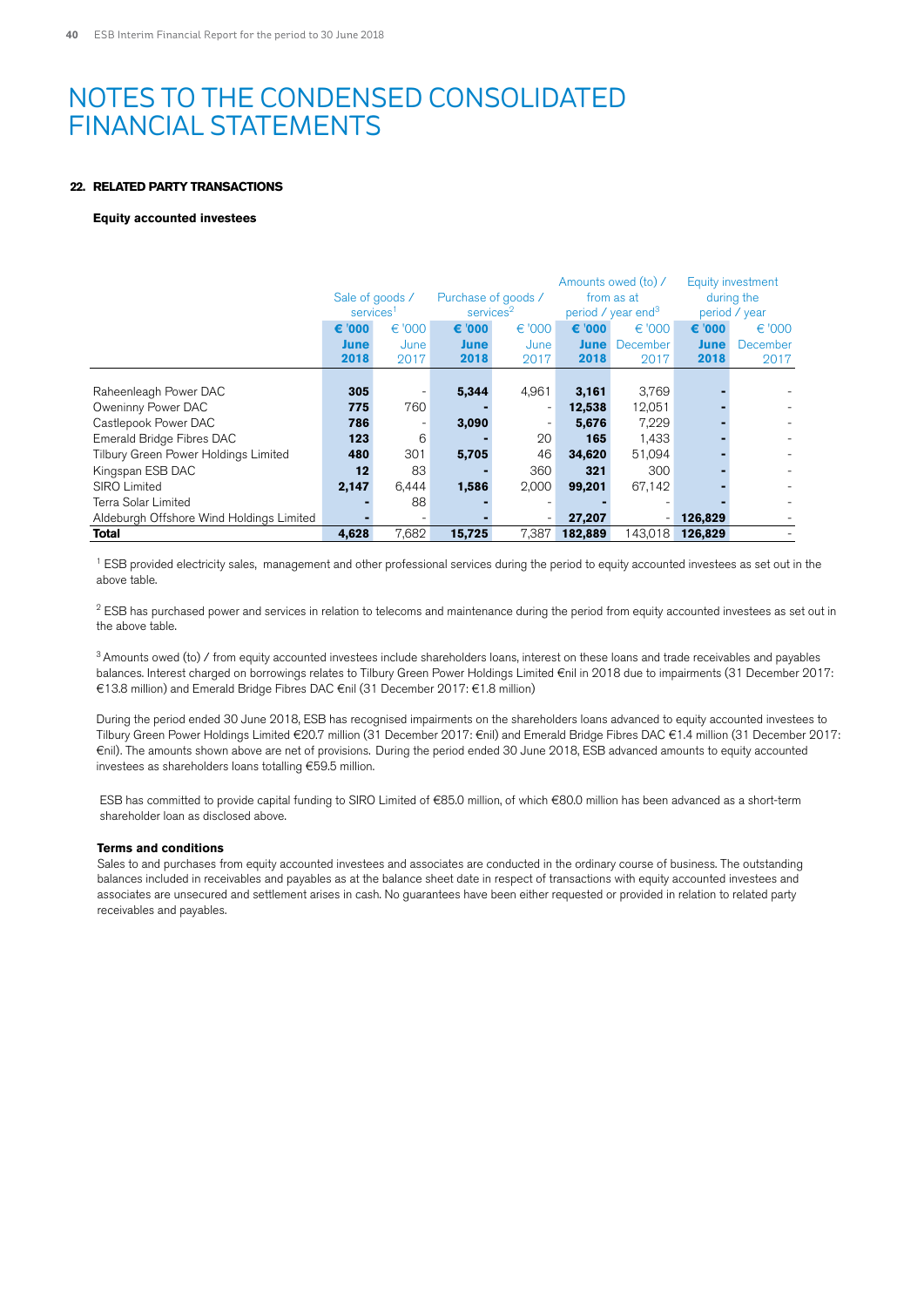# NOTES TO THE CONDENSED CONSOLIDATED FINANCIAL STATEMENTS

## 22. RELATED PARTY TRANSACTIONS

### Equity accounted investees

| | Sale of goods / services[1] | | Purchase of goods / services[2] | | Amounts owed (to) / from as at period / year end[3] | | Equity investment during the period / year | |
|---|---|---|---|---|---|---|---|---|
| | **€ '000 June 2018** | € '000 June 2017 | **€ '000 June 2018** | € '000 June 2017 | **€ '000 June 2018** | € '000 December 2017 | **€ '000 June 2018** | € '000 December 2017 |
| Raheenleagh Power DAC | **305** | - | **5,344** | 4,961 | **3,161** | 3,769 | **-** | - |
| Oweninny Power DAC | **775** | 760 | **-** | - | **12,538** | 12,051 | **-** | - |
| Castlepook Power DAC | **786** | - | **3,090** | - | **5,676** | 7,229 | **-** | - |
| Emerald Bridge Fibres DAC | **123** | 6 | **-** | 20 | **165** | 1,433 | **-** | - |
| Tilbury Green Power Holdings Limited | **480** | 301 | **5,705** | 46 | **34,620** | 51,094 | **-** | - |
| Kingspan ESB DAC | **12** | 83 | **-** | 360 | **321** | 300 | **-** | - |
| SIRO Limited | **2,147** | 6,444 | **1,586** | 2,000 | **99,201** | 67,142 | **-** | - |
| Terra Solar Limited | **-** | 88 | **-** | - | **-** | - | **-** | - |
| Aldeburgh Offshore Wind Holdings Limited | **-** | - | **-** | - | **27,207** | - | **126,829** | - |
| **Total** | **4,628** | 7,682 | **15,725** | 7,387 | **182,889** | 143,018 | **126,829** | - |

[1] ESB provided electricity sales, management and other professional services during the period to equity accounted investees as set out in the above table.

[2] ESB has purchased power and services in relation to telecoms and maintenance during the period from equity accounted investees as set out in the above table.

[3] Amounts owed (to) / from equity accounted investees include shareholders loans, interest on these loans and trade receivables and payables balances. Interest charged on borrowings relates to Tilbury Green Power Holdings Limited €nil in 2018 due to impairments (31 December 2017: €13.8 million) and Emerald Bridge Fibres DAC €nil (31 December 2017: €1.8 million)

During the period ended 30 June 2018, ESB has recognised impairments on the shareholders loans advanced to equity accounted investees to Tilbury Green Power Holdings Limited €20.7 million (31 December 2017: €nil) and Emerald Bridge Fibres DAC €1.4 million (31 December 2017: €nil). The amounts shown above are net of provisions. During the period ended 30 June 2018, ESB advanced amounts to equity accounted investees as shareholders loans totalling €59.5 million.

ESB has committed to provide capital funding to SIRO Limited of €85.0 million, of which €80.0 million has been advanced as a short-term shareholder loan as disclosed above.

**Terms and conditions**

Sales to and purchases from equity accounted investees and associates are conducted in the ordinary course of business. The outstanding balances included in receivables and payables as at the balance sheet date in respect of transactions with equity accounted investees and associates are unsecured and settlement arises in cash. No guarantees have been either requested or provided in relation to related party receivables and payables.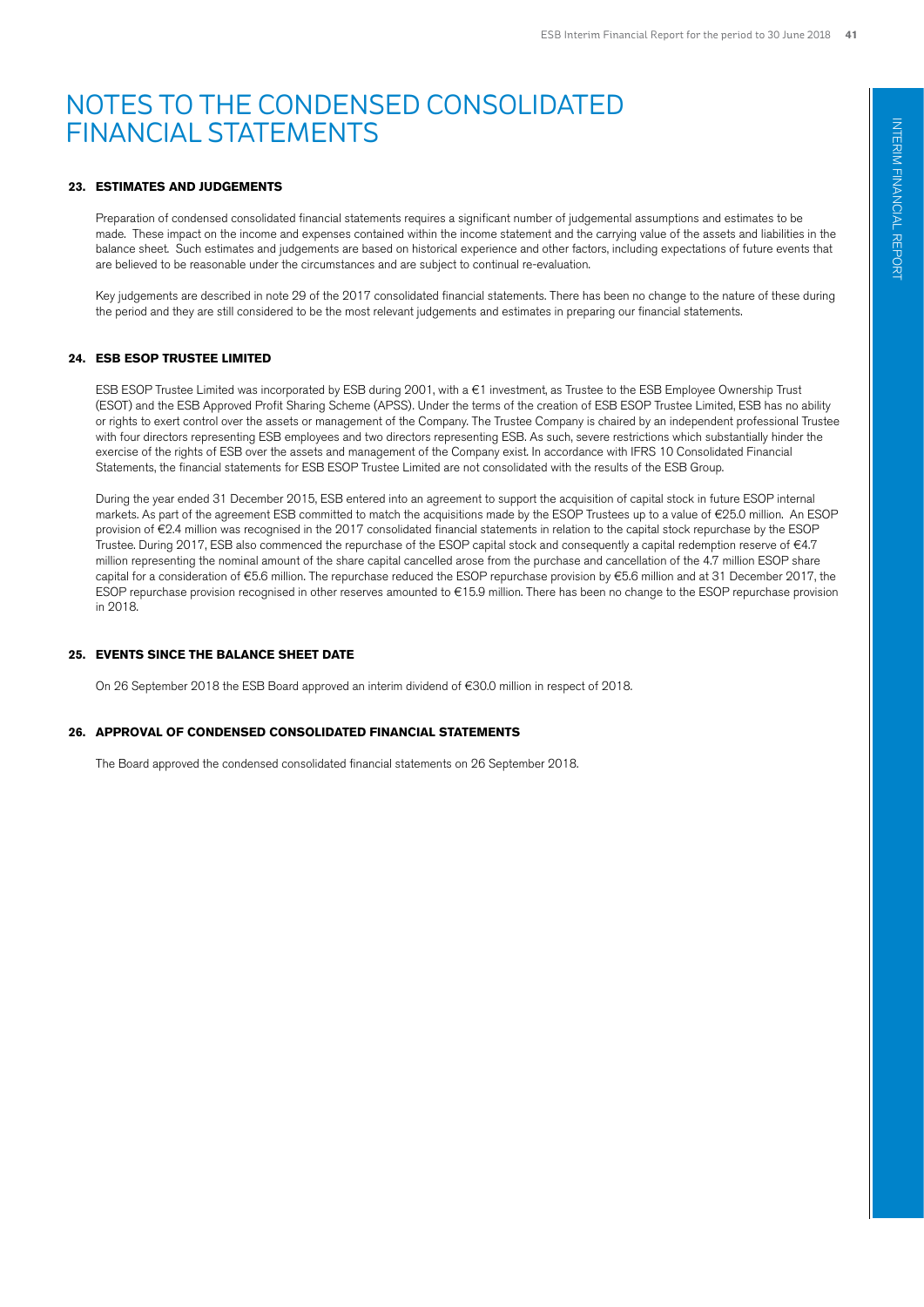# NOTES TO THE CONDENSED CONSOLIDATED FINANCIAL STATEMENTS

## 23. ESTIMATES AND JUDGEMENTS

Preparation of condensed consolidated financial statements requires a significant number of judgemental assumptions and estimates to be made. These impact on the income and expenses contained within the income statement and the carrying value of the assets and liabilities in the balance sheet. Such estimates and judgements are based on historical experience and other factors, including expectations of future events that are believed to be reasonable under the circumstances and are subject to continual re-evaluation.

Key judgements are described in note 29 of the 2017 consolidated financial statements. There has been no change to the nature of these during the period and they are still considered to be the most relevant judgements and estimates in preparing our financial statements.

## 24. ESB ESOP TRUSTEE LIMITED

ESB ESOP Trustee Limited was incorporated by ESB during 2001, with a €1 investment, as Trustee to the ESB Employee Ownership Trust (ESOT) and the ESB Approved Profit Sharing Scheme (APSS). Under the terms of the creation of ESB ESOP Trustee Limited, ESB has no ability or rights to exert control over the assets or management of the Company. The Trustee Company is chaired by an independent professional Trustee with four directors representing ESB employees and two directors representing ESB. As such, severe restrictions which substantially hinder the exercise of the rights of ESB over the assets and management of the Company exist. In accordance with IFRS 10 Consolidated Financial Statements, the financial statements for ESB ESOP Trustee Limited are not consolidated with the results of the ESB Group.

During the year ended 31 December 2015, ESB entered into an agreement to support the acquisition of capital stock in future ESOP internal markets. As part of the agreement ESB committed to match the acquisitions made by the ESOP Trustees up to a value of €25.0 million. An ESOP provision of €2.4 million was recognised in the 2017 consolidated financial statements in relation to the capital stock repurchase by the ESOP Trustee. During 2017, ESB also commenced the repurchase of the ESOP capital stock and consequently a capital redemption reserve of €4.7 million representing the nominal amount of the share capital cancelled arose from the purchase and cancellation of the 4.7 million ESOP share capital for a consideration of €5.6 million. The repurchase reduced the ESOP repurchase provision by €5.6 million and at 31 December 2017, the ESOP repurchase provision recognised in other reserves amounted to €15.9 million. There has been no change to the ESOP repurchase provision in 2018.

## 25. EVENTS SINCE THE BALANCE SHEET DATE

On 26 September 2018 the ESB Board approved an interim dividend of €30.0 million in respect of 2018.

## 26. APPROVAL OF CONDENSED CONSOLIDATED FINANCIAL STATEMENTS

The Board approved the condensed consolidated financial statements on 26 September 2018.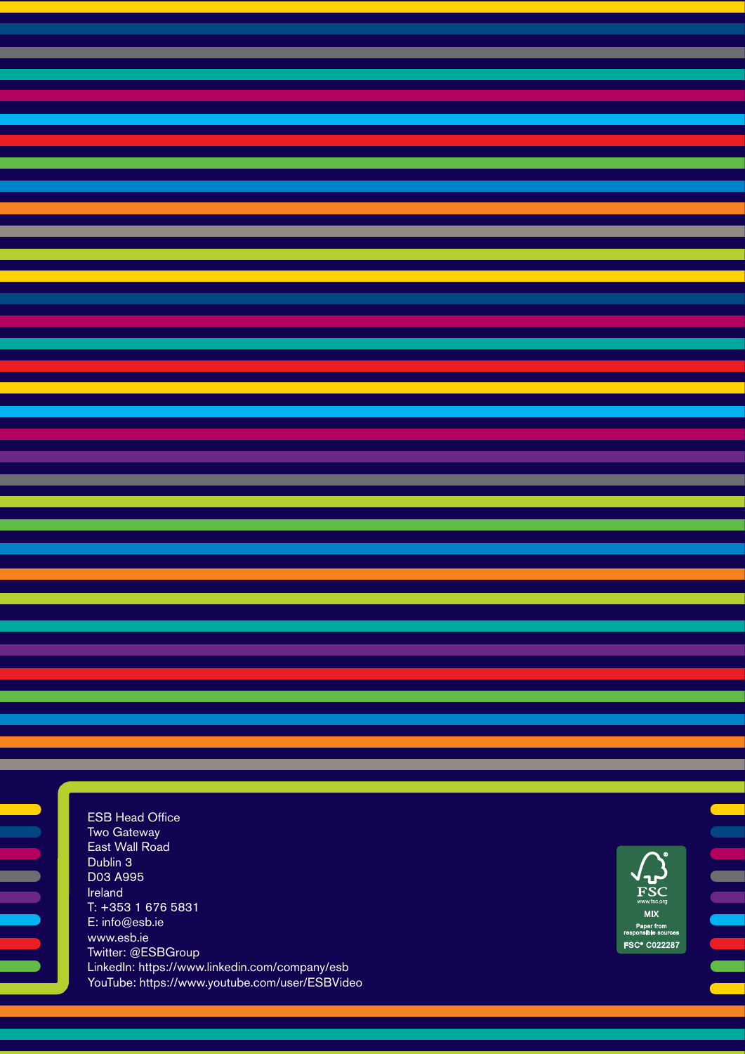ESB Head Office
Two Gateway
East Wall Road
Dublin 3
D03 A995
Ireland
T: +353 1 676 5831
E: info@esb.ie
www.esb.ie
Twitter: @ESBGroup
LinkedIn: https://www.linkedin.com/company/esb
YouTube: https://www.youtube.com/user/ESBVideo

FSC
www.fsc.org
MIX
Paper from responsible sources
FSC® C022287